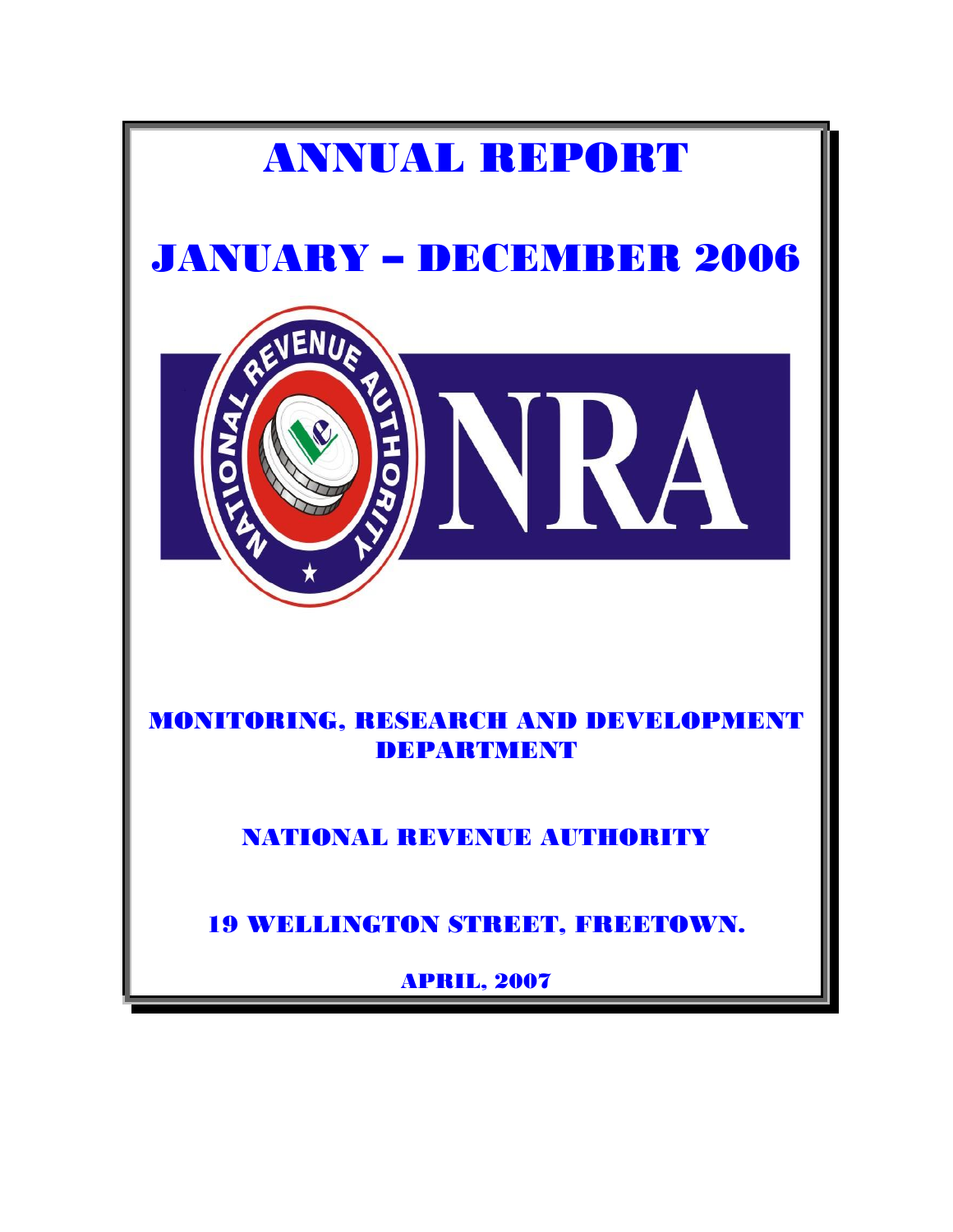# ANNUAL REPORT

# JANUARY – DECEMBER 2006

## MONITORING, RESEARCH AND DEVELOPMENT DEPARTMENT

## NATIONAL REVENUE AUTHORITY

## 19 WELLINGTON STREET, FREETOWN.

**APRIL, 2007**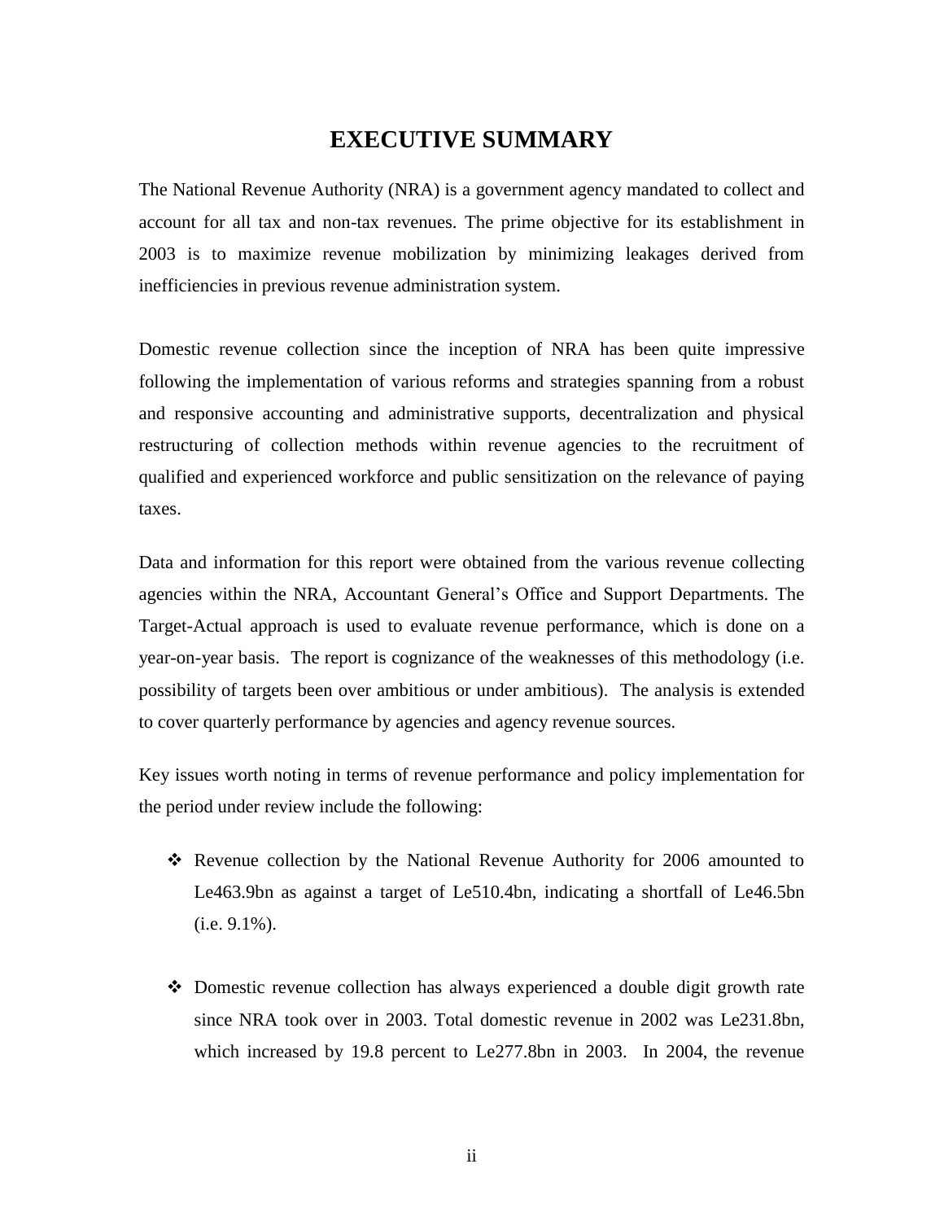# EXECUTIVE SUMMARY

The National Revenue Authority (NRA) is a government agency mandated to collect and account for all tax and non-tax revenues. The prime objective for its establishment in 2003 is to maximize revenue mobilization by minimizing leakages derived from inefficiencies in previous revenue administration system.

Domestic revenue collection since the inception of NRA has been quite impressive following the implementation of various reforms and strategies spanning from a robust and responsive accounting and administrative supports, decentralization and physical restructuring of collection methods within revenue agencies to the recruitment of qualified and experienced workforce and public sensitization on the relevance of paying taxes.

Data and information for this report were obtained from the various revenue collecting agencies within the NRA, Accountant General's Office and Support Departments. The Target-Actual approach is used to evaluate revenue performance, which is done on a year-on-year basis. The report is cognizance of the weaknesses of this methodology (i.e. possibility of targets been over ambitious or under ambitious). The analysis is extended to cover quarterly performance by agencies and agency revenue sources.

Key issues worth noting in terms of revenue performance and policy implementation for the period under review include the following:

- Revenue collection by the National Revenue Authority for 2006 amounted to Le463.9bn as against a target of Le510.4bn, indicating a shortfall of Le46.5bn (i.e. 9.1%).

- Domestic revenue collection has always experienced a double digit growth rate since NRA took over in 2003. Total domestic revenue in 2002 was Le231.8bn, which increased by 19.8 percent to Le277.8bn in 2003. In 2004, the revenue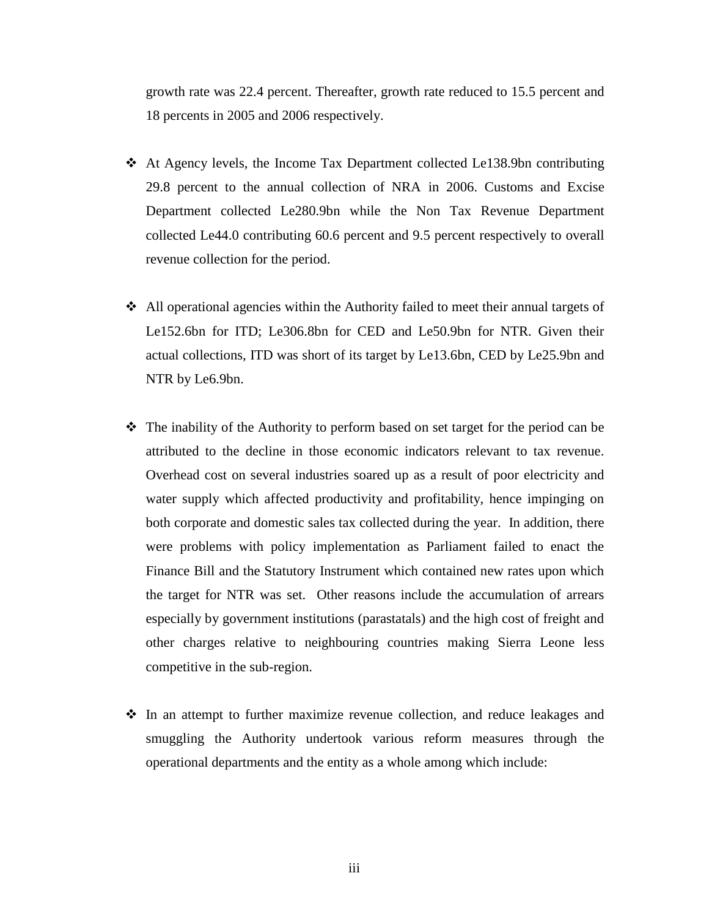growth rate was 22.4 percent. Thereafter, growth rate reduced to 15.5 percent and 18 percents in 2005 and 2006 respectively.

- At Agency levels, the Income Tax Department collected Le138.9bn contributing 29.8 percent to the annual collection of NRA in 2006. Customs and Excise Department collected Le280.9bn while the Non Tax Revenue Department collected Le44.0 contributing 60.6 percent and 9.5 percent respectively to overall revenue collection for the period.

- All operational agencies within the Authority failed to meet their annual targets of Le152.6bn for ITD; Le306.8bn for CED and Le50.9bn for NTR. Given their actual collections, ITD was short of its target by Le13.6bn, CED by Le25.9bn and NTR by Le6.9bn.

- The inability of the Authority to perform based on set target for the period can be attributed to the decline in those economic indicators relevant to tax revenue. Overhead cost on several industries soared up as a result of poor electricity and water supply which affected productivity and profitability, hence impinging on both corporate and domestic sales tax collected during the year. In addition, there were problems with policy implementation as Parliament failed to enact the Finance Bill and the Statutory Instrument which contained new rates upon which the target for NTR was set. Other reasons include the accumulation of arrears especially by government institutions (parastatals) and the high cost of freight and other charges relative to neighbouring countries making Sierra Leone less competitive in the sub-region.

- In an attempt to further maximize revenue collection, and reduce leakages and smuggling the Authority undertook various reform measures through the operational departments and the entity as a whole among which include: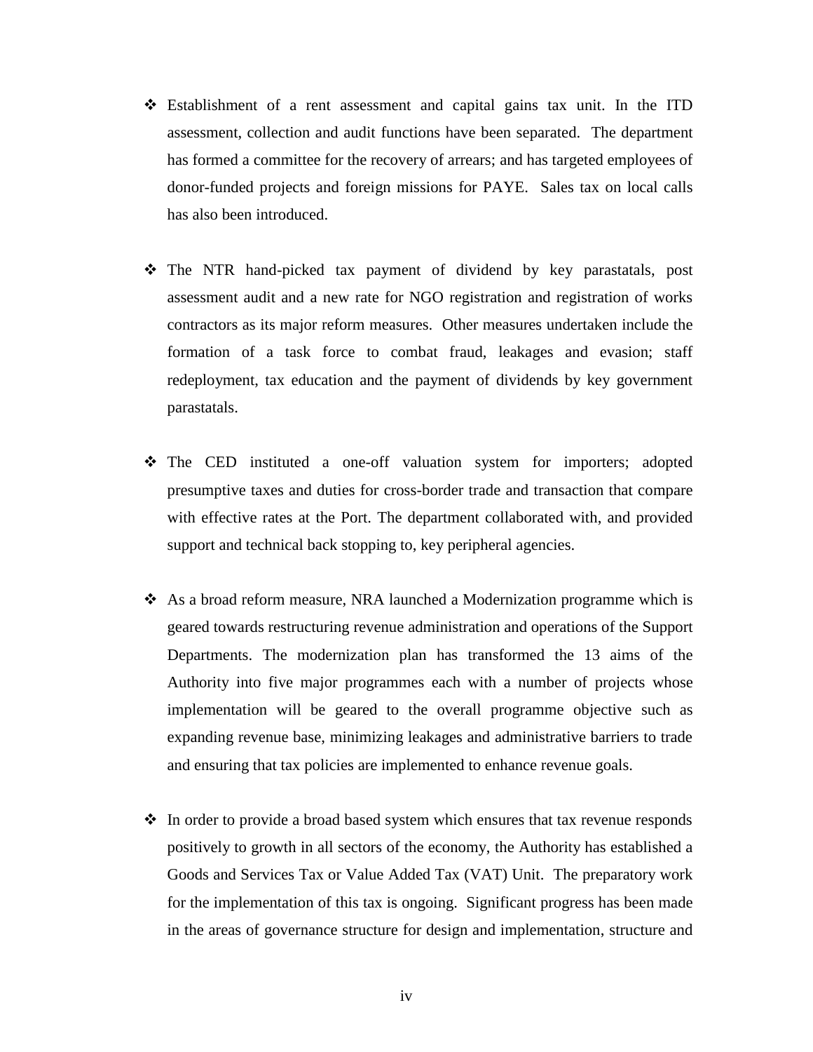- Establishment of a rent assessment and capital gains tax unit. In the ITD assessment, collection and audit functions have been separated. The department has formed a committee for the recovery of arrears; and has targeted employees of donor-funded projects and foreign missions for PAYE. Sales tax on local calls has also been introduced.

- The NTR hand-picked tax payment of dividend by key parastatals, post assessment audit and a new rate for NGO registration and registration of works contractors as its major reform measures. Other measures undertaken include the formation of a task force to combat fraud, leakages and evasion; staff redeployment, tax education and the payment of dividends by key government parastatals.

- The CED instituted a one-off valuation system for importers; adopted presumptive taxes and duties for cross-border trade and transaction that compare with effective rates at the Port. The department collaborated with, and provided support and technical back stopping to, key peripheral agencies.

- As a broad reform measure, NRA launched a Modernization programme which is geared towards restructuring revenue administration and operations of the Support Departments. The modernization plan has transformed the 13 aims of the Authority into five major programmes each with a number of projects whose implementation will be geared to the overall programme objective such as expanding revenue base, minimizing leakages and administrative barriers to trade and ensuring that tax policies are implemented to enhance revenue goals.

- In order to provide a broad based system which ensures that tax revenue responds positively to growth in all sectors of the economy, the Authority has established a Goods and Services Tax or Value Added Tax (VAT) Unit. The preparatory work for the implementation of this tax is ongoing. Significant progress has been made in the areas of governance structure for design and implementation, structure and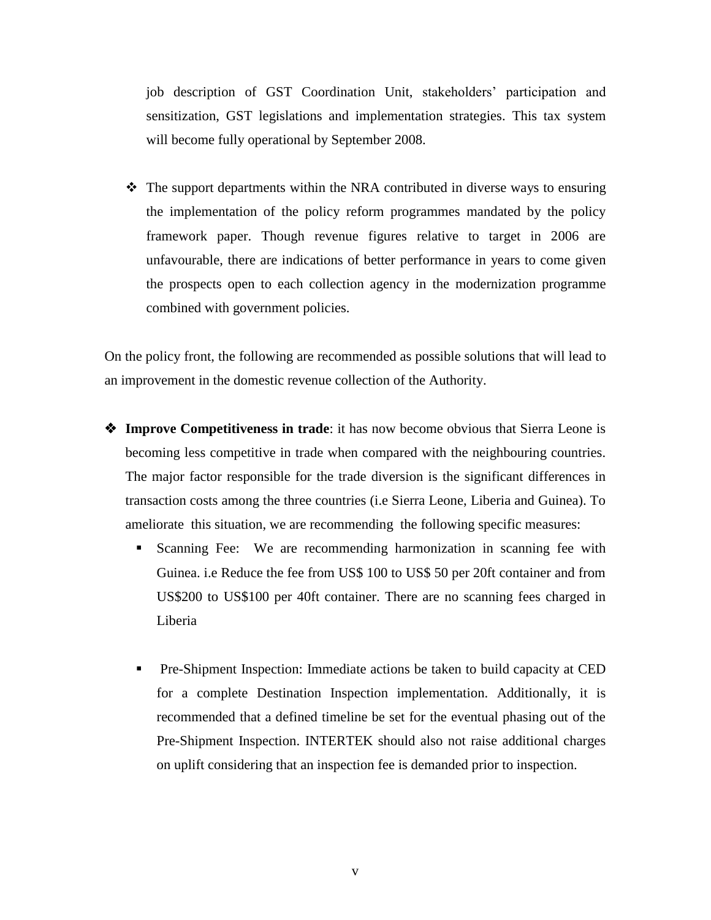job description of GST Coordination Unit, stakeholders' participation and sensitization, GST legislations and implementation strategies. This tax system will become fully operational by September 2008.

- The support departments within the NRA contributed in diverse ways to ensuring the implementation of the policy reform programmes mandated by the policy framework paper. Though revenue figures relative to target in 2006 are unfavourable, there are indications of better performance in years to come given the prospects open to each collection agency in the modernization programme combined with government policies.

On the policy front, the following are recommended as possible solutions that will lead to an improvement in the domestic revenue collection of the Authority.

- **Improve Competitiveness in trade**: it has now become obvious that Sierra Leone is becoming less competitive in trade when compared with the neighbouring countries. The major factor responsible for the trade diversion is the significant differences in transaction costs among the three countries (i.e Sierra Leone, Liberia and Guinea). To ameliorate this situation, we are recommending the following specific measures:
  - Scanning Fee: We are recommending harmonization in scanning fee with Guinea. i.e Reduce the fee from US$ 100 to US$ 50 per 20ft container and from US$200 to US$100 per 40ft container. There are no scanning fees charged in Liberia
  - Pre-Shipment Inspection: Immediate actions be taken to build capacity at CED for a complete Destination Inspection implementation. Additionally, it is recommended that a defined timeline be set for the eventual phasing out of the Pre-Shipment Inspection. INTERTEK should also not raise additional charges on uplift considering that an inspection fee is demanded prior to inspection.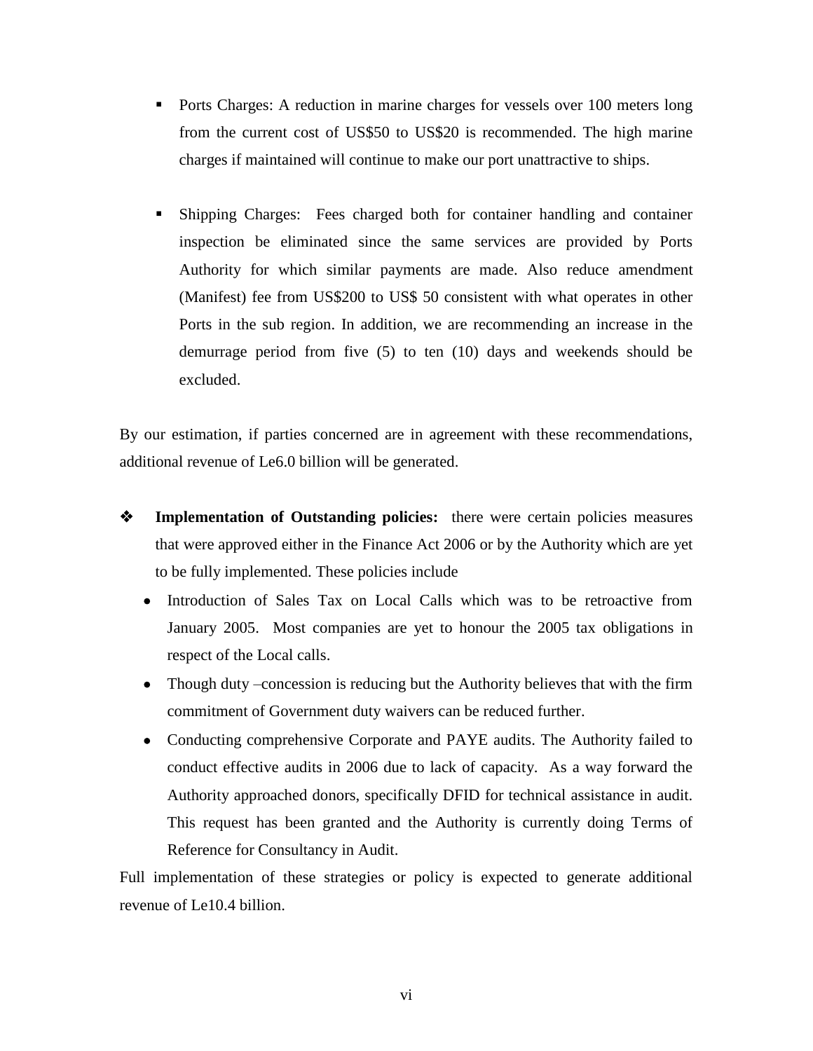- Ports Charges: A reduction in marine charges for vessels over 100 meters long from the current cost of US$50 to US$20 is recommended. The high marine charges if maintained will continue to make our port unattractive to ships.

- Shipping Charges: Fees charged both for container handling and container inspection be eliminated since the same services are provided by Ports Authority for which similar payments are made. Also reduce amendment (Manifest) fee from US$200 to US$ 50 consistent with what operates in other Ports in the sub region. In addition, we are recommending an increase in the demurrage period from five (5) to ten (10) days and weekends should be excluded.

By our estimation, if parties concerned are in agreement with these recommendations, additional revenue of Le6.0 billion will be generated.

- **Implementation of Outstanding policies:** there were certain policies measures that were approved either in the Finance Act 2006 or by the Authority which are yet to be fully implemented. These policies include
  - Introduction of Sales Tax on Local Calls which was to be retroactive from January 2005. Most companies are yet to honour the 2005 tax obligations in respect of the Local calls.
  - Though duty –concession is reducing but the Authority believes that with the firm commitment of Government duty waivers can be reduced further.
  - Conducting comprehensive Corporate and PAYE audits. The Authority failed to conduct effective audits in 2006 due to lack of capacity. As a way forward the Authority approached donors, specifically DFID for technical assistance in audit. This request has been granted and the Authority is currently doing Terms of Reference for Consultancy in Audit.

Full implementation of these strategies or policy is expected to generate additional revenue of Le10.4 billion.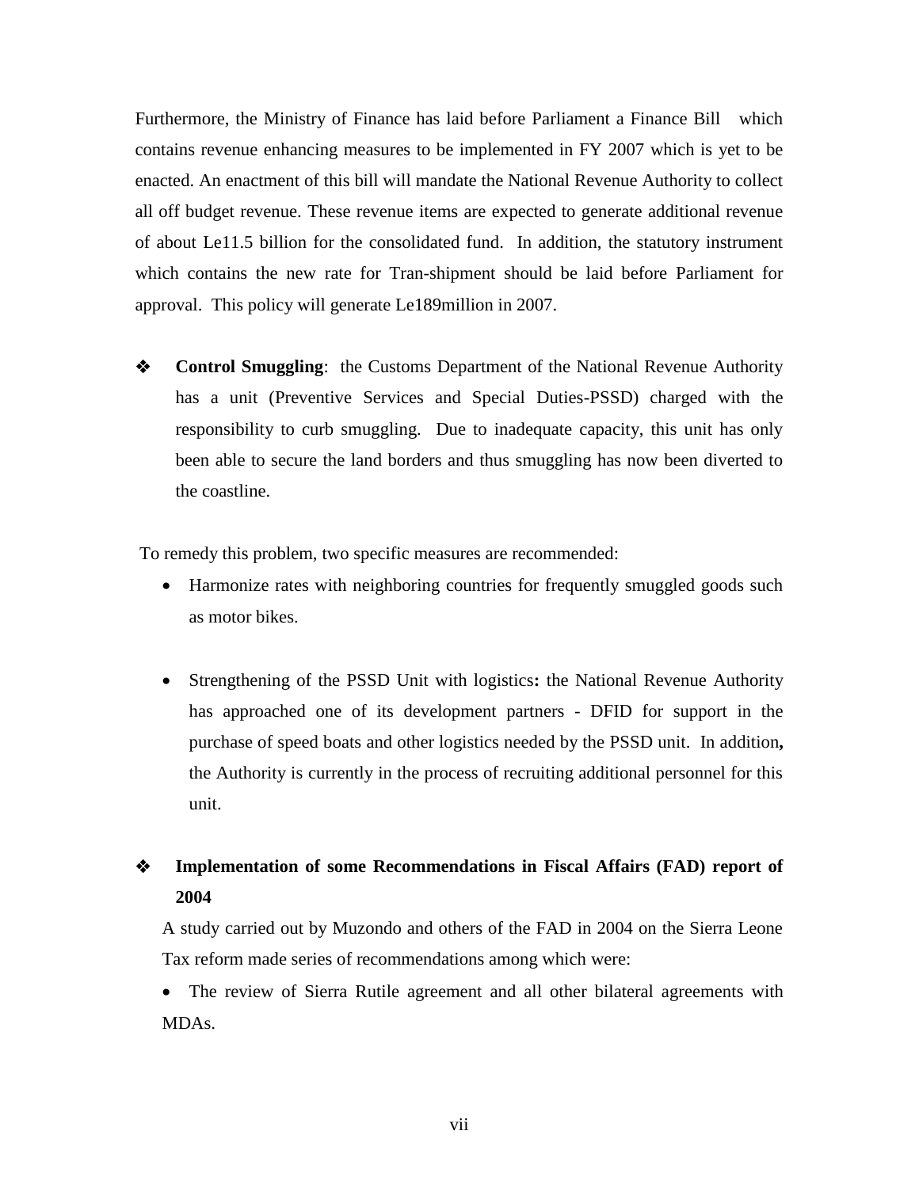Furthermore, the Ministry of Finance has laid before Parliament a Finance Bill which contains revenue enhancing measures to be implemented in FY 2007 which is yet to be enacted. An enactment of this bill will mandate the National Revenue Authority to collect all off budget revenue. These revenue items are expected to generate additional revenue of about Le11.5 billion for the consolidated fund. In addition, the statutory instrument which contains the new rate for Tran-shipment should be laid before Parliament for approval. This policy will generate Le189million in 2007.

- **Control Smuggling**: the Customs Department of the National Revenue Authority has a unit (Preventive Services and Special Duties-PSSD) charged with the responsibility to curb smuggling. Due to inadequate capacity, this unit has only been able to secure the land borders and thus smuggling has now been diverted to the coastline.

To remedy this problem, two specific measures are recommended:

- Harmonize rates with neighboring countries for frequently smuggled goods such as motor bikes.

- Strengthening of the PSSD Unit with logistics**:** the National Revenue Authority has approached one of its development partners - DFID for support in the purchase of speed boats and other logistics needed by the PSSD unit. In addition**,** the Authority is currently in the process of recruiting additional personnel for this unit.

- **Implementation of some Recommendations in Fiscal Affairs (FAD) report of 2004**

  A study carried out by Muzondo and others of the FAD in 2004 on the Sierra Leone Tax reform made series of recommendations among which were:

  - The review of Sierra Rutile agreement and all other bilateral agreements with MDAs.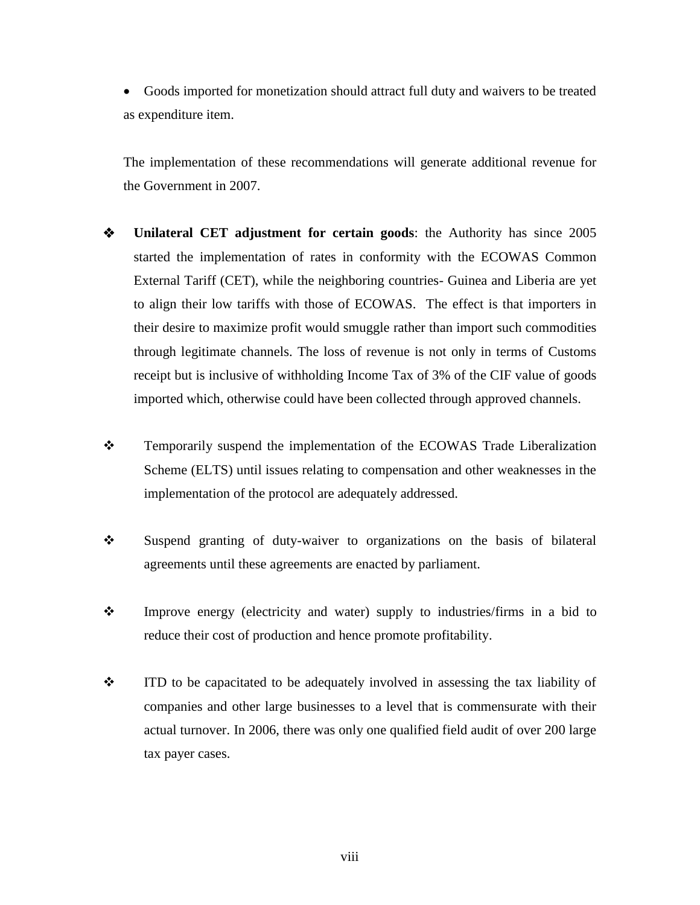- Goods imported for monetization should attract full duty and waivers to be treated as expenditure item.

The implementation of these recommendations will generate additional revenue for the Government in 2007.

- **Unilateral CET adjustment for certain goods**: the Authority has since 2005 started the implementation of rates in conformity with the ECOWAS Common External Tariff (CET), while the neighboring countries- Guinea and Liberia are yet to align their low tariffs with those of ECOWAS. The effect is that importers in their desire to maximize profit would smuggle rather than import such commodities through legitimate channels. The loss of revenue is not only in terms of Customs receipt but is inclusive of withholding Income Tax of 3% of the CIF value of goods imported which, otherwise could have been collected through approved channels.

- Temporarily suspend the implementation of the ECOWAS Trade Liberalization Scheme (ELTS) until issues relating to compensation and other weaknesses in the implementation of the protocol are adequately addressed.

- Suspend granting of duty-waiver to organizations on the basis of bilateral agreements until these agreements are enacted by parliament.

- Improve energy (electricity and water) supply to industries/firms in a bid to reduce their cost of production and hence promote profitability.

- ITD to be capacitated to be adequately involved in assessing the tax liability of companies and other large businesses to a level that is commensurate with their actual turnover. In 2006, there was only one qualified field audit of over 200 large tax payer cases.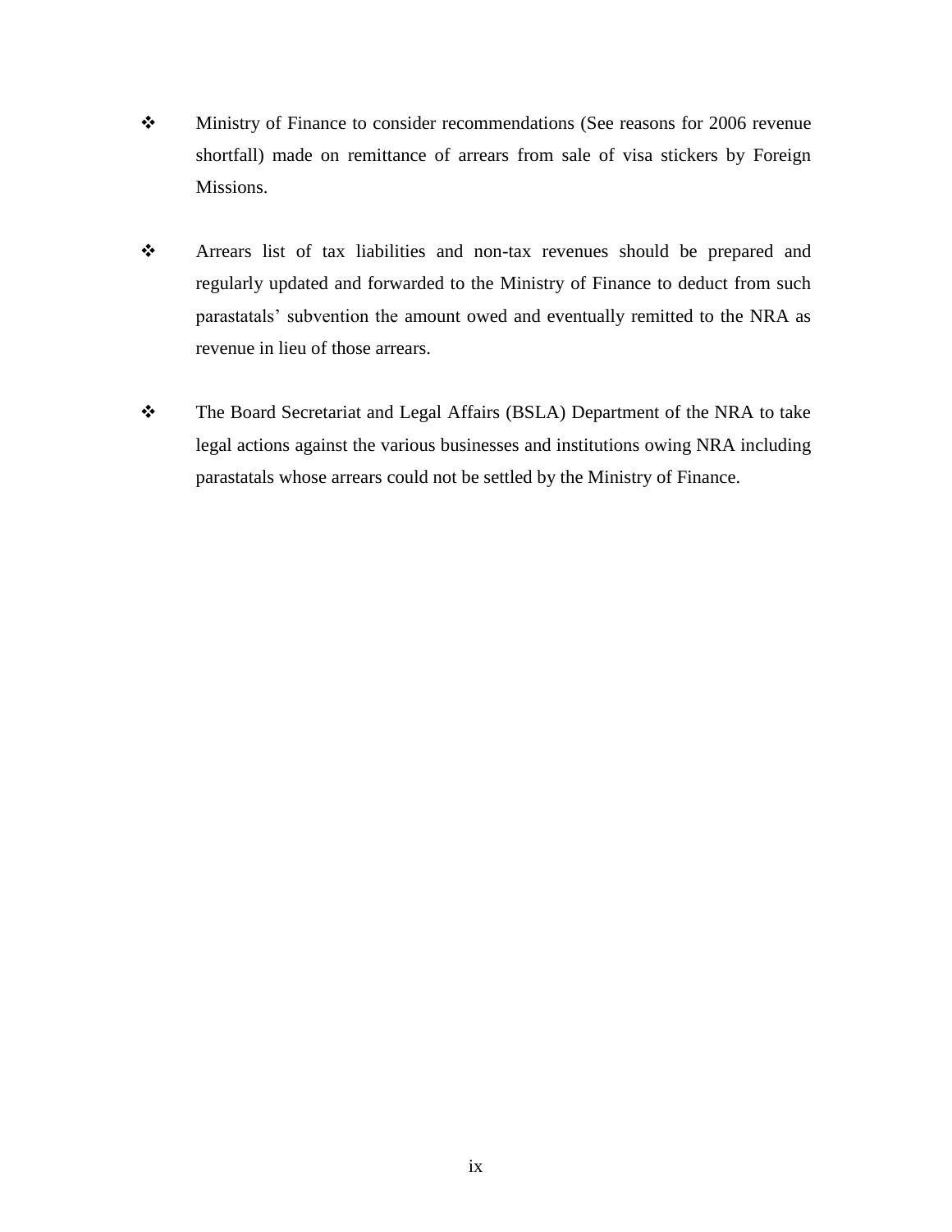- Ministry of Finance to consider recommendations (See reasons for 2006 revenue shortfall) made on remittance of arrears from sale of visa stickers by Foreign Missions.

- Arrears list of tax liabilities and non-tax revenues should be prepared and regularly updated and forwarded to the Ministry of Finance to deduct from such parastatals' subvention the amount owed and eventually remitted to the NRA as revenue in lieu of those arrears.

- The Board Secretariat and Legal Affairs (BSLA) Department of the NRA to take legal actions against the various businesses and institutions owing NRA including parastatals whose arrears could not be settled by the Ministry of Finance.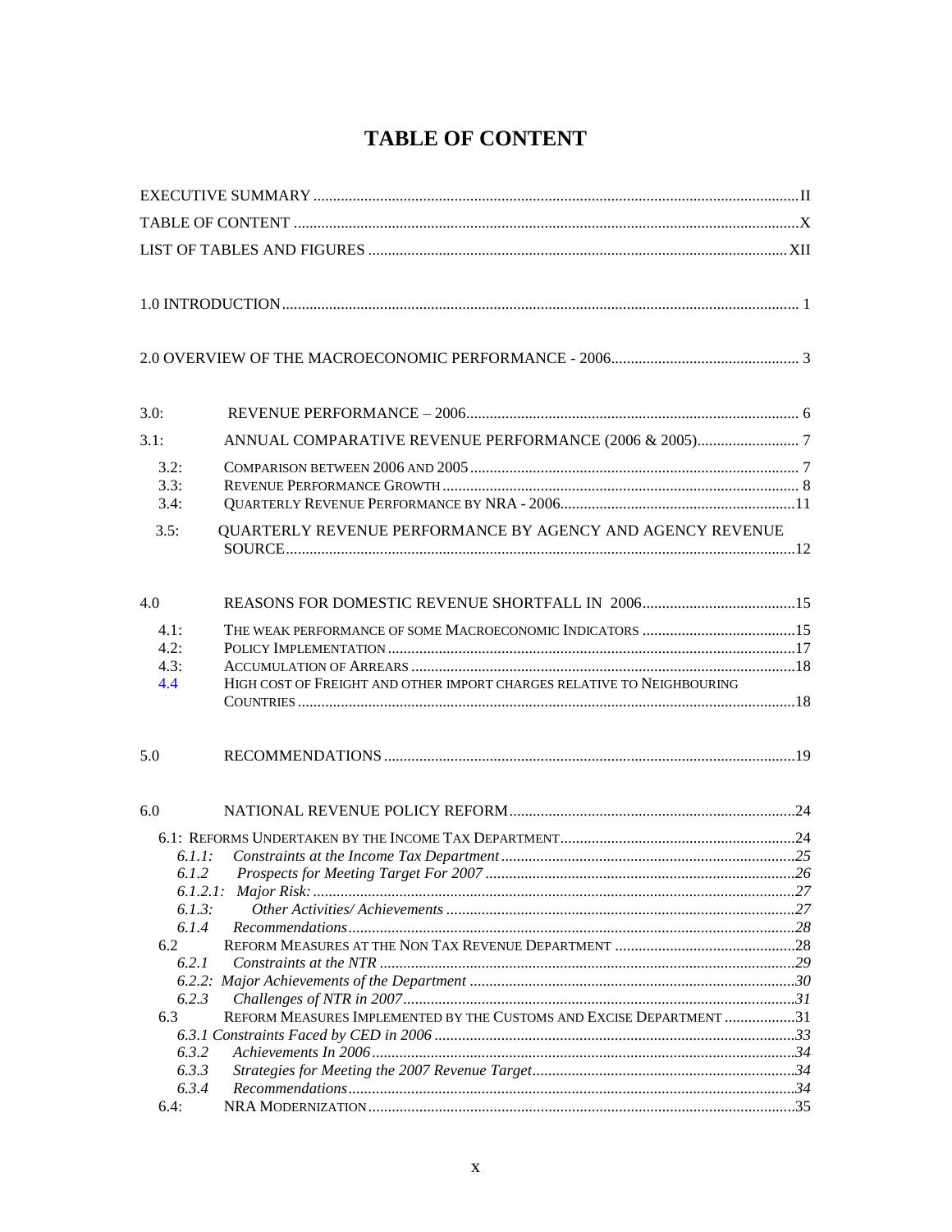# TABLE OF CONTENT

EXECUTIVE SUMMARY .......... II

TABLE OF CONTENT .......... X

LIST OF TABLES AND FIGURES .......... XII

1.0 INTRODUCTION .......... 1

2.0 OVERVIEW OF THE MACROECONOMIC PERFORMANCE - 2006 .......... 3

3.0: REVENUE PERFORMANCE – 2006 .......... 6

3.1: ANNUAL COMPARATIVE REVENUE PERFORMANCE (2006 & 2005) .......... 7

- 3.2: COMPARISON BETWEEN 2006 AND 2005 .......... 7
- 3.3: REVENUE PERFORMANCE GROWTH .......... 8
- 3.4: QUARTERLY REVENUE PERFORMANCE BY NRA - 2006 .......... 11
- 3.5: QUARTERLY REVENUE PERFORMANCE BY AGENCY AND AGENCY REVENUE SOURCE .......... 12

4.0 REASONS FOR DOMESTIC REVENUE SHORTFALL IN 2006 .......... 15

- 4.1: THE WEAK PERFORMANCE OF SOME MACROECONOMIC INDICATORS .......... 15
- 4.2: POLICY IMPLEMENTATION .......... 17
- 4.3: ACCUMULATION OF ARREARS .......... 18
- 4.4 HIGH COST OF FREIGHT AND OTHER IMPORT CHARGES RELATIVE TO NEIGHBOURING COUNTRIES .......... 18

5.0 RECOMMENDATIONS .......... 19

6.0 NATIONAL REVENUE POLICY REFORM .......... 24

- 6.1: REFORMS UNDERTAKEN BY THE INCOME TAX DEPARTMENT .......... 24
  - *6.1.1: Constraints at the Income Tax Department* .......... *25*
  - *6.1.2 Prospects for Meeting Target For 2007* .......... *26*
  - *6.1.2.1: Major Risk:* .......... *27*
  - *6.1.3: Other Activities/ Achievements* .......... *27*
  - *6.1.4 Recommendations* .......... *28*
- 6.2 REFORM MEASURES AT THE NON TAX REVENUE DEPARTMENT .......... 28
  - *6.2.1 Constraints at the NTR* .......... *29*
  - *6.2.2: Major Achievements of the Department* .......... *30*
  - *6.2.3 Challenges of NTR in 2007* .......... *31*
- 6.3 REFORM MEASURES IMPLEMENTED BY THE CUSTOMS AND EXCISE DEPARTMENT .......... 31
  - *6.3.1 Constraints Faced by CED in 2006* .......... *33*
  - *6.3.2 Achievements In 2006* .......... *34*
  - *6.3.3 Strategies for Meeting the 2007 Revenue Target* .......... *34*
  - *6.3.4 Recommendations* .......... *34*
- 6.4: NRA MODERNIZATION .......... 35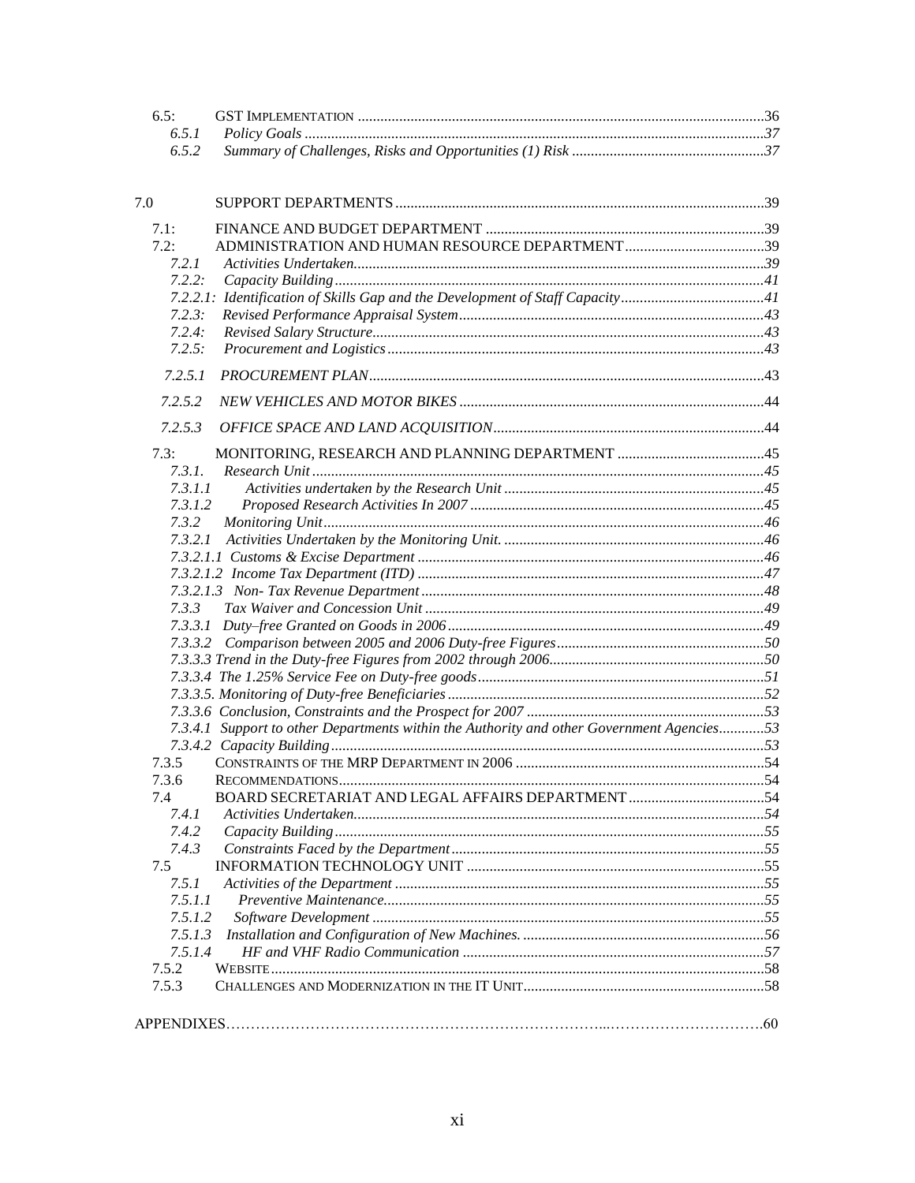| | | |
|---|---|---|
| 6.5: | GST IMPLEMENTATION | 36 |
| *6.5.1* | *Policy Goals* | *37* |
| *6.5.2* | *Summary of Challenges, Risks and Opportunities (1) Risk* | *37* |
| 7.0 | SUPPORT DEPARTMENTS | 39 |
| 7.1: | FINANCE AND BUDGET DEPARTMENT | 39 |
| 7.2: | ADMINISTRATION AND HUMAN RESOURCE DEPARTMENT | 39 |
| *7.2.1* | *Activities Undertaken* | *39* |
| *7.2.2:* | *Capacity Building* | *41* |
| *7.2.2.1:* | *Identification of Skills Gap and the Development of Staff Capacity* | *41* |
| *7.2.3:* | *Revised Performance Appraisal System* | *43* |
| *7.2.4:* | *Revised Salary Structure* | *43* |
| *7.2.5:* | *Procurement and Logistics* | *43* |
| *7.2.5.1* | *PROCUREMENT PLAN* | *43* |
| *7.2.5.2* | *NEW VEHICLES AND MOTOR BIKES* | *44* |
| *7.2.5.3* | *OFFICE SPACE AND LAND ACQUISITION* | *44* |
| 7.3: | MONITORING, RESEARCH AND PLANNING DEPARTMENT | 45 |
| *7.3.1.* | *Research Unit* | *45* |
| *7.3.1.1* | *Activities undertaken by the Research Unit* | *45* |
| *7.3.1.2* | *Proposed Research Activities In 2007* | *45* |
| *7.3.2* | *Monitoring Unit* | *46* |
| *7.3.2.1* | *Activities Undertaken by the Monitoring Unit.* | *46* |
| *7.3.2.1.1* | *Customs & Excise Department* | *46* |
| *7.3.2.1.2* | *Income Tax Department (ITD)* | *47* |
| *7.3.2.1.3* | *Non- Tax Revenue Department* | *48* |
| *7.3.3* | *Tax Waiver and Concession Unit* | *49* |
| *7.3.3.1* | *Duty–free Granted on Goods in 2006* | *49* |
| *7.3.3.2* | *Comparison between 2005 and 2006 Duty-free Figures* | *50* |
| *7.3.3.3* | *Trend in the Duty-free Figures from 2002 through 2006* | *50* |
| *7.3.3.4* | *The 1.25% Service Fee on Duty-free goods* | *51* |
| *7.3.3.5.* | *Monitoring of Duty-free Beneficiaries* | *52* |
| *7.3.3.6* | *Conclusion, Constraints and the Prospect for 2007* | *53* |
| *7.3.4.1* | *Support to other Departments within the Authority and other Government Agencies* | *53* |
| *7.3.4.2* | *Capacity Building* | *53* |
| 7.3.5 | CONSTRAINTS OF THE MRP DEPARTMENT IN 2006 | 54 |
| 7.3.6 | RECOMMENDATIONS | 54 |
| 7.4 | BOARD SECRETARIAT AND LEGAL AFFAIRS DEPARTMENT | 54 |
| *7.4.1* | *Activities Undertaken* | *54* |
| *7.4.2* | *Capacity Building* | *55* |
| *7.4.3* | *Constraints Faced by the Department* | *55* |
| 7.5 | INFORMATION TECHNOLOGY UNIT | 55 |
| *7.5.1* | *Activities of the Department* | *55* |
| *7.5.1.1* | *Preventive Maintenance* | *55* |
| *7.5.1.2* | *Software Development* | *55* |
| *7.5.1.3* | *Installation and Configuration of New Machines.* | *56* |
| *7.5.1.4* | *HF and VHF Radio Communication* | *57* |
| 7.5.2 | WEBSITE | 58 |
| 7.5.3 | CHALLENGES AND MODERNIZATION IN THE IT UNIT | 58 |
| APPENDIXES | | 60 |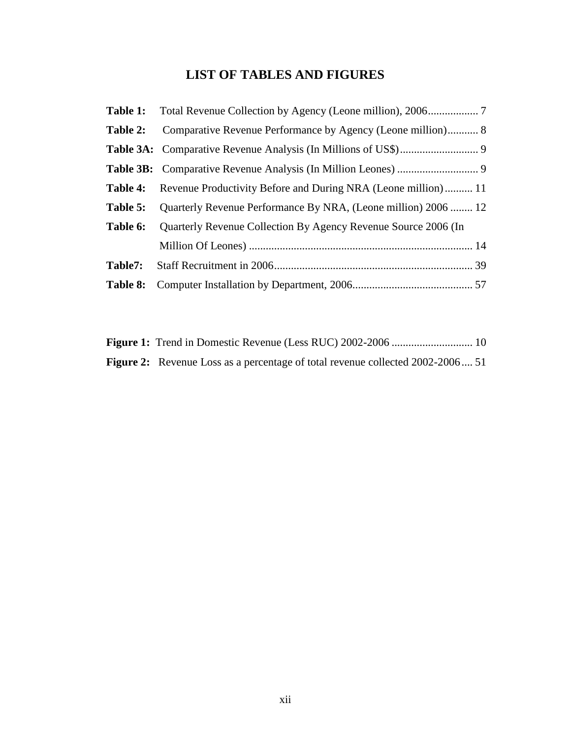# LIST OF TABLES AND FIGURES

**Table 1:** Total Revenue Collection by Agency (Leone million), 2006.................. 7

**Table 2:** Comparative Revenue Performance by Agency (Leone million)........... 8

**Table 3A:** Comparative Revenue Analysis (In Millions of US$)............................ 9

**Table 3B:** Comparative Revenue Analysis (In Million Leones) ............................. 9

**Table 4:** Revenue Productivity Before and During NRA (Leone million).......... 11

**Table 5:** Quarterly Revenue Performance By NRA, (Leone million) 2006 ........ 12

**Table 6:** Quarterly Revenue Collection By Agency Revenue Source 2006 (In Million Of Leones) ................................................................................ 14

**Table7:** Staff Recruitment in 2006....................................................................... 39

**Table 8:** Computer Installation by Department, 2006........................................... 57

**Figure 1:** Trend in Domestic Revenue (Less RUC) 2002-2006 ............................. 10

**Figure 2:** Revenue Loss as a percentage of total revenue collected 2002-2006.... 51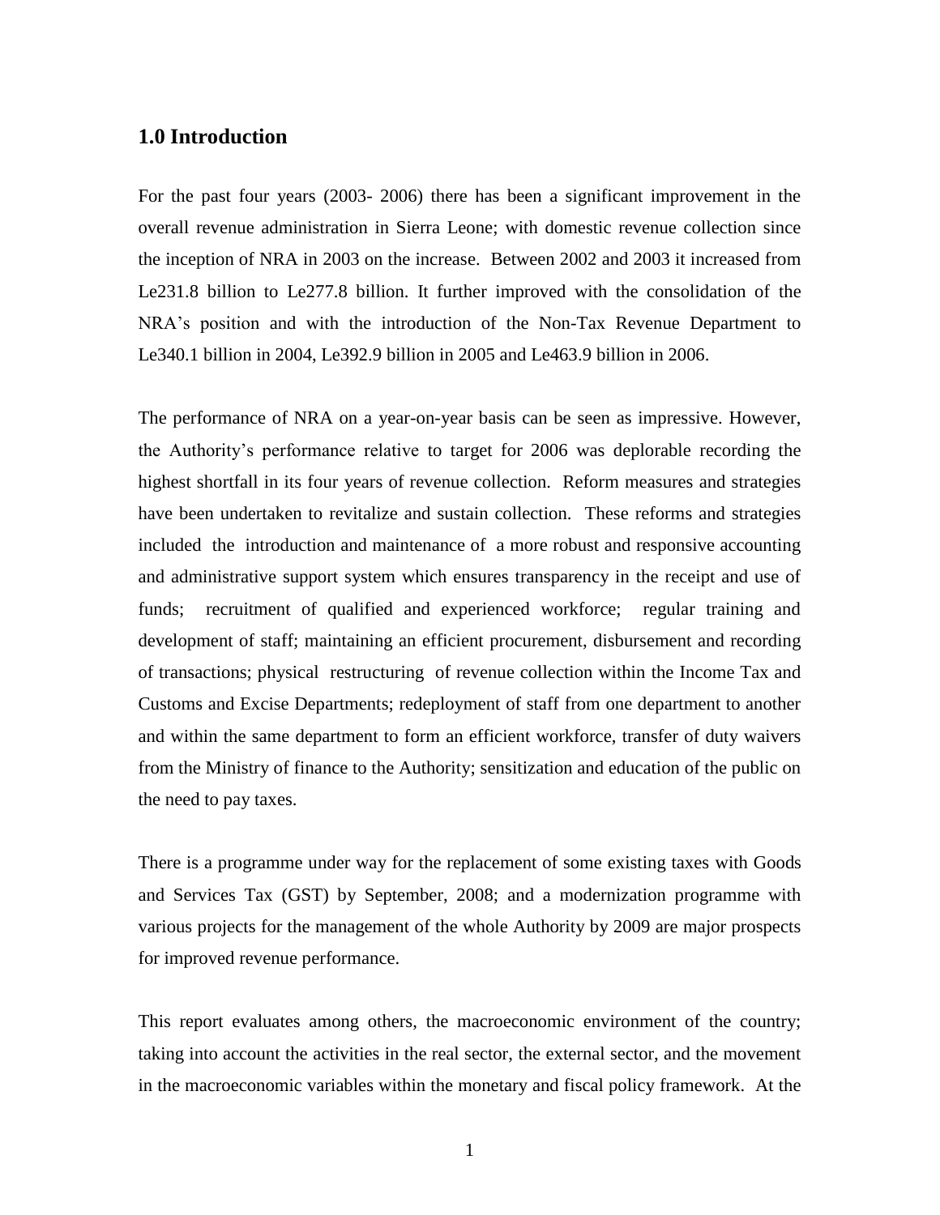## 1.0 Introduction

For the past four years (2003- 2006) there has been a significant improvement in the overall revenue administration in Sierra Leone; with domestic revenue collection since the inception of NRA in 2003 on the increase. Between 2002 and 2003 it increased from Le231.8 billion to Le277.8 billion. It further improved with the consolidation of the NRA's position and with the introduction of the Non-Tax Revenue Department to Le340.1 billion in 2004, Le392.9 billion in 2005 and Le463.9 billion in 2006.

The performance of NRA on a year-on-year basis can be seen as impressive. However, the Authority's performance relative to target for 2006 was deplorable recording the highest shortfall in its four years of revenue collection. Reform measures and strategies have been undertaken to revitalize and sustain collection. These reforms and strategies included the introduction and maintenance of a more robust and responsive accounting and administrative support system which ensures transparency in the receipt and use of funds; recruitment of qualified and experienced workforce; regular training and development of staff; maintaining an efficient procurement, disbursement and recording of transactions; physical restructuring of revenue collection within the Income Tax and Customs and Excise Departments; redeployment of staff from one department to another and within the same department to form an efficient workforce, transfer of duty waivers from the Ministry of finance to the Authority; sensitization and education of the public on the need to pay taxes.

There is a programme under way for the replacement of some existing taxes with Goods and Services Tax (GST) by September, 2008; and a modernization programme with various projects for the management of the whole Authority by 2009 are major prospects for improved revenue performance.

This report evaluates among others, the macroeconomic environment of the country; taking into account the activities in the real sector, the external sector, and the movement in the macroeconomic variables within the monetary and fiscal policy framework. At the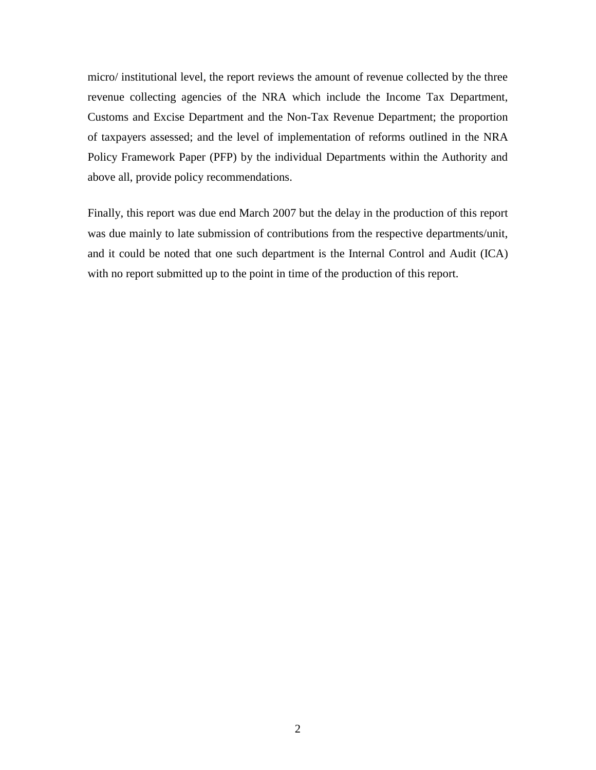micro/ institutional level, the report reviews the amount of revenue collected by the three revenue collecting agencies of the NRA which include the Income Tax Department, Customs and Excise Department and the Non-Tax Revenue Department; the proportion of taxpayers assessed; and the level of implementation of reforms outlined in the NRA Policy Framework Paper (PFP) by the individual Departments within the Authority and above all, provide policy recommendations.

Finally, this report was due end March 2007 but the delay in the production of this report was due mainly to late submission of contributions from the respective departments/unit, and it could be noted that one such department is the Internal Control and Audit (ICA) with no report submitted up to the point in time of the production of this report.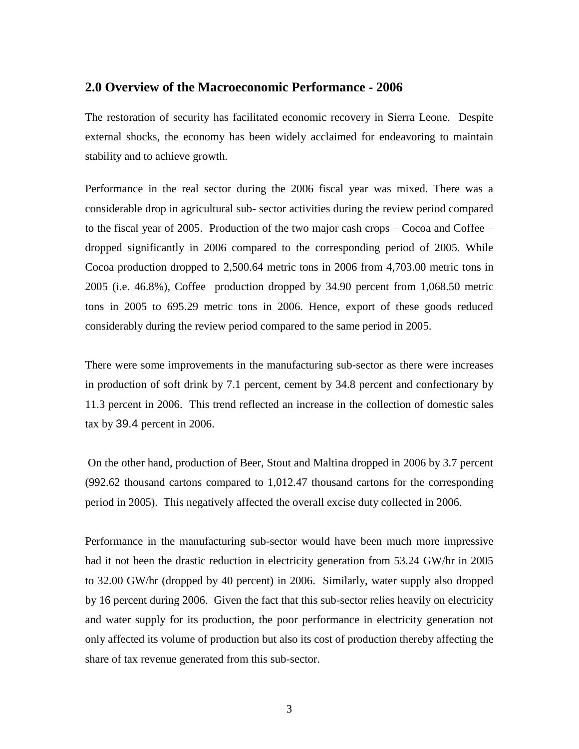## 2.0 Overview of the Macroeconomic Performance - 2006

The restoration of security has facilitated economic recovery in Sierra Leone. Despite external shocks, the economy has been widely acclaimed for endeavoring to maintain stability and to achieve growth.

Performance in the real sector during the 2006 fiscal year was mixed. There was a considerable drop in agricultural sub- sector activities during the review period compared to the fiscal year of 2005. Production of the two major cash crops – Cocoa and Coffee – dropped significantly in 2006 compared to the corresponding period of 2005. While Cocoa production dropped to 2,500.64 metric tons in 2006 from 4,703.00 metric tons in 2005 (i.e. 46.8%), Coffee production dropped by 34.90 percent from 1,068.50 metric tons in 2005 to 695.29 metric tons in 2006. Hence, export of these goods reduced considerably during the review period compared to the same period in 2005.

There were some improvements in the manufacturing sub-sector as there were increases in production of soft drink by 7.1 percent, cement by 34.8 percent and confectionary by 11.3 percent in 2006. This trend reflected an increase in the collection of domestic sales tax by 39.4 percent in 2006.

On the other hand, production of Beer, Stout and Maltina dropped in 2006 by 3.7 percent (992.62 thousand cartons compared to 1,012.47 thousand cartons for the corresponding period in 2005). This negatively affected the overall excise duty collected in 2006.

Performance in the manufacturing sub-sector would have been much more impressive had it not been the drastic reduction in electricity generation from 53.24 GW/hr in 2005 to 32.00 GW/hr (dropped by 40 percent) in 2006. Similarly, water supply also dropped by 16 percent during 2006. Given the fact that this sub-sector relies heavily on electricity and water supply for its production, the poor performance in electricity generation not only affected its volume of production but also its cost of production thereby affecting the share of tax revenue generated from this sub-sector.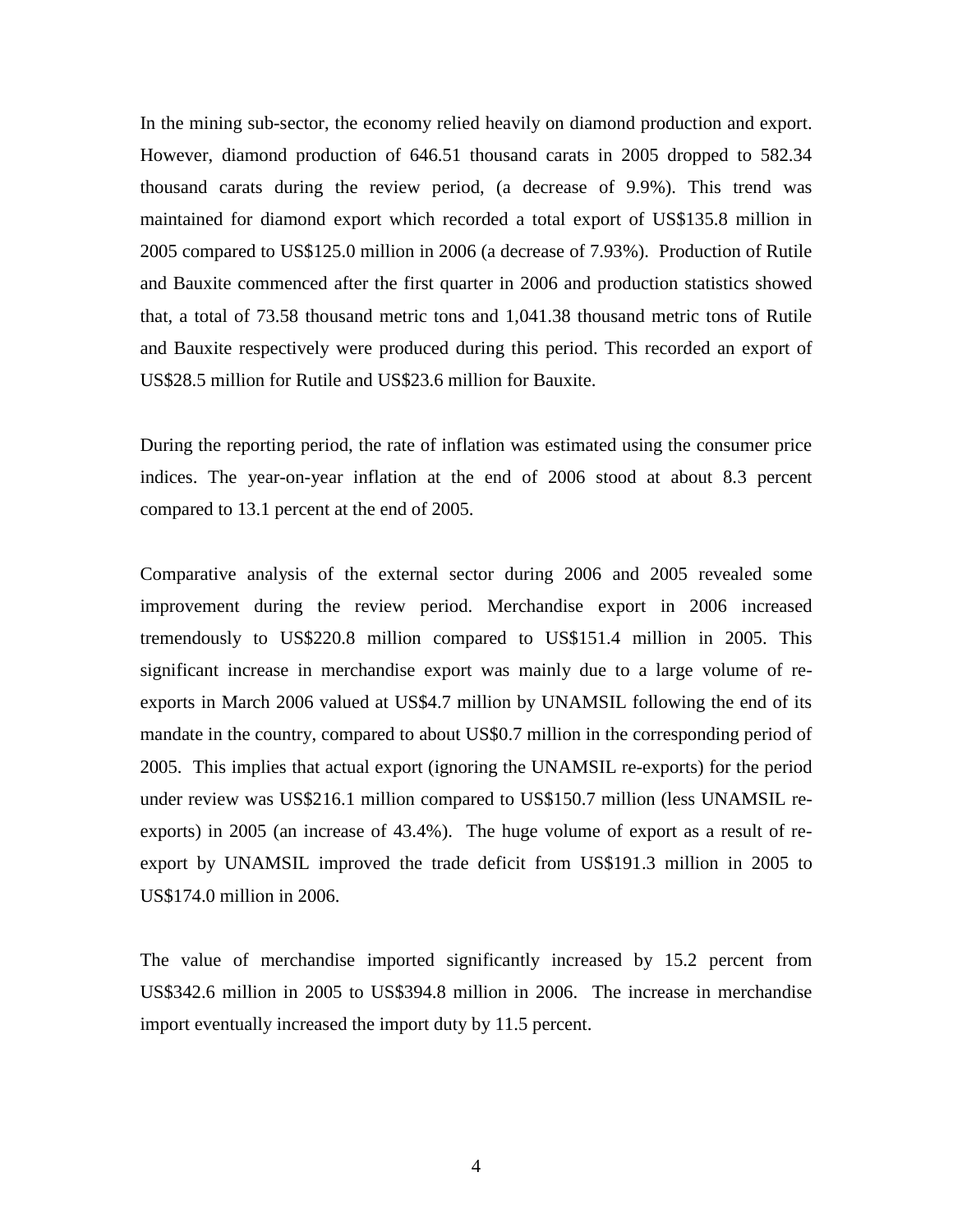In the mining sub-sector, the economy relied heavily on diamond production and export. However, diamond production of 646.51 thousand carats in 2005 dropped to 582.34 thousand carats during the review period, (a decrease of 9.9%). This trend was maintained for diamond export which recorded a total export of US$135.8 million in 2005 compared to US$125.0 million in 2006 (a decrease of 7.93%). Production of Rutile and Bauxite commenced after the first quarter in 2006 and production statistics showed that, a total of 73.58 thousand metric tons and 1,041.38 thousand metric tons of Rutile and Bauxite respectively were produced during this period. This recorded an export of US$28.5 million for Rutile and US$23.6 million for Bauxite.

During the reporting period, the rate of inflation was estimated using the consumer price indices. The year-on-year inflation at the end of 2006 stood at about 8.3 percent compared to 13.1 percent at the end of 2005.

Comparative analysis of the external sector during 2006 and 2005 revealed some improvement during the review period. Merchandise export in 2006 increased tremendously to US$220.8 million compared to US$151.4 million in 2005. This significant increase in merchandise export was mainly due to a large volume of re-exports in March 2006 valued at US$4.7 million by UNAMSIL following the end of its mandate in the country, compared to about US$0.7 million in the corresponding period of 2005. This implies that actual export (ignoring the UNAMSIL re-exports) for the period under review was US$216.1 million compared to US$150.7 million (less UNAMSIL re-exports) in 2005 (an increase of 43.4%). The huge volume of export as a result of re-export by UNAMSIL improved the trade deficit from US$191.3 million in 2005 to US$174.0 million in 2006.

The value of merchandise imported significantly increased by 15.2 percent from US$342.6 million in 2005 to US$394.8 million in 2006. The increase in merchandise import eventually increased the import duty by 11.5 percent.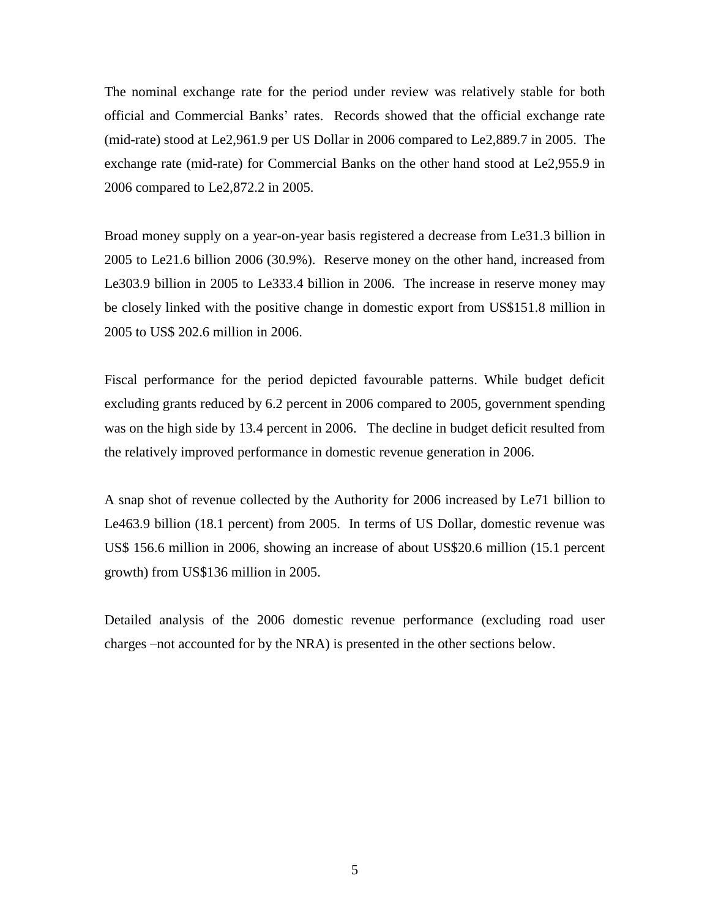The nominal exchange rate for the period under review was relatively stable for both official and Commercial Banks' rates. Records showed that the official exchange rate (mid-rate) stood at Le2,961.9 per US Dollar in 2006 compared to Le2,889.7 in 2005. The exchange rate (mid-rate) for Commercial Banks on the other hand stood at Le2,955.9 in 2006 compared to Le2,872.2 in 2005.

Broad money supply on a year-on-year basis registered a decrease from Le31.3 billion in 2005 to Le21.6 billion 2006 (30.9%). Reserve money on the other hand, increased from Le303.9 billion in 2005 to Le333.4 billion in 2006. The increase in reserve money may be closely linked with the positive change in domestic export from US$151.8 million in 2005 to US$ 202.6 million in 2006.

Fiscal performance for the period depicted favourable patterns. While budget deficit excluding grants reduced by 6.2 percent in 2006 compared to 2005, government spending was on the high side by 13.4 percent in 2006. The decline in budget deficit resulted from the relatively improved performance in domestic revenue generation in 2006.

A snap shot of revenue collected by the Authority for 2006 increased by Le71 billion to Le463.9 billion (18.1 percent) from 2005. In terms of US Dollar, domestic revenue was US$ 156.6 million in 2006, showing an increase of about US$20.6 million (15.1 percent growth) from US$136 million in 2005.

Detailed analysis of the 2006 domestic revenue performance (excluding road user charges –not accounted for by the NRA) is presented in the other sections below.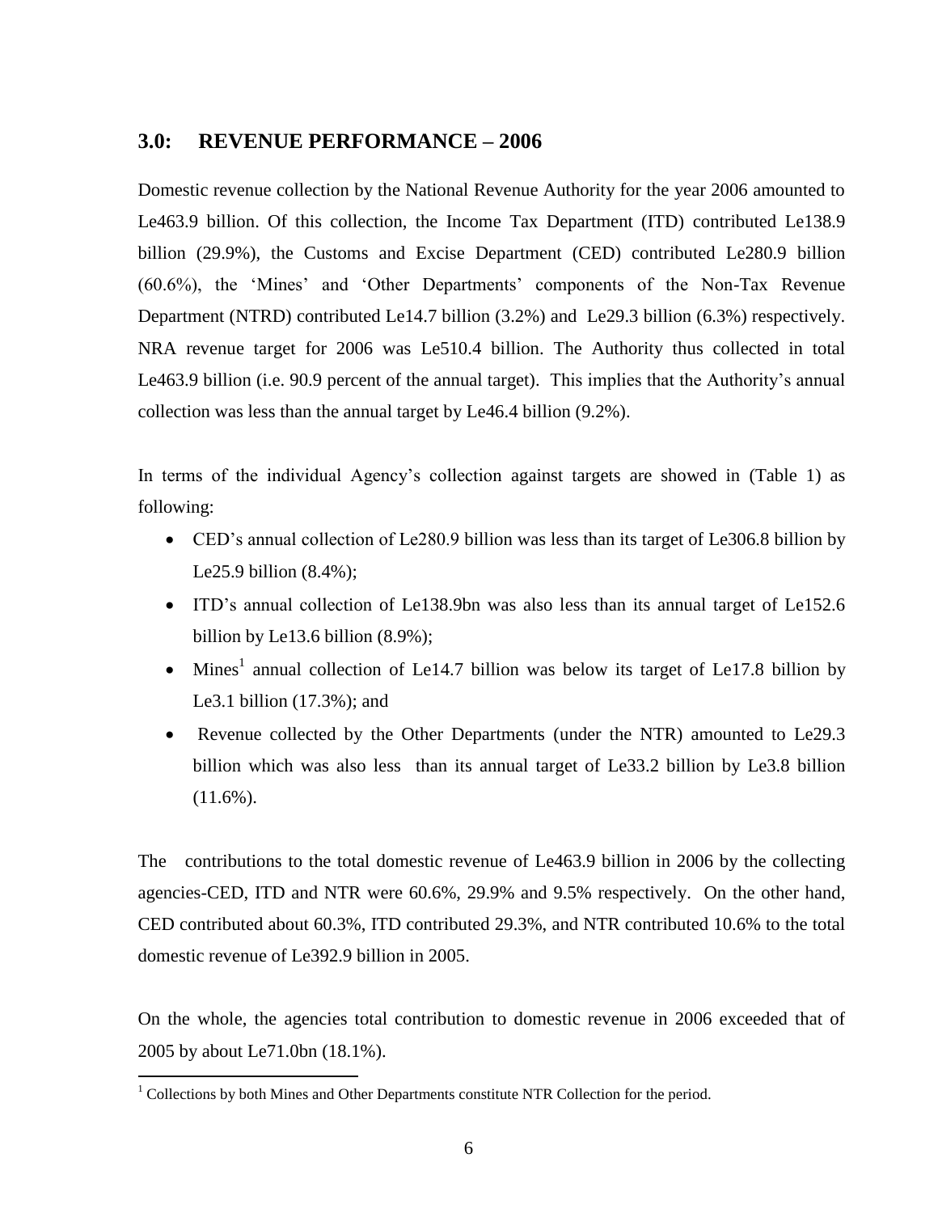## 3.0: REVENUE PERFORMANCE – 2006

Domestic revenue collection by the National Revenue Authority for the year 2006 amounted to Le463.9 billion. Of this collection, the Income Tax Department (ITD) contributed Le138.9 billion (29.9%), the Customs and Excise Department (CED) contributed Le280.9 billion (60.6%), the 'Mines' and 'Other Departments' components of the Non-Tax Revenue Department (NTRD) contributed Le14.7 billion (3.2%) and Le29.3 billion (6.3%) respectively. NRA revenue target for 2006 was Le510.4 billion. The Authority thus collected in total Le463.9 billion (i.e. 90.9 percent of the annual target). This implies that the Authority's annual collection was less than the annual target by Le46.4 billion (9.2%).

In terms of the individual Agency's collection against targets are showed in (Table 1) as following:

- CED's annual collection of Le280.9 billion was less than its target of Le306.8 billion by Le25.9 billion (8.4%);
- ITD's annual collection of Le138.9bn was also less than its annual target of Le152.6 billion by Le13.6 billion (8.9%);
- Mines[1] annual collection of Le14.7 billion was below its target of Le17.8 billion by Le3.1 billion (17.3%); and
- Revenue collected by the Other Departments (under the NTR) amounted to Le29.3 billion which was also less than its annual target of Le33.2 billion by Le3.8 billion (11.6%).

The contributions to the total domestic revenue of Le463.9 billion in 2006 by the collecting agencies-CED, ITD and NTR were 60.6%, 29.9% and 9.5% respectively. On the other hand, CED contributed about 60.3%, ITD contributed 29.3%, and NTR contributed 10.6% to the total domestic revenue of Le392.9 billion in 2005.

On the whole, the agencies total contribution to domestic revenue in 2006 exceeded that of 2005 by about Le71.0bn (18.1%).

[1] Collections by both Mines and Other Departments constitute NTR Collection for the period.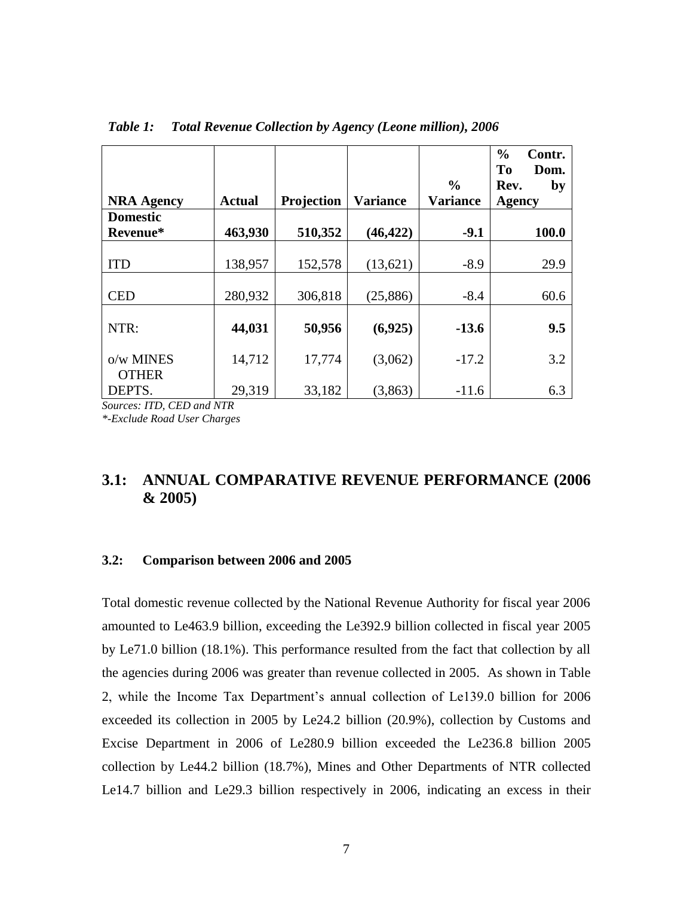*Table 1: Total Revenue Collection by Agency (Leone million), 2006*

| NRA Agency | Actual | Projection | Variance | % Variance | % Contr. To Dom. Rev. by Agency |
|---|---|---|---|---|---|
| **Domestic Revenue*** | **463,930** | **510,352** | **(46,422)** | **-9.1** | **100.0** |
| ITD | 138,957 | 152,578 | (13,621) | -8.9 | 29.9 |
| CED | 280,932 | 306,818 | (25,886) | -8.4 | 60.6 |
| NTR: | **44,031** | **50,956** | **(6,925)** | **-13.6** | **9.5** |
| o/w MINES | 14,712 | 17,774 | (3,062) | -17.2 | 3.2 |
| OTHER DEPTS. | 29,319 | 33,182 | (3,863) | -11.6 | 6.3 |

*Sources: ITD, CED and NTR*

*\*-Exclude Road User Charges*

## 3.1: ANNUAL COMPARATIVE REVENUE PERFORMANCE (2006 & 2005)

### 3.2: Comparison between 2006 and 2005

Total domestic revenue collected by the National Revenue Authority for fiscal year 2006 amounted to Le463.9 billion, exceeding the Le392.9 billion collected in fiscal year 2005 by Le71.0 billion (18.1%). This performance resulted from the fact that collection by all the agencies during 2006 was greater than revenue collected in 2005. As shown in Table 2, while the Income Tax Department's annual collection of Le139.0 billion for 2006 exceeded its collection in 2005 by Le24.2 billion (20.9%), collection by Customs and Excise Department in 2006 of Le280.9 billion exceeded the Le236.8 billion 2005 collection by Le44.2 billion (18.7%), Mines and Other Departments of NTR collected Le14.7 billion and Le29.3 billion respectively in 2006, indicating an excess in their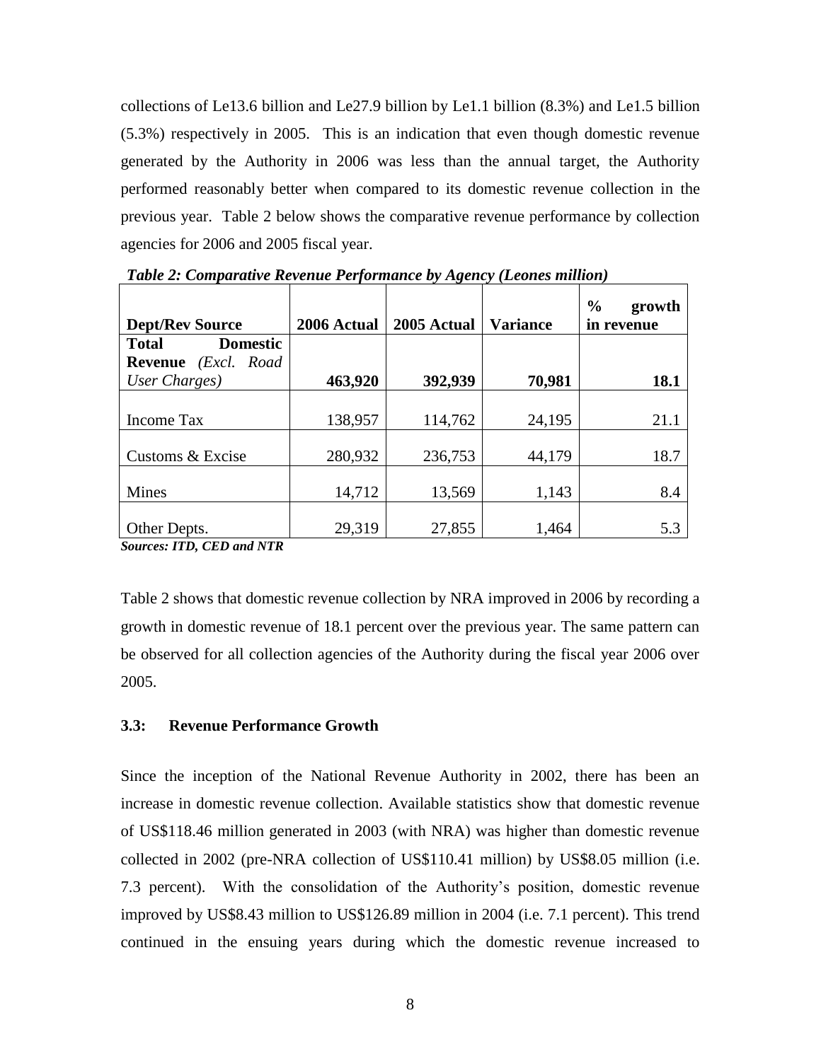collections of Le13.6 billion and Le27.9 billion by Le1.1 billion (8.3%) and Le1.5 billion (5.3%) respectively in 2005. This is an indication that even though domestic revenue generated by the Authority in 2006 was less than the annual target, the Authority performed reasonably better when compared to its domestic revenue collection in the previous year. Table 2 below shows the comparative revenue performance by collection agencies for 2006 and 2005 fiscal year.

***Table 2: Comparative Revenue Performance by Agency (Leones million)***

| Dept/Rev Source | 2006 Actual | 2005 Actual | Variance | % growth in revenue |
|---|---|---|---|---|
| **Total Domestic Revenue** *(Excl. Road User Charges)* | **463,920** | **392,939** | **70,981** | **18.1** |
| Income Tax | 138,957 | 114,762 | 24,195 | 21.1 |
| Customs & Excise | 280,932 | 236,753 | 44,179 | 18.7 |
| Mines | 14,712 | 13,569 | 1,143 | 8.4 |
| Other Depts. | 29,319 | 27,855 | 1,464 | 5.3 |

***Sources: ITD, CED and NTR***

Table 2 shows that domestic revenue collection by NRA improved in 2006 by recording a growth in domestic revenue of 18.1 percent over the previous year. The same pattern can be observed for all collection agencies of the Authority during the fiscal year 2006 over 2005.

### 3.3: Revenue Performance Growth

Since the inception of the National Revenue Authority in 2002, there has been an increase in domestic revenue collection. Available statistics show that domestic revenue of US$118.46 million generated in 2003 (with NRA) was higher than domestic revenue collected in 2002 (pre-NRA collection of US$110.41 million) by US$8.05 million (i.e. 7.3 percent). With the consolidation of the Authority's position, domestic revenue improved by US$8.43 million to US$126.89 million in 2004 (i.e. 7.1 percent). This trend continued in the ensuing years during which the domestic revenue increased to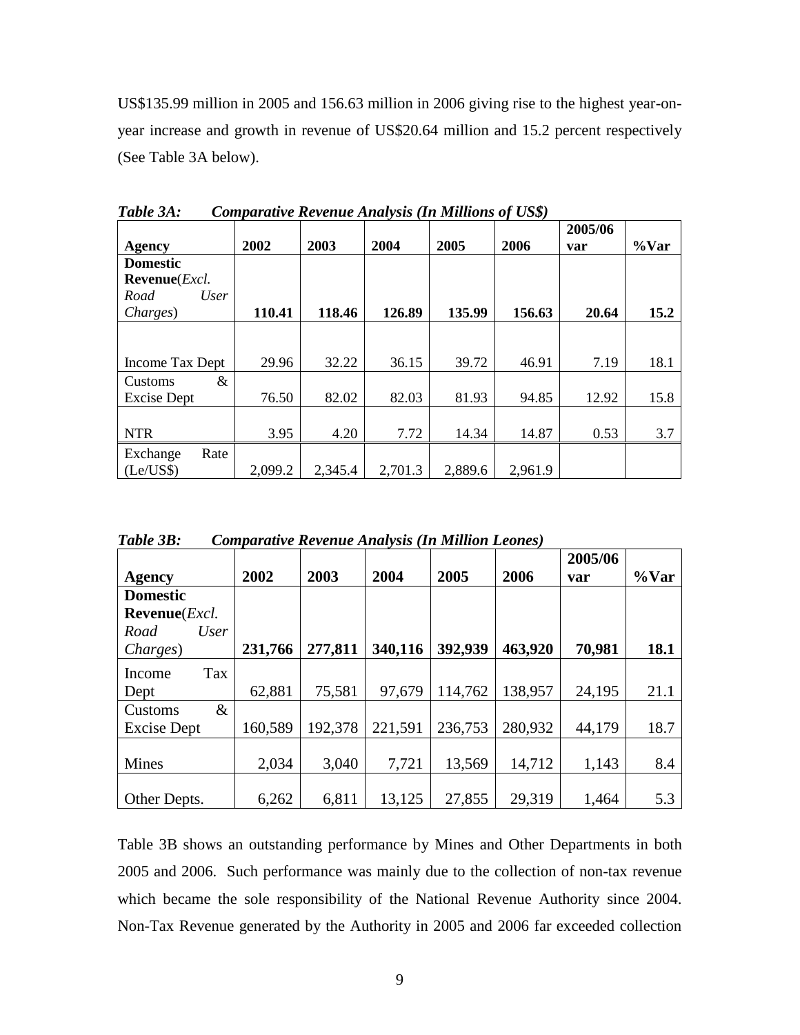US$135.99 million in 2005 and 156.63 million in 2006 giving rise to the highest year-on-year increase and growth in revenue of US$20.64 million and 15.2 percent respectively (See Table 3A below).

***Table 3A: Comparative Revenue Analysis (In Millions of US$)***

| Agency | 2002 | 2003 | 2004 | 2005 | 2006 | 2005/06 var | %Var |
|---|---|---|---|---|---|---|---|
| **Domestic Revenue**(*Excl. Road User Charges*) | **110.41** | **118.46** | **126.89** | **135.99** | **156.63** | **20.64** | **15.2** |
| Income Tax Dept | 29.96 | 32.22 | 36.15 | 39.72 | 46.91 | 7.19 | 18.1 |
| Customs & Excise Dept | 76.50 | 82.02 | 82.03 | 81.93 | 94.85 | 12.92 | 15.8 |
| NTR | 3.95 | 4.20 | 7.72 | 14.34 | 14.87 | 0.53 | 3.7 |
| Exchange Rate (Le/US$) | 2,099.2 | 2,345.4 | 2,701.3 | 2,889.6 | 2,961.9 | | |

***Table 3B: Comparative Revenue Analysis (In Million Leones)***

| Agency | 2002 | 2003 | 2004 | 2005 | 2006 | 2005/06 var | %Var |
|---|---|---|---|---|---|---|---|
| **Domestic Revenue**(*Excl. Road User Charges*) | **231,766** | **277,811** | **340,116** | **392,939** | **463,920** | **70,981** | **18.1** |
| Income Tax Dept | 62,881 | 75,581 | 97,679 | 114,762 | 138,957 | 24,195 | 21.1 |
| Customs & Excise Dept | 160,589 | 192,378 | 221,591 | 236,753 | 280,932 | 44,179 | 18.7 |
| Mines | 2,034 | 3,040 | 7,721 | 13,569 | 14,712 | 1,143 | 8.4 |
| Other Depts. | 6,262 | 6,811 | 13,125 | 27,855 | 29,319 | 1,464 | 5.3 |

Table 3B shows an outstanding performance by Mines and Other Departments in both 2005 and 2006. Such performance was mainly due to the collection of non-tax revenue which became the sole responsibility of the National Revenue Authority since 2004. Non-Tax Revenue generated by the Authority in 2005 and 2006 far exceeded collection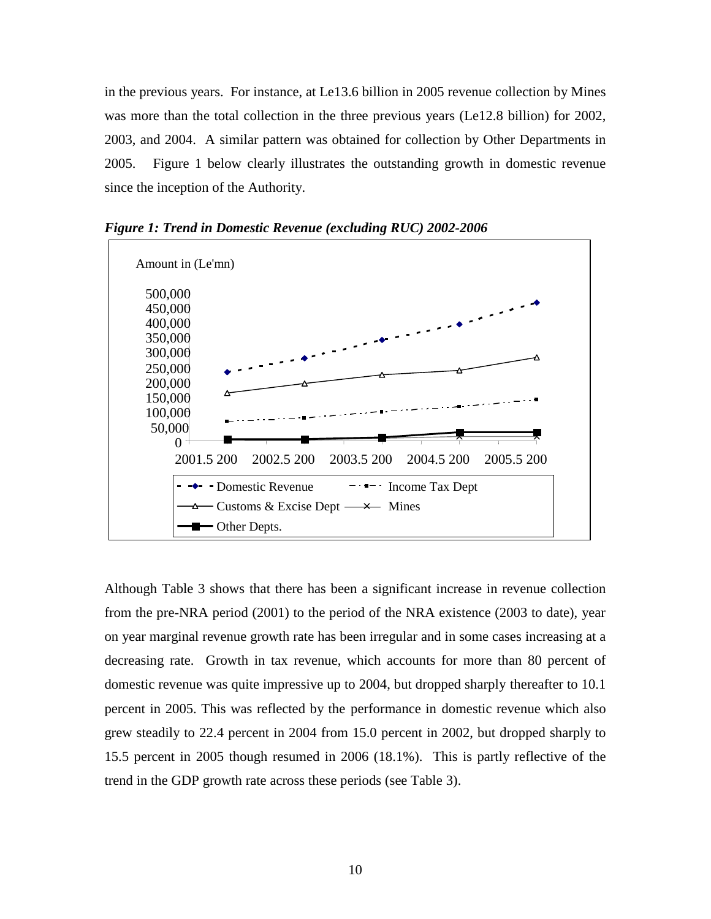in the previous years. For instance, at Le13.6 billion in 2005 revenue collection by Mines was more than the total collection in the three previous years (Le12.8 billion) for 2002, 2003, and 2004. A similar pattern was obtained for collection by Other Departments in 2005. Figure 1 below clearly illustrates the outstanding growth in domestic revenue since the inception of the Authority.

***Figure 1: Trend in Domestic Revenue (excluding RUC) 2002-2006***

Although Table 3 shows that there has been a significant increase in revenue collection from the pre-NRA period (2001) to the period of the NRA existence (2003 to date), year on year marginal revenue growth rate has been irregular and in some cases increasing at a decreasing rate. Growth in tax revenue, which accounts for more than 80 percent of domestic revenue was quite impressive up to 2004, but dropped sharply thereafter to 10.1 percent in 2005. This was reflected by the performance in domestic revenue which also grew steadily to 22.4 percent in 2004 from 15.0 percent in 2002, but dropped sharply to 15.5 percent in 2005 though resumed in 2006 (18.1%). This is partly reflective of the trend in the GDP growth rate across these periods (see Table 3).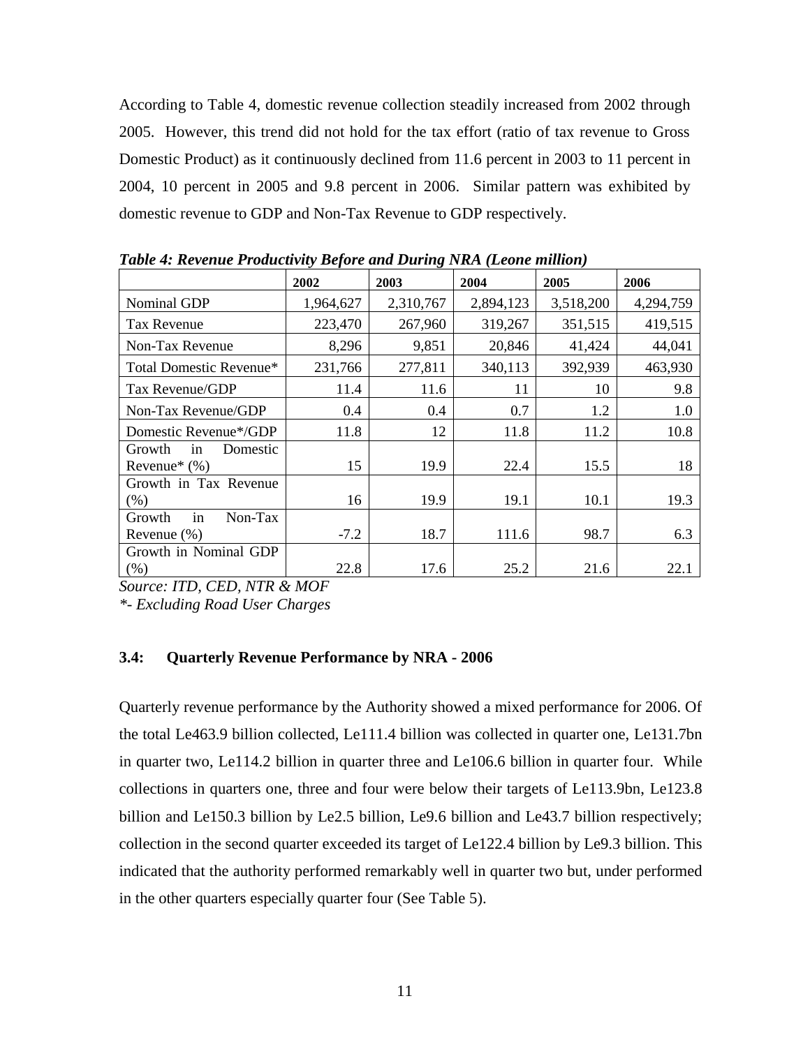According to Table 4, domestic revenue collection steadily increased from 2002 through 2005. However, this trend did not hold for the tax effort (ratio of tax revenue to Gross Domestic Product) as it continuously declined from 11.6 percent in 2003 to 11 percent in 2004, 10 percent in 2005 and 9.8 percent in 2006. Similar pattern was exhibited by domestic revenue to GDP and Non-Tax Revenue to GDP respectively.

***Table 4: Revenue Productivity Before and During NRA (Leone million)***

| | 2002 | 2003 | 2004 | 2005 | 2006 |
|---|---|---|---|---|---|
| Nominal GDP | 1,964,627 | 2,310,767 | 2,894,123 | 3,518,200 | 4,294,759 |
| Tax Revenue | 223,470 | 267,960 | 319,267 | 351,515 | 419,515 |
| Non-Tax Revenue | 8,296 | 9,851 | 20,846 | 41,424 | 44,041 |
| Total Domestic Revenue* | 231,766 | 277,811 | 340,113 | 392,939 | 463,930 |
| Tax Revenue/GDP | 11.4 | 11.6 | 11 | 10 | 9.8 |
| Non-Tax Revenue/GDP | 0.4 | 0.4 | 0.7 | 1.2 | 1.0 |
| Domestic Revenue*/GDP | 11.8 | 12 | 11.8 | 11.2 | 10.8 |
| Growth in Domestic Revenue* (%) | 15 | 19.9 | 22.4 | 15.5 | 18 |
| Growth in Tax Revenue (%) | 16 | 19.9 | 19.1 | 10.1 | 19.3 |
| Growth in Non-Tax Revenue (%) | -7.2 | 18.7 | 111.6 | 98.7 | 6.3 |
| Growth in Nominal GDP (%) | 22.8 | 17.6 | 25.2 | 21.6 | 22.1 |

*Source: ITD, CED, NTR & MOF*

*\*- Excluding Road User Charges*

### 3.4: Quarterly Revenue Performance by NRA - 2006

Quarterly revenue performance by the Authority showed a mixed performance for 2006. Of the total Le463.9 billion collected, Le111.4 billion was collected in quarter one, Le131.7bn in quarter two, Le114.2 billion in quarter three and Le106.6 billion in quarter four. While collections in quarters one, three and four were below their targets of Le113.9bn, Le123.8 billion and Le150.3 billion by Le2.5 billion, Le9.6 billion and Le43.7 billion respectively; collection in the second quarter exceeded its target of Le122.4 billion by Le9.3 billion. This indicated that the authority performed remarkably well in quarter two but, under performed in the other quarters especially quarter four (See Table 5).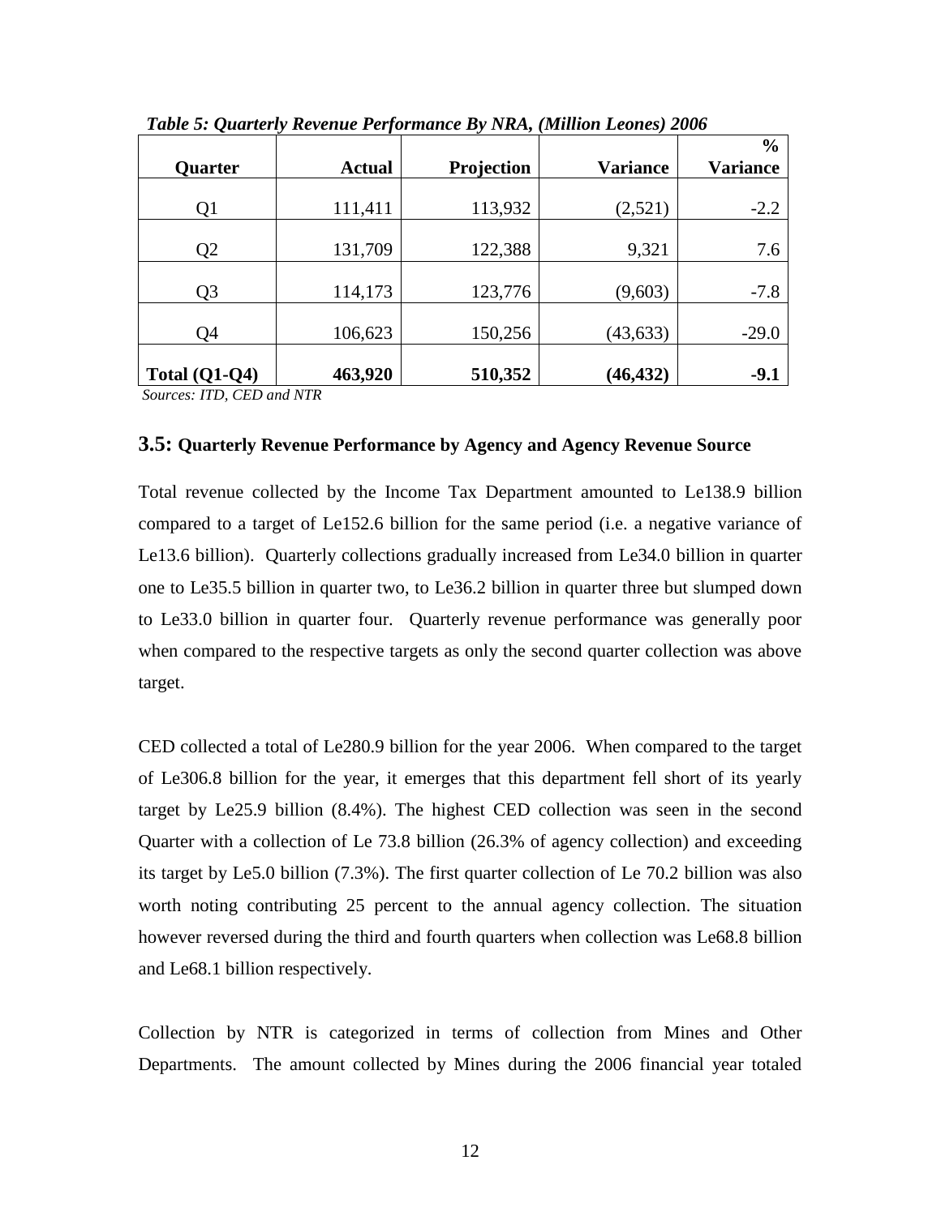*Table 5: Quarterly Revenue Performance By NRA, (Million Leones) 2006*

| Quarter | Actual | Projection | Variance | % Variance |
|---|---|---|---|---|
| Q1 | 111,411 | 113,932 | (2,521) | -2.2 |
| Q2 | 131,709 | 122,388 | 9,321 | 7.6 |
| Q3 | 114,173 | 123,776 | (9,603) | -7.8 |
| Q4 | 106,623 | 150,256 | (43,633) | -29.0 |
| **Total (Q1-Q4)** | **463,920** | **510,352** | **(46,432)** | **-9.1** |

*Sources: ITD, CED and NTR*

### 3.5: Quarterly Revenue Performance by Agency and Agency Revenue Source

Total revenue collected by the Income Tax Department amounted to Le138.9 billion compared to a target of Le152.6 billion for the same period (i.e. a negative variance of Le13.6 billion). Quarterly collections gradually increased from Le34.0 billion in quarter one to Le35.5 billion in quarter two, to Le36.2 billion in quarter three but slumped down to Le33.0 billion in quarter four. Quarterly revenue performance was generally poor when compared to the respective targets as only the second quarter collection was above target.

CED collected a total of Le280.9 billion for the year 2006. When compared to the target of Le306.8 billion for the year, it emerges that this department fell short of its yearly target by Le25.9 billion (8.4%). The highest CED collection was seen in the second Quarter with a collection of Le 73.8 billion (26.3% of agency collection) and exceeding its target by Le5.0 billion (7.3%). The first quarter collection of Le 70.2 billion was also worth noting contributing 25 percent to the annual agency collection. The situation however reversed during the third and fourth quarters when collection was Le68.8 billion and Le68.1 billion respectively.

Collection by NTR is categorized in terms of collection from Mines and Other Departments. The amount collected by Mines during the 2006 financial year totaled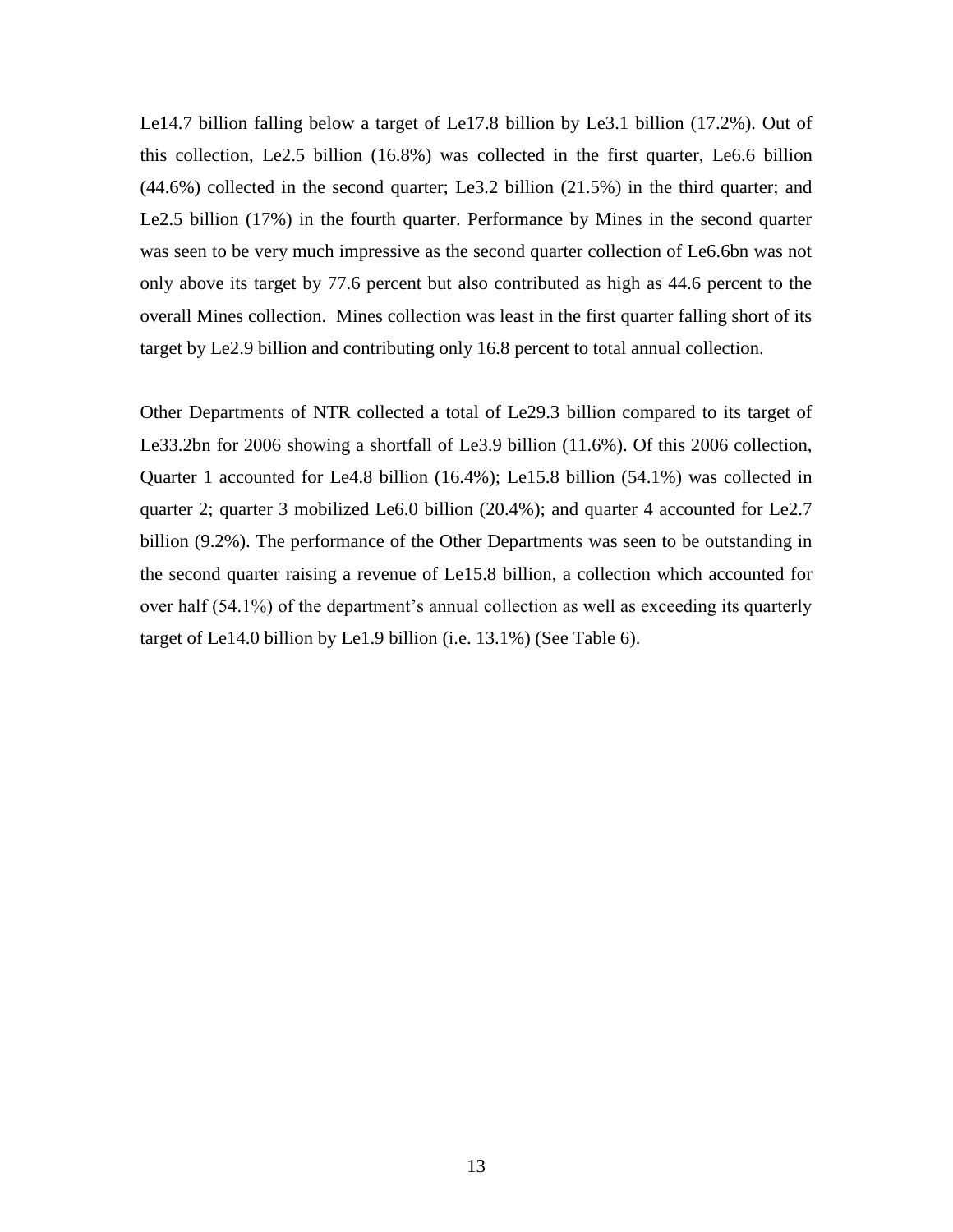Le14.7 billion falling below a target of Le17.8 billion by Le3.1 billion (17.2%). Out of this collection, Le2.5 billion (16.8%) was collected in the first quarter, Le6.6 billion (44.6%) collected in the second quarter; Le3.2 billion (21.5%) in the third quarter; and Le2.5 billion (17%) in the fourth quarter. Performance by Mines in the second quarter was seen to be very much impressive as the second quarter collection of Le6.6bn was not only above its target by 77.6 percent but also contributed as high as 44.6 percent to the overall Mines collection. Mines collection was least in the first quarter falling short of its target by Le2.9 billion and contributing only 16.8 percent to total annual collection.

Other Departments of NTR collected a total of Le29.3 billion compared to its target of Le33.2bn for 2006 showing a shortfall of Le3.9 billion (11.6%). Of this 2006 collection, Quarter 1 accounted for Le4.8 billion (16.4%); Le15.8 billion (54.1%) was collected in quarter 2; quarter 3 mobilized Le6.0 billion (20.4%); and quarter 4 accounted for Le2.7 billion (9.2%). The performance of the Other Departments was seen to be outstanding in the second quarter raising a revenue of Le15.8 billion, a collection which accounted for over half (54.1%) of the department's annual collection as well as exceeding its quarterly target of Le14.0 billion by Le1.9 billion (i.e. 13.1%) (See Table 6).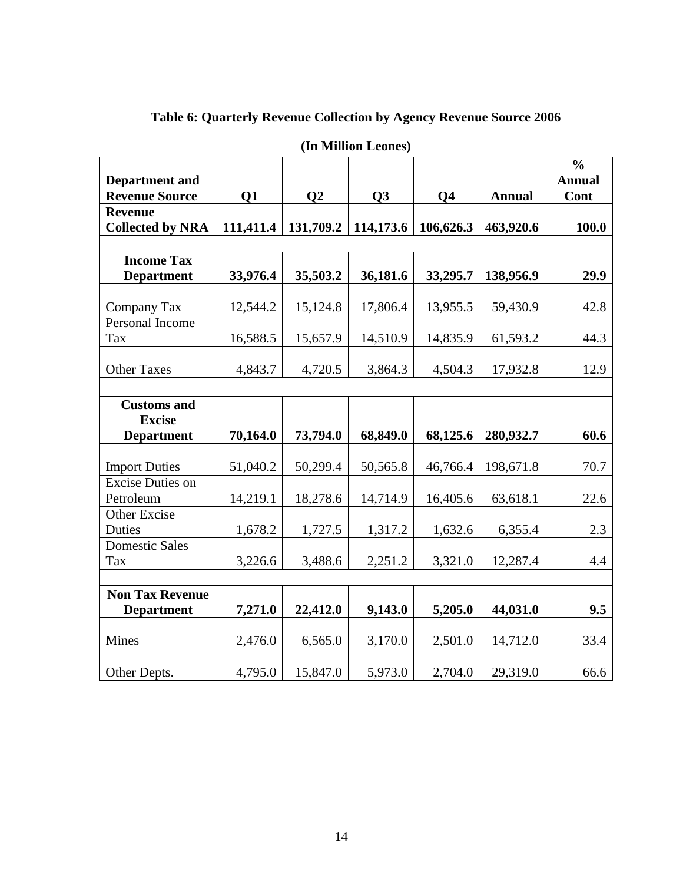**Table 6: Quarterly Revenue Collection by Agency Revenue Source 2006**

**(In Million Leones)**

| Department and Revenue Source | Q1 | Q2 | Q3 | Q4 | Annual | % Annual Cont |
|---|---|---|---|---|---|---|
| **Revenue Collected by NRA** | **111,411.4** | **131,709.2** | **114,173.6** | **106,626.3** | **463,920.6** | **100.0** |
| | | | | | | |
| **Income Tax Department** | **33,976.4** | **35,503.2** | **36,181.6** | **33,295.7** | **138,956.9** | **29.9** |
| Company Tax | 12,544.2 | 15,124.8 | 17,806.4 | 13,955.5 | 59,430.9 | 42.8 |
| Personal Income Tax | 16,588.5 | 15,657.9 | 14,510.9 | 14,835.9 | 61,593.2 | 44.3 |
| Other Taxes | 4,843.7 | 4,720.5 | 3,864.3 | 4,504.3 | 17,932.8 | 12.9 |
| | | | | | | |
| **Customs and Excise Department** | **70,164.0** | **73,794.0** | **68,849.0** | **68,125.6** | **280,932.7** | **60.6** |
| Import Duties | 51,040.2 | 50,299.4 | 50,565.8 | 46,766.4 | 198,671.8 | 70.7 |
| Excise Duties on Petroleum | 14,219.1 | 18,278.6 | 14,714.9 | 16,405.6 | 63,618.1 | 22.6 |
| Other Excise Duties | 1,678.2 | 1,727.5 | 1,317.2 | 1,632.6 | 6,355.4 | 2.3 |
| Domestic Sales Tax | 3,226.6 | 3,488.6 | 2,251.2 | 3,321.0 | 12,287.4 | 4.4 |
| | | | | | | |
| **Non Tax Revenue Department** | **7,271.0** | **22,412.0** | **9,143.0** | **5,205.0** | **44,031.0** | **9.5** |
| Mines | 2,476.0 | 6,565.0 | 3,170.0 | 2,501.0 | 14,712.0 | 33.4 |
| Other Depts. | 4,795.0 | 15,847.0 | 5,973.0 | 2,704.0 | 29,319.0 | 66.6 |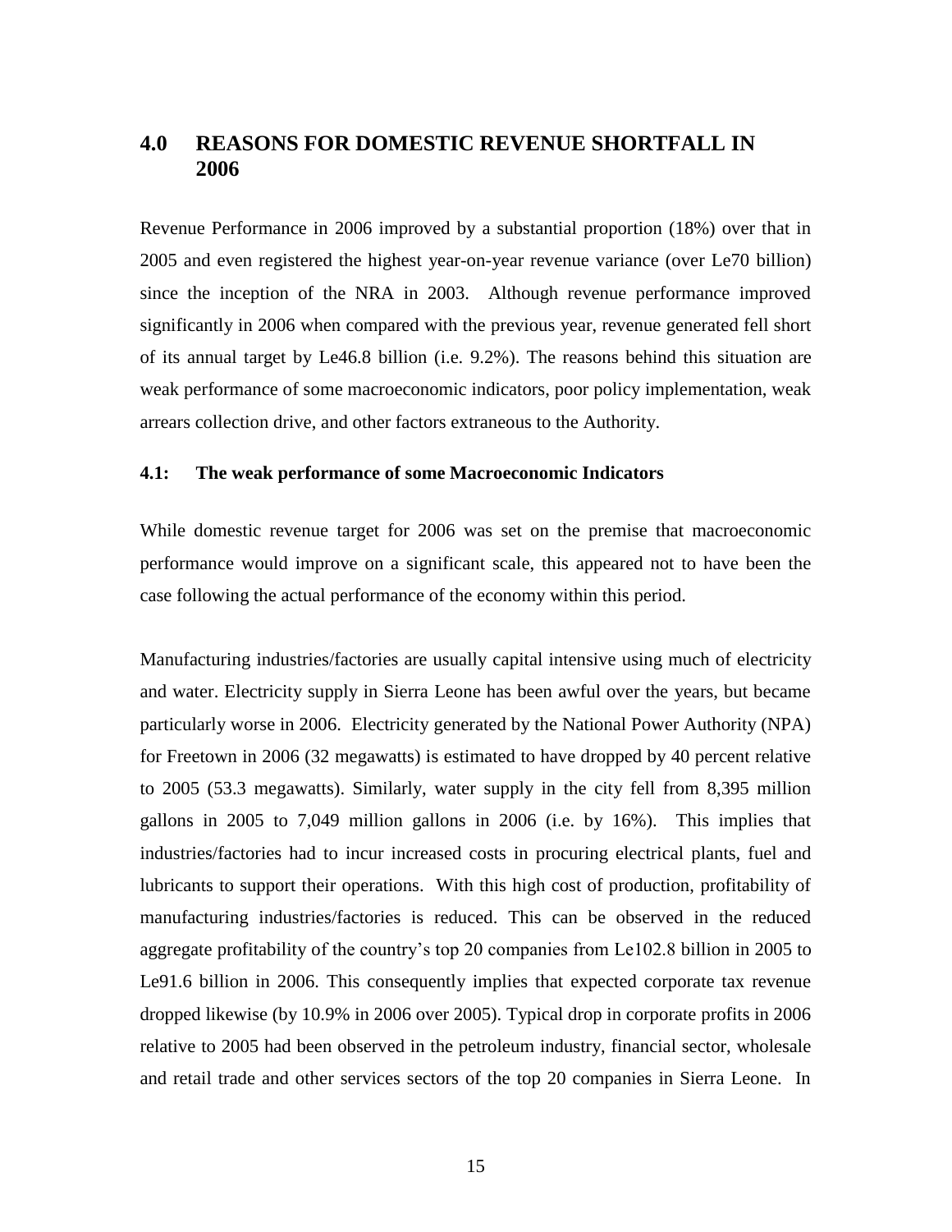## 4.0 REASONS FOR DOMESTIC REVENUE SHORTFALL IN 2006

Revenue Performance in 2006 improved by a substantial proportion (18%) over that in 2005 and even registered the highest year-on-year revenue variance (over Le70 billion) since the inception of the NRA in 2003. Although revenue performance improved significantly in 2006 when compared with the previous year, revenue generated fell short of its annual target by Le46.8 billion (i.e. 9.2%). The reasons behind this situation are weak performance of some macroeconomic indicators, poor policy implementation, weak arrears collection drive, and other factors extraneous to the Authority.

### 4.1: The weak performance of some Macroeconomic Indicators

While domestic revenue target for 2006 was set on the premise that macroeconomic performance would improve on a significant scale, this appeared not to have been the case following the actual performance of the economy within this period.

Manufacturing industries/factories are usually capital intensive using much of electricity and water. Electricity supply in Sierra Leone has been awful over the years, but became particularly worse in 2006. Electricity generated by the National Power Authority (NPA) for Freetown in 2006 (32 megawatts) is estimated to have dropped by 40 percent relative to 2005 (53.3 megawatts). Similarly, water supply in the city fell from 8,395 million gallons in 2005 to 7,049 million gallons in 2006 (i.e. by 16%). This implies that industries/factories had to incur increased costs in procuring electrical plants, fuel and lubricants to support their operations. With this high cost of production, profitability of manufacturing industries/factories is reduced. This can be observed in the reduced aggregate profitability of the country's top 20 companies from Le102.8 billion in 2005 to Le91.6 billion in 2006. This consequently implies that expected corporate tax revenue dropped likewise (by 10.9% in 2006 over 2005). Typical drop in corporate profits in 2006 relative to 2005 had been observed in the petroleum industry, financial sector, wholesale and retail trade and other services sectors of the top 20 companies in Sierra Leone. In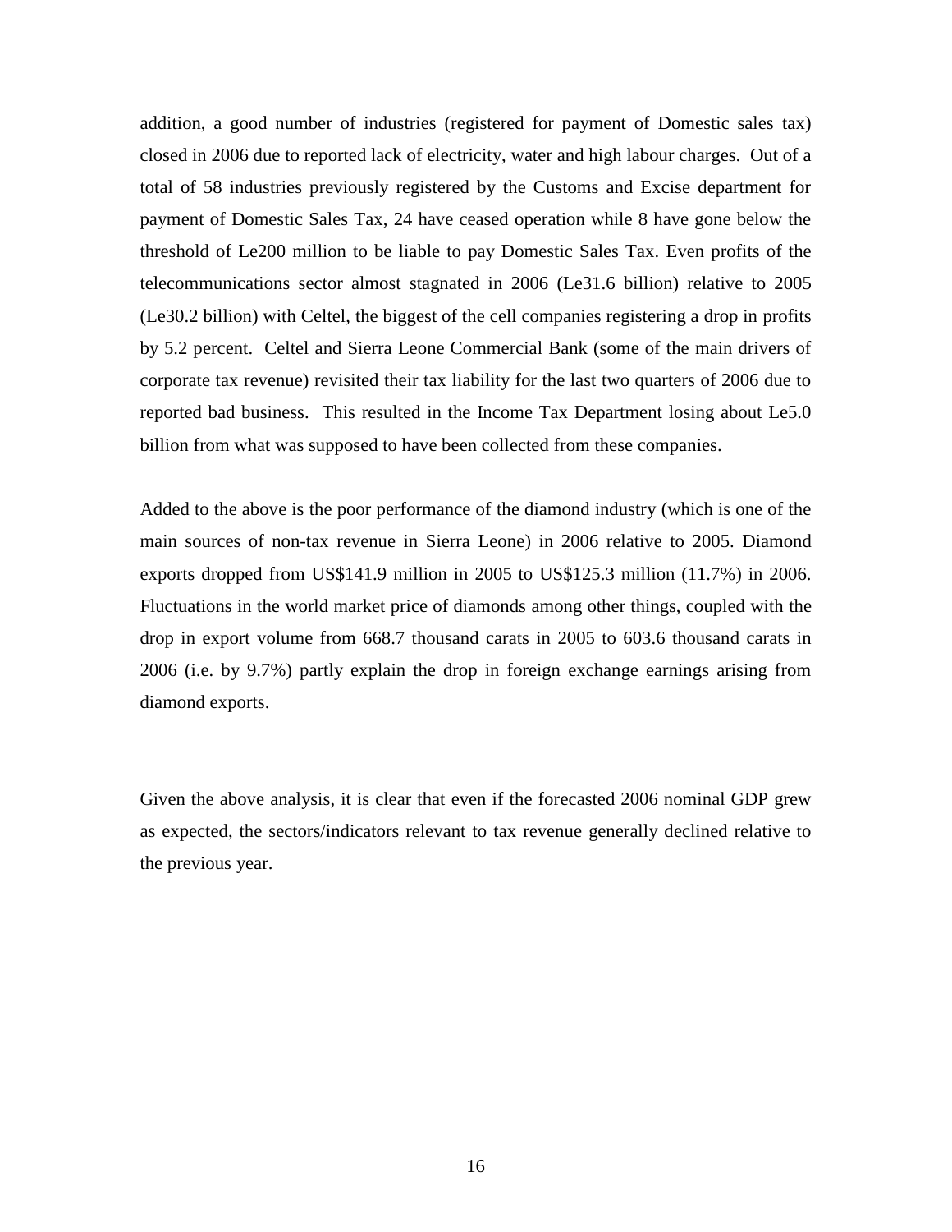addition, a good number of industries (registered for payment of Domestic sales tax) closed in 2006 due to reported lack of electricity, water and high labour charges. Out of a total of 58 industries previously registered by the Customs and Excise department for payment of Domestic Sales Tax, 24 have ceased operation while 8 have gone below the threshold of Le200 million to be liable to pay Domestic Sales Tax. Even profits of the telecommunications sector almost stagnated in 2006 (Le31.6 billion) relative to 2005 (Le30.2 billion) with Celtel, the biggest of the cell companies registering a drop in profits by 5.2 percent. Celtel and Sierra Leone Commercial Bank (some of the main drivers of corporate tax revenue) revisited their tax liability for the last two quarters of 2006 due to reported bad business. This resulted in the Income Tax Department losing about Le5.0 billion from what was supposed to have been collected from these companies.

Added to the above is the poor performance of the diamond industry (which is one of the main sources of non-tax revenue in Sierra Leone) in 2006 relative to 2005. Diamond exports dropped from US$141.9 million in 2005 to US$125.3 million (11.7%) in 2006. Fluctuations in the world market price of diamonds among other things, coupled with the drop in export volume from 668.7 thousand carats in 2005 to 603.6 thousand carats in 2006 (i.e. by 9.7%) partly explain the drop in foreign exchange earnings arising from diamond exports.

Given the above analysis, it is clear that even if the forecasted 2006 nominal GDP grew as expected, the sectors/indicators relevant to tax revenue generally declined relative to the previous year.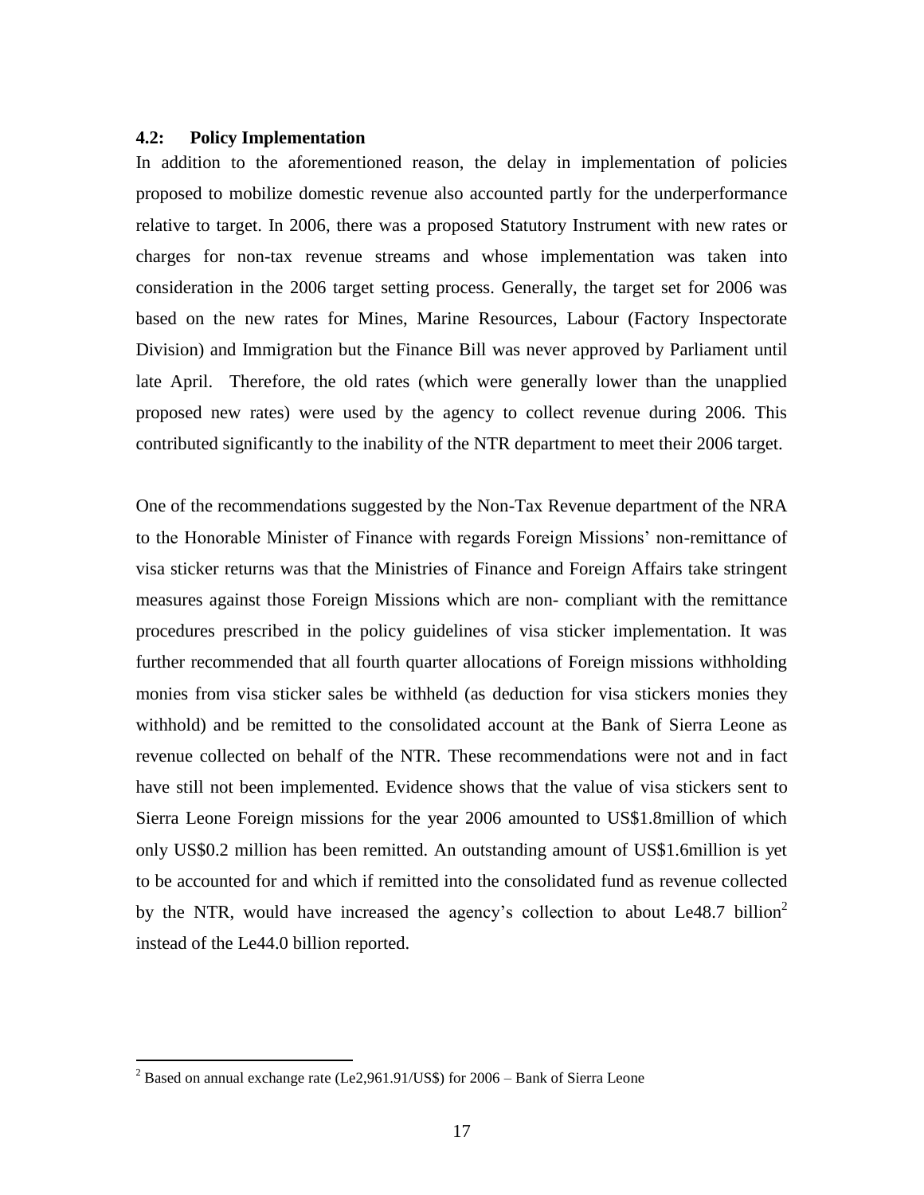### 4.2: Policy Implementation

In addition to the aforementioned reason, the delay in implementation of policies proposed to mobilize domestic revenue also accounted partly for the underperformance relative to target. In 2006, there was a proposed Statutory Instrument with new rates or charges for non-tax revenue streams and whose implementation was taken into consideration in the 2006 target setting process. Generally, the target set for 2006 was based on the new rates for Mines, Marine Resources, Labour (Factory Inspectorate Division) and Immigration but the Finance Bill was never approved by Parliament until late April. Therefore, the old rates (which were generally lower than the unapplied proposed new rates) were used by the agency to collect revenue during 2006. This contributed significantly to the inability of the NTR department to meet their 2006 target.

One of the recommendations suggested by the Non-Tax Revenue department of the NRA to the Honorable Minister of Finance with regards Foreign Missions' non-remittance of visa sticker returns was that the Ministries of Finance and Foreign Affairs take stringent measures against those Foreign Missions which are non- compliant with the remittance procedures prescribed in the policy guidelines of visa sticker implementation. It was further recommended that all fourth quarter allocations of Foreign missions withholding monies from visa sticker sales be withheld (as deduction for visa stickers monies they withhold) and be remitted to the consolidated account at the Bank of Sierra Leone as revenue collected on behalf of the NTR. These recommendations were not and in fact have still not been implemented. Evidence shows that the value of visa stickers sent to Sierra Leone Foreign missions for the year 2006 amounted to US$1.8million of which only US$0.2 million has been remitted. An outstanding amount of US$1.6million is yet to be accounted for and which if remitted into the consolidated fund as revenue collected by the NTR, would have increased the agency's collection to about Le48.7 billion[2] instead of the Le44.0 billion reported.

---

[2] Based on annual exchange rate (Le2,961.91/US$) for 2006 – Bank of Sierra Leone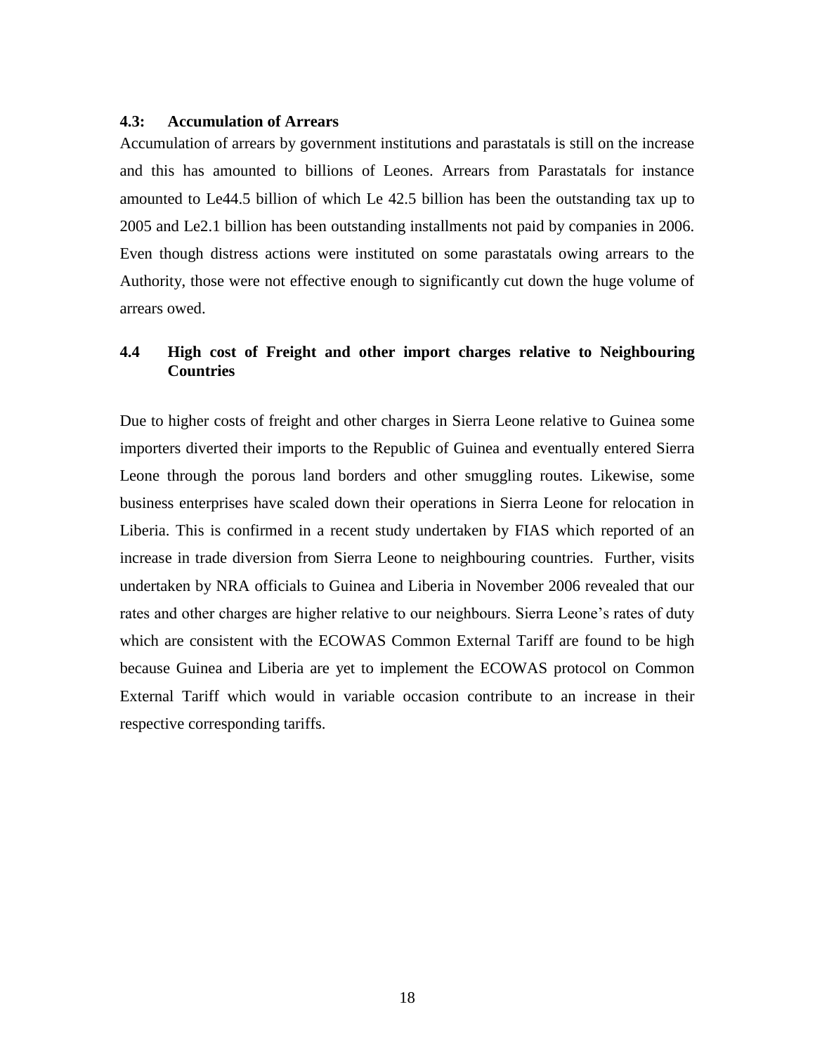### 4.3: Accumulation of Arrears

Accumulation of arrears by government institutions and parastatals is still on the increase and this has amounted to billions of Leones. Arrears from Parastatals for instance amounted to Le44.5 billion of which Le 42.5 billion has been the outstanding tax up to 2005 and Le2.1 billion has been outstanding installments not paid by companies in 2006. Even though distress actions were instituted on some parastatals owing arrears to the Authority, those were not effective enough to significantly cut down the huge volume of arrears owed.

### 4.4 High cost of Freight and other import charges relative to Neighbouring Countries

Due to higher costs of freight and other charges in Sierra Leone relative to Guinea some importers diverted their imports to the Republic of Guinea and eventually entered Sierra Leone through the porous land borders and other smuggling routes. Likewise, some business enterprises have scaled down their operations in Sierra Leone for relocation in Liberia. This is confirmed in a recent study undertaken by FIAS which reported of an increase in trade diversion from Sierra Leone to neighbouring countries. Further, visits undertaken by NRA officials to Guinea and Liberia in November 2006 revealed that our rates and other charges are higher relative to our neighbours. Sierra Leone's rates of duty which are consistent with the ECOWAS Common External Tariff are found to be high because Guinea and Liberia are yet to implement the ECOWAS protocol on Common External Tariff which would in variable occasion contribute to an increase in their respective corresponding tariffs.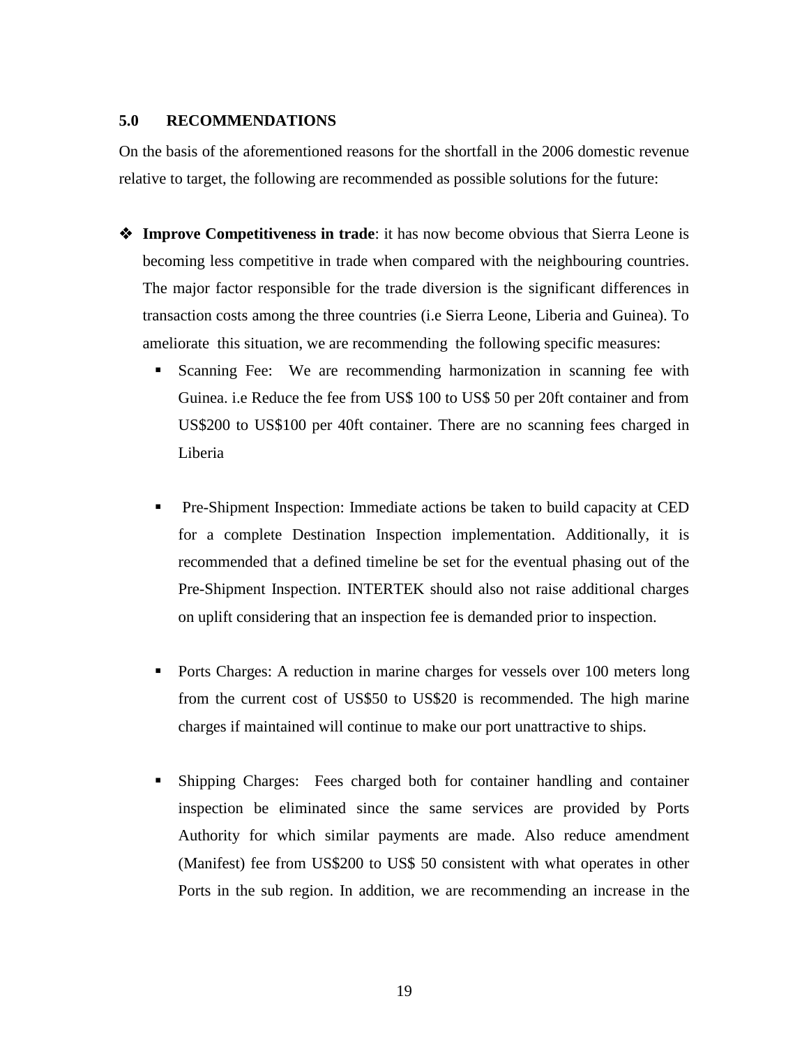## 5.0 RECOMMENDATIONS

On the basis of the aforementioned reasons for the shortfall in the 2006 domestic revenue relative to target, the following are recommended as possible solutions for the future:

- **Improve Competitiveness in trade**: it has now become obvious that Sierra Leone is becoming less competitive in trade when compared with the neighbouring countries. The major factor responsible for the trade diversion is the significant differences in transaction costs among the three countries (i.e Sierra Leone, Liberia and Guinea). To ameliorate this situation, we are recommending the following specific measures:
  - Scanning Fee: We are recommending harmonization in scanning fee with Guinea. i.e Reduce the fee from US$ 100 to US$ 50 per 20ft container and from US$200 to US$100 per 40ft container. There are no scanning fees charged in Liberia
  - Pre-Shipment Inspection: Immediate actions be taken to build capacity at CED for a complete Destination Inspection implementation. Additionally, it is recommended that a defined timeline be set for the eventual phasing out of the Pre-Shipment Inspection. INTERTEK should also not raise additional charges on uplift considering that an inspection fee is demanded prior to inspection.
  - Ports Charges: A reduction in marine charges for vessels over 100 meters long from the current cost of US$50 to US$20 is recommended. The high marine charges if maintained will continue to make our port unattractive to ships.
  - Shipping Charges: Fees charged both for container handling and container inspection be eliminated since the same services are provided by Ports Authority for which similar payments are made. Also reduce amendment (Manifest) fee from US$200 to US$ 50 consistent with what operates in other Ports in the sub region. In addition, we are recommending an increase in the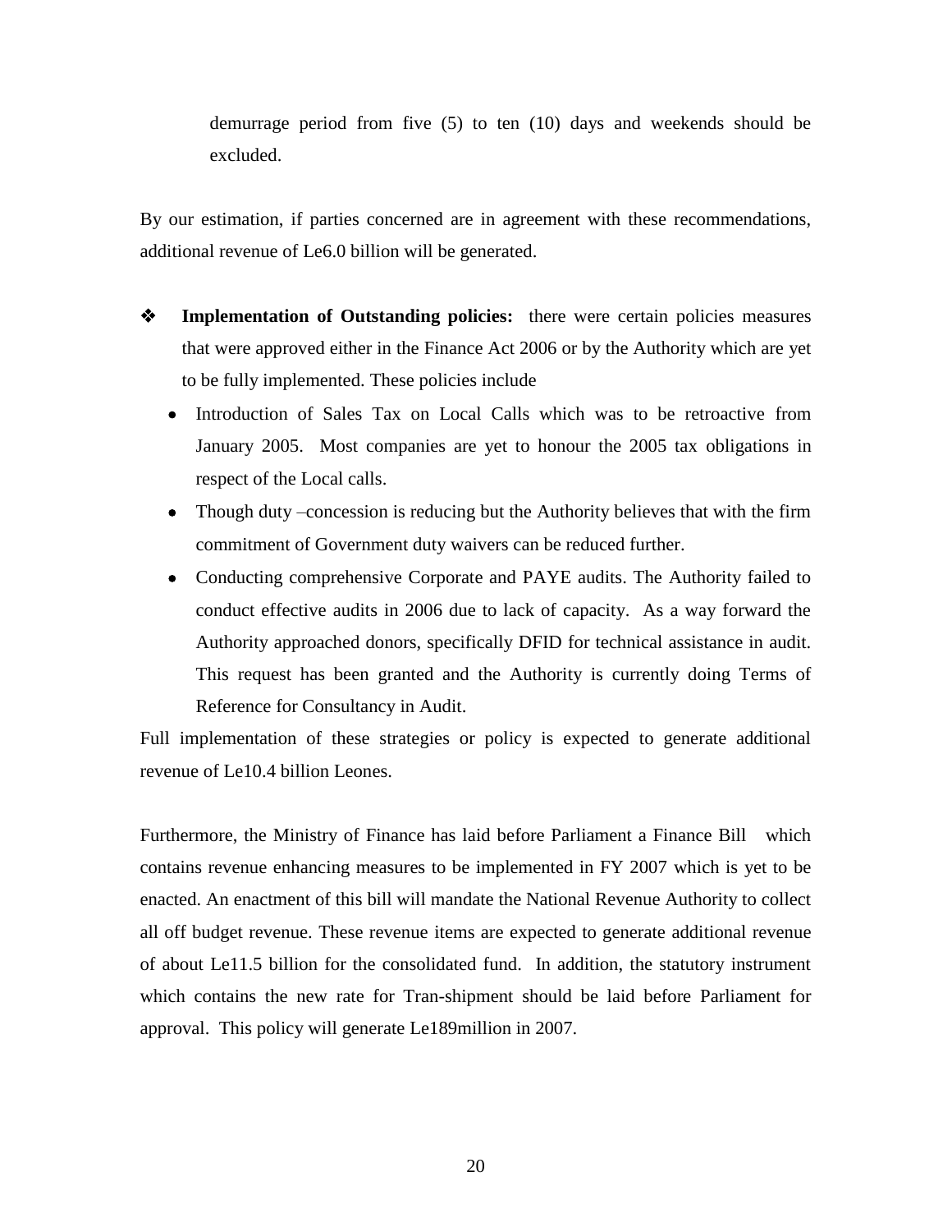demurrage period from five (5) to ten (10) days and weekends should be excluded.

By our estimation, if parties concerned are in agreement with these recommendations, additional revenue of Le6.0 billion will be generated.

- **Implementation of Outstanding policies:** there were certain policies measures that were approved either in the Finance Act 2006 or by the Authority which are yet to be fully implemented. These policies include
  - Introduction of Sales Tax on Local Calls which was to be retroactive from January 2005. Most companies are yet to honour the 2005 tax obligations in respect of the Local calls.
  - Though duty –concession is reducing but the Authority believes that with the firm commitment of Government duty waivers can be reduced further.
  - Conducting comprehensive Corporate and PAYE audits. The Authority failed to conduct effective audits in 2006 due to lack of capacity. As a way forward the Authority approached donors, specifically DFID for technical assistance in audit. This request has been granted and the Authority is currently doing Terms of Reference for Consultancy in Audit.

Full implementation of these strategies or policy is expected to generate additional revenue of Le10.4 billion Leones.

Furthermore, the Ministry of Finance has laid before Parliament a Finance Bill which contains revenue enhancing measures to be implemented in FY 2007 which is yet to be enacted. An enactment of this bill will mandate the National Revenue Authority to collect all off budget revenue. These revenue items are expected to generate additional revenue of about Le11.5 billion for the consolidated fund. In addition, the statutory instrument which contains the new rate for Tran-shipment should be laid before Parliament for approval. This policy will generate Le189million in 2007.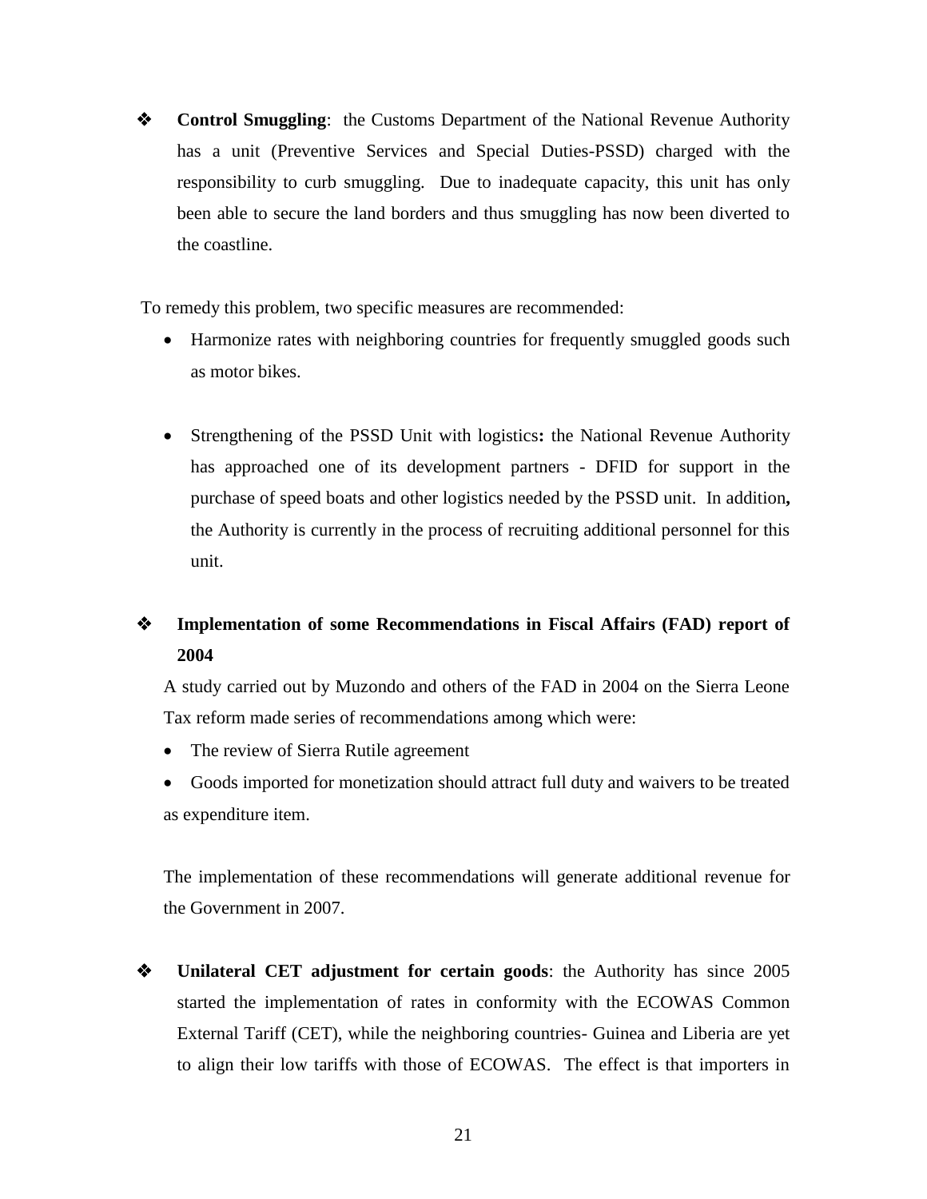- **Control Smuggling**: the Customs Department of the National Revenue Authority has a unit (Preventive Services and Special Duties-PSSD) charged with the responsibility to curb smuggling. Due to inadequate capacity, this unit has only been able to secure the land borders and thus smuggling has now been diverted to the coastline.

To remedy this problem, two specific measures are recommended:

  - Harmonize rates with neighboring countries for frequently smuggled goods such as motor bikes.

  - Strengthening of the PSSD Unit with logistics**:** the National Revenue Authority has approached one of its development partners - DFID for support in the purchase of speed boats and other logistics needed by the PSSD unit. In addition**,** the Authority is currently in the process of recruiting additional personnel for this unit.

- **Implementation of some Recommendations in Fiscal Affairs (FAD) report of 2004**

  A study carried out by Muzondo and others of the FAD in 2004 on the Sierra Leone Tax reform made series of recommendations among which were:

  - The review of Sierra Rutile agreement
  - Goods imported for monetization should attract full duty and waivers to be treated as expenditure item.

  The implementation of these recommendations will generate additional revenue for the Government in 2007.

- **Unilateral CET adjustment for certain goods**: the Authority has since 2005 started the implementation of rates in conformity with the ECOWAS Common External Tariff (CET), while the neighboring countries- Guinea and Liberia are yet to align their low tariffs with those of ECOWAS. The effect is that importers in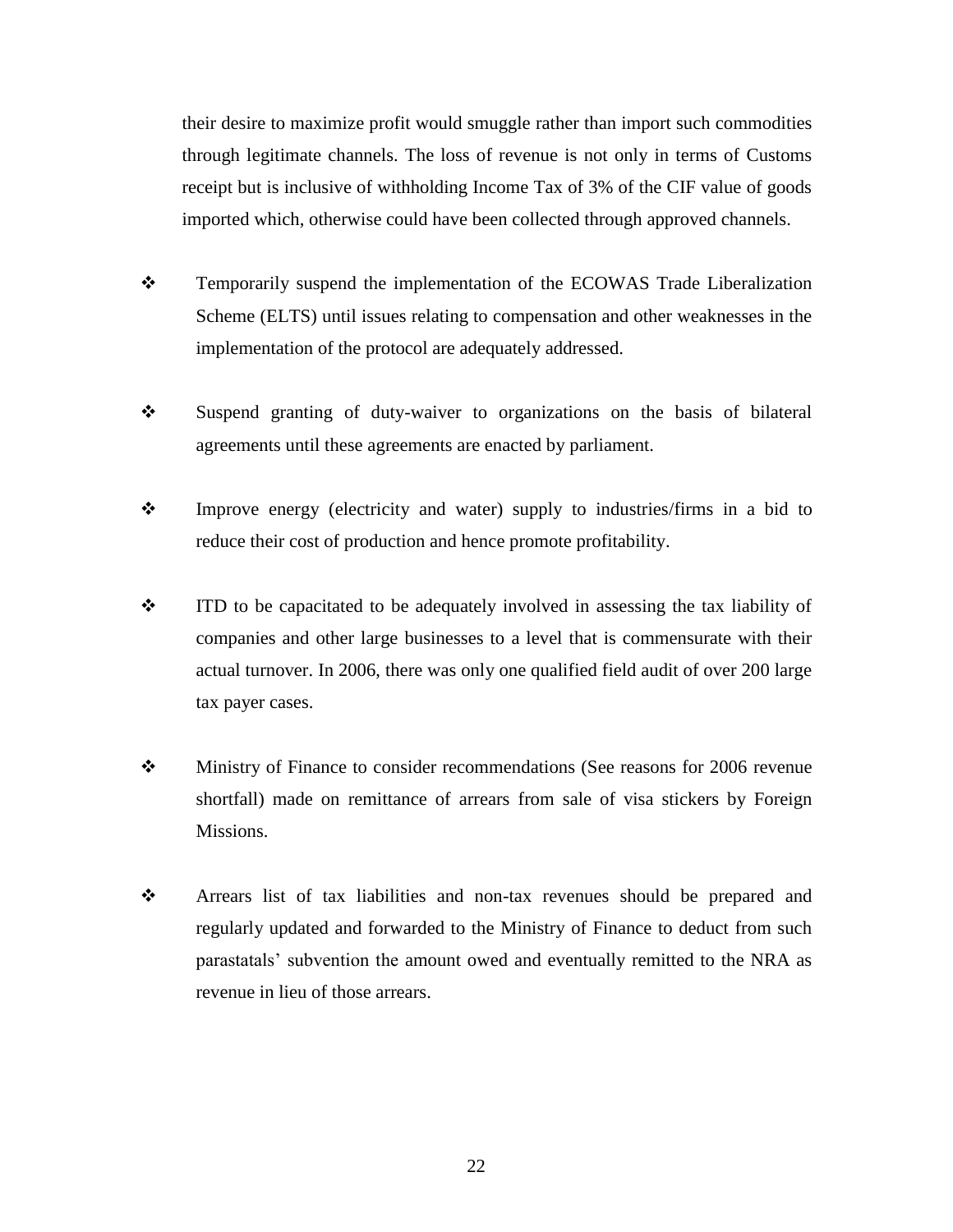their desire to maximize profit would smuggle rather than import such commodities through legitimate channels. The loss of revenue is not only in terms of Customs receipt but is inclusive of withholding Income Tax of 3% of the CIF value of goods imported which, otherwise could have been collected through approved channels.

- Temporarily suspend the implementation of the ECOWAS Trade Liberalization Scheme (ELTS) until issues relating to compensation and other weaknesses in the implementation of the protocol are adequately addressed.

- Suspend granting of duty-waiver to organizations on the basis of bilateral agreements until these agreements are enacted by parliament.

- Improve energy (electricity and water) supply to industries/firms in a bid to reduce their cost of production and hence promote profitability.

- ITD to be capacitated to be adequately involved in assessing the tax liability of companies and other large businesses to a level that is commensurate with their actual turnover. In 2006, there was only one qualified field audit of over 200 large tax payer cases.

- Ministry of Finance to consider recommendations (See reasons for 2006 revenue shortfall) made on remittance of arrears from sale of visa stickers by Foreign Missions.

- Arrears list of tax liabilities and non-tax revenues should be prepared and regularly updated and forwarded to the Ministry of Finance to deduct from such parastatals' subvention the amount owed and eventually remitted to the NRA as revenue in lieu of those arrears.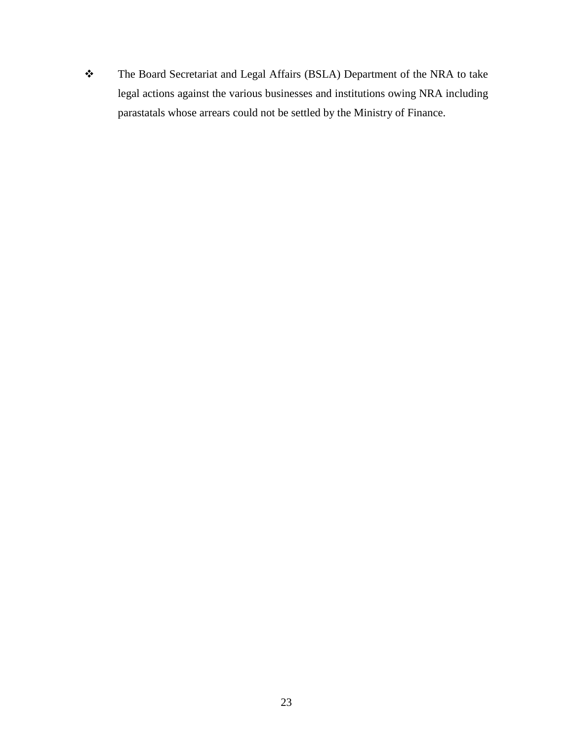- The Board Secretariat and Legal Affairs (BSLA) Department of the NRA to take legal actions against the various businesses and institutions owing NRA including parastatals whose arrears could not be settled by the Ministry of Finance.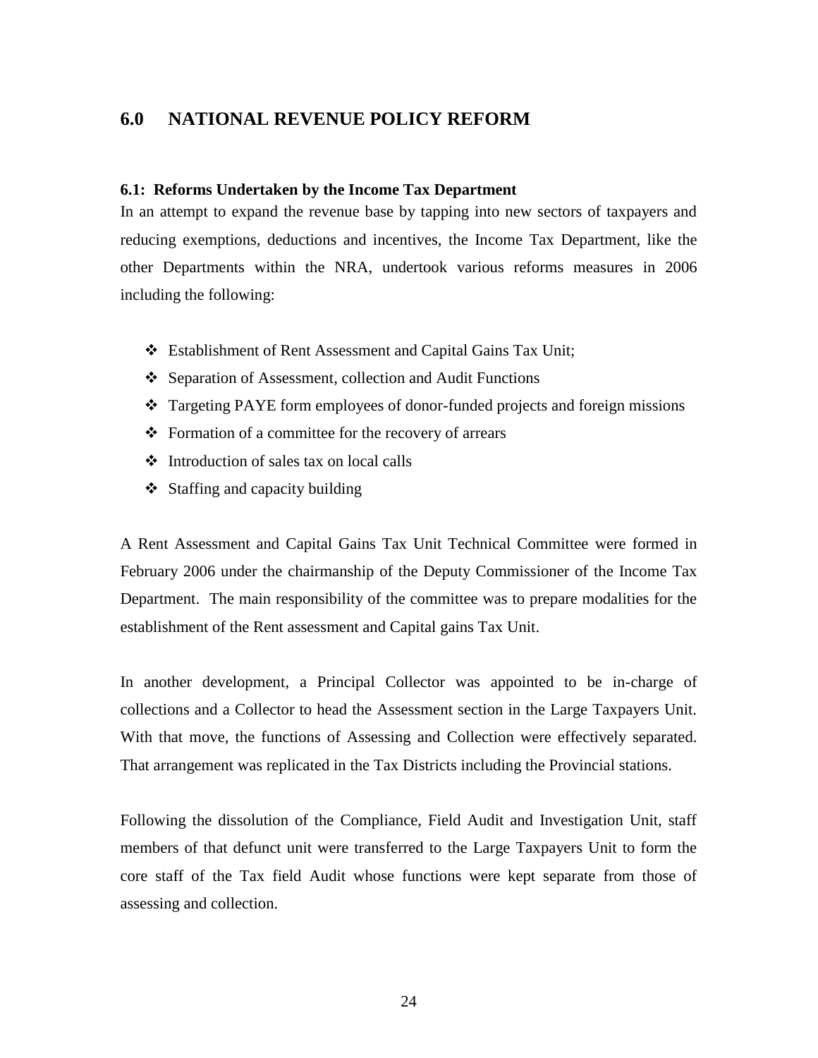## 6.0 NATIONAL REVENUE POLICY REFORM

### 6.1: Reforms Undertaken by the Income Tax Department

In an attempt to expand the revenue base by tapping into new sectors of taxpayers and reducing exemptions, deductions and incentives, the Income Tax Department, like the other Departments within the NRA, undertook various reforms measures in 2006 including the following:

- Establishment of Rent Assessment and Capital Gains Tax Unit;
- Separation of Assessment, collection and Audit Functions
- Targeting PAYE form employees of donor-funded projects and foreign missions
- Formation of a committee for the recovery of arrears
- Introduction of sales tax on local calls
- Staffing and capacity building

A Rent Assessment and Capital Gains Tax Unit Technical Committee were formed in February 2006 under the chairmanship of the Deputy Commissioner of the Income Tax Department. The main responsibility of the committee was to prepare modalities for the establishment of the Rent assessment and Capital gains Tax Unit.

In another development, a Principal Collector was appointed to be in-charge of collections and a Collector to head the Assessment section in the Large Taxpayers Unit. With that move, the functions of Assessing and Collection were effectively separated. That arrangement was replicated in the Tax Districts including the Provincial stations.

Following the dissolution of the Compliance, Field Audit and Investigation Unit, staff members of that defunct unit were transferred to the Large Taxpayers Unit to form the core staff of the Tax field Audit whose functions were kept separate from those of assessing and collection.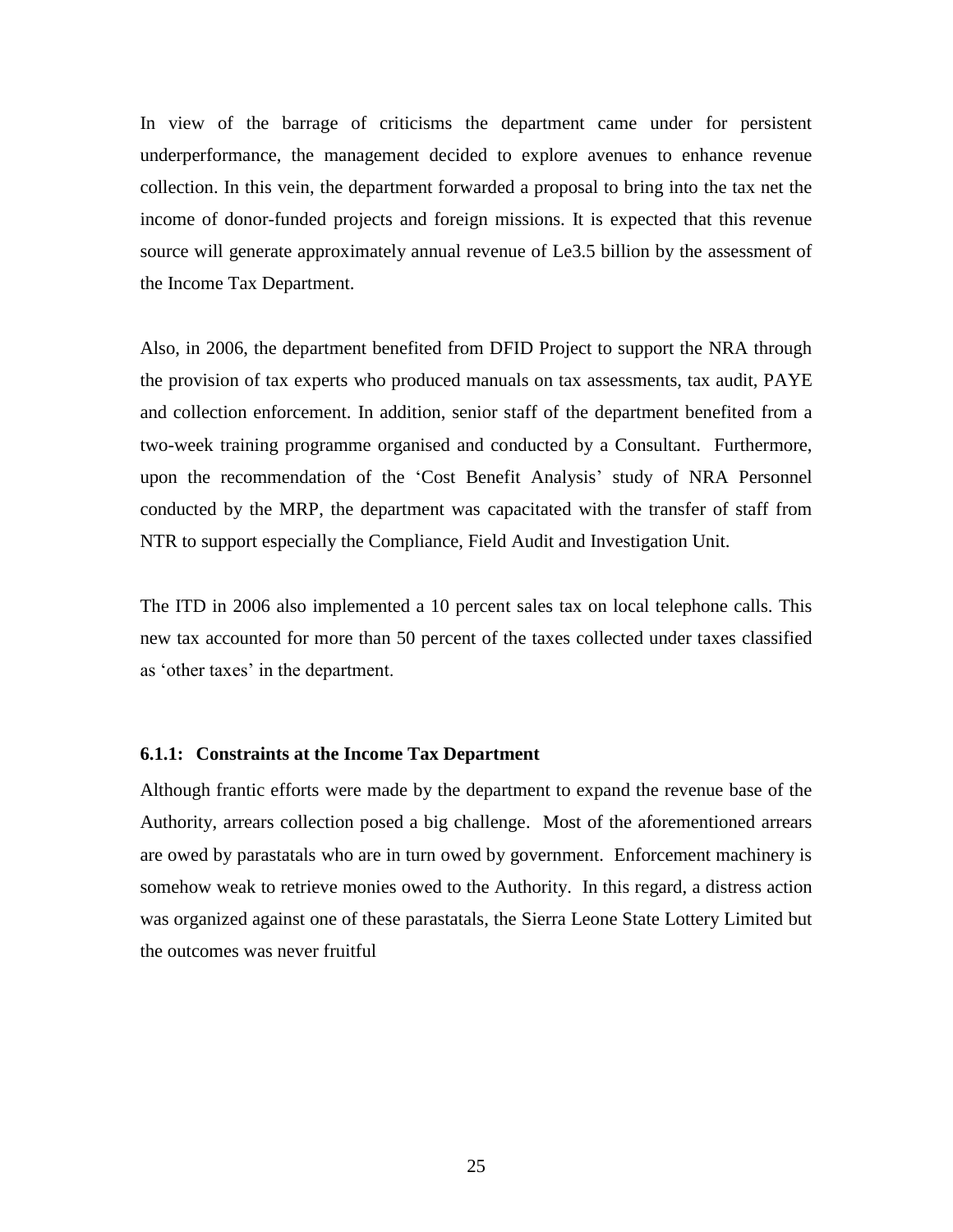In view of the barrage of criticisms the department came under for persistent underperformance, the management decided to explore avenues to enhance revenue collection. In this vein, the department forwarded a proposal to bring into the tax net the income of donor-funded projects and foreign missions. It is expected that this revenue source will generate approximately annual revenue of Le3.5 billion by the assessment of the Income Tax Department.

Also, in 2006, the department benefited from DFID Project to support the NRA through the provision of tax experts who produced manuals on tax assessments, tax audit, PAYE and collection enforcement. In addition, senior staff of the department benefited from a two-week training programme organised and conducted by a Consultant. Furthermore, upon the recommendation of the 'Cost Benefit Analysis' study of NRA Personnel conducted by the MRP, the department was capacitated with the transfer of staff from NTR to support especially the Compliance, Field Audit and Investigation Unit.

The ITD in 2006 also implemented a 10 percent sales tax on local telephone calls. This new tax accounted for more than 50 percent of the taxes collected under taxes classified as 'other taxes' in the department.

#### 6.1.1: Constraints at the Income Tax Department

Although frantic efforts were made by the department to expand the revenue base of the Authority, arrears collection posed a big challenge. Most of the aforementioned arrears are owed by parastatals who are in turn owed by government. Enforcement machinery is somehow weak to retrieve monies owed to the Authority. In this regard, a distress action was organized against one of these parastatals, the Sierra Leone State Lottery Limited but the outcomes was never fruitful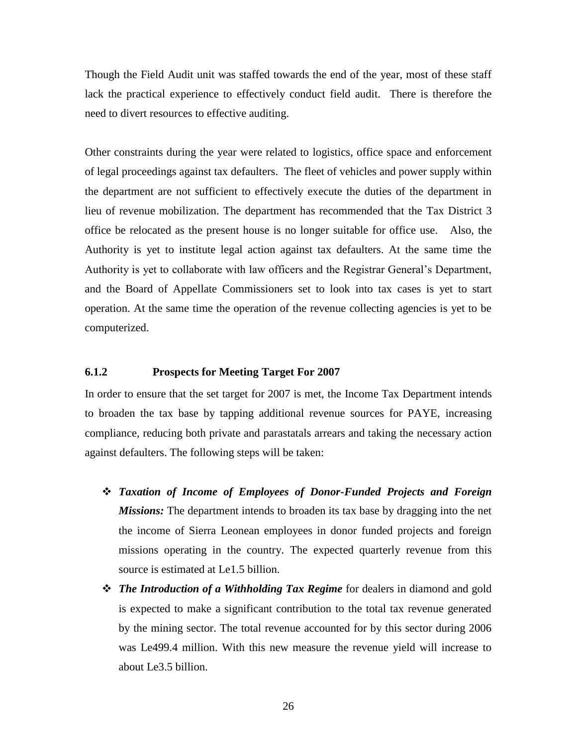Though the Field Audit unit was staffed towards the end of the year, most of these staff lack the practical experience to effectively conduct field audit. There is therefore the need to divert resources to effective auditing.

Other constraints during the year were related to logistics, office space and enforcement of legal proceedings against tax defaulters. The fleet of vehicles and power supply within the department are not sufficient to effectively execute the duties of the department in lieu of revenue mobilization. The department has recommended that the Tax District 3 office be relocated as the present house is no longer suitable for office use. Also, the Authority is yet to institute legal action against tax defaulters. At the same time the Authority is yet to collaborate with law officers and the Registrar General's Department, and the Board of Appellate Commissioners set to look into tax cases is yet to start operation. At the same time the operation of the revenue collecting agencies is yet to be computerized.

### 6.1.2 Prospects for Meeting Target For 2007

In order to ensure that the set target for 2007 is met, the Income Tax Department intends to broaden the tax base by tapping additional revenue sources for PAYE, increasing compliance, reducing both private and parastatals arrears and taking the necessary action against defaulters. The following steps will be taken:

- ***Taxation of Income of Employees of Donor-Funded Projects and Foreign Missions:*** The department intends to broaden its tax base by dragging into the net the income of Sierra Leonean employees in donor funded projects and foreign missions operating in the country. The expected quarterly revenue from this source is estimated at Le1.5 billion.
- ***The Introduction of a Withholding Tax Regime*** for dealers in diamond and gold is expected to make a significant contribution to the total tax revenue generated by the mining sector. The total revenue accounted for by this sector during 2006 was Le499.4 million. With this new measure the revenue yield will increase to about Le3.5 billion.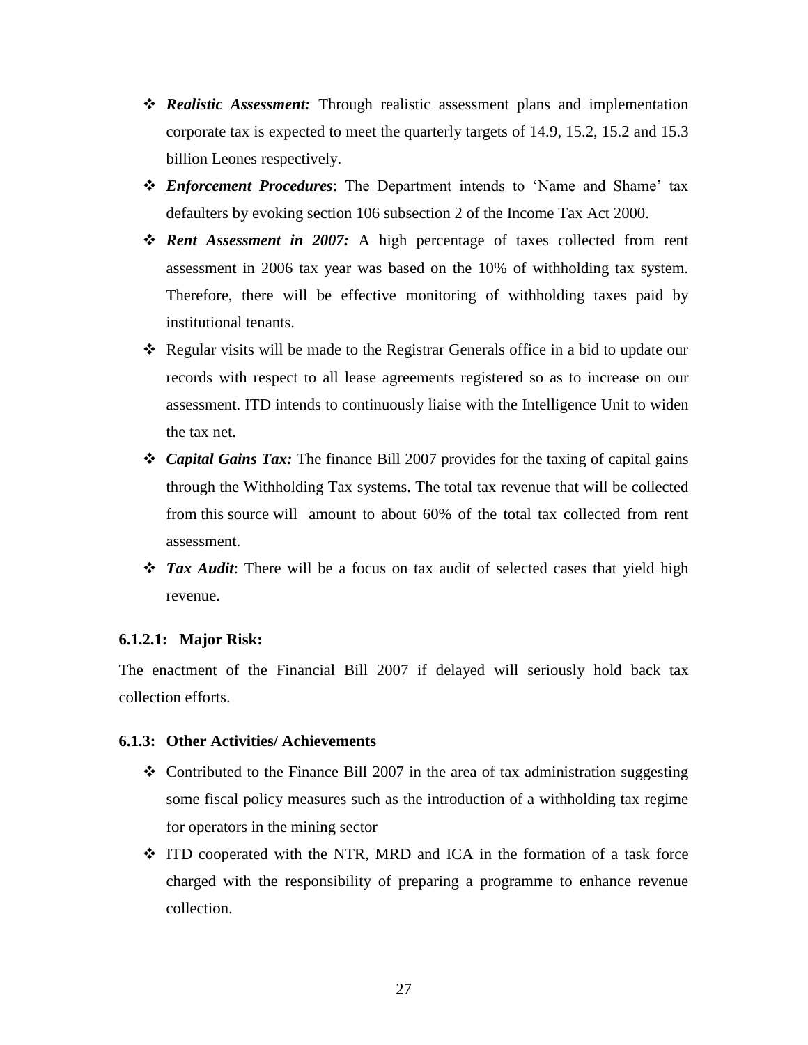- ***Realistic Assessment:*** Through realistic assessment plans and implementation corporate tax is expected to meet the quarterly targets of 14.9, 15.2, 15.2 and 15.3 billion Leones respectively.
- ***Enforcement Procedures***: The Department intends to 'Name and Shame' tax defaulters by evoking section 106 subsection 2 of the Income Tax Act 2000.
- ***Rent Assessment in 2007:*** A high percentage of taxes collected from rent assessment in 2006 tax year was based on the 10% of withholding tax system. Therefore, there will be effective monitoring of withholding taxes paid by institutional tenants.
- Regular visits will be made to the Registrar Generals office in a bid to update our records with respect to all lease agreements registered so as to increase on our assessment. ITD intends to continuously liaise with the Intelligence Unit to widen the tax net.
- ***Capital Gains Tax:*** The finance Bill 2007 provides for the taxing of capital gains through the Withholding Tax systems. The total tax revenue that will be collected from this source will amount to about 60% of the total tax collected from rent assessment.
- ***Tax Audit***: There will be a focus on tax audit of selected cases that yield high revenue.

#### 6.1.2.1: Major Risk:

The enactment of the Financial Bill 2007 if delayed will seriously hold back tax collection efforts.

### 6.1.3: Other Activities/ Achievements

- Contributed to the Finance Bill 2007 in the area of tax administration suggesting some fiscal policy measures such as the introduction of a withholding tax regime for operators in the mining sector
- ITD cooperated with the NTR, MRD and ICA in the formation of a task force charged with the responsibility of preparing a programme to enhance revenue collection.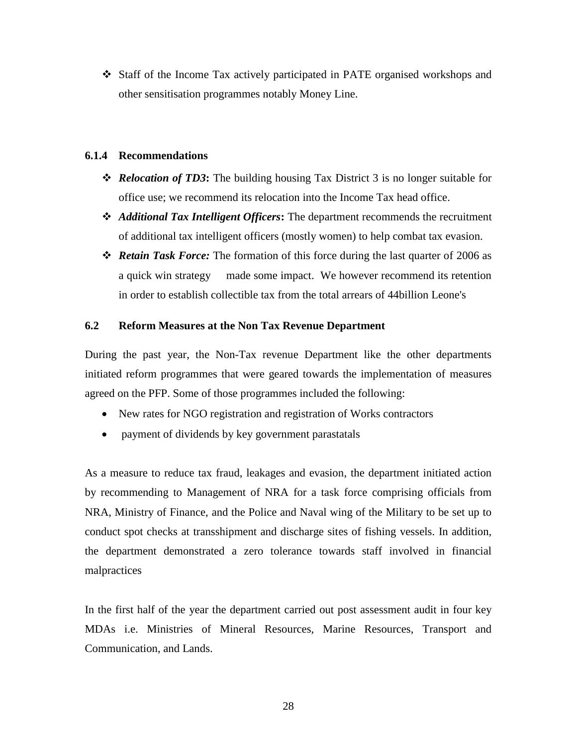- Staff of the Income Tax actively participated in PATE organised workshops and other sensitisation programmes notably Money Line.

### 6.1.4 Recommendations

- ***Relocation of TD3*:** The building housing Tax District 3 is no longer suitable for office use; we recommend its relocation into the Income Tax head office.
- ***Additional Tax Intelligent Officers*:** The department recommends the recruitment of additional tax intelligent officers (mostly women) to help combat tax evasion.
- ***Retain Task Force:*** The formation of this force during the last quarter of 2006 as a quick win strategy made some impact. We however recommend its retention in order to establish collectible tax from the total arrears of 44billion Leone's

## 6.2 Reform Measures at the Non Tax Revenue Department

During the past year, the Non-Tax revenue Department like the other departments initiated reform programmes that were geared towards the implementation of measures agreed on the PFP. Some of those programmes included the following:

- New rates for NGO registration and registration of Works contractors
- payment of dividends by key government parastatals

As a measure to reduce tax fraud, leakages and evasion, the department initiated action by recommending to Management of NRA for a task force comprising officials from NRA, Ministry of Finance, and the Police and Naval wing of the Military to be set up to conduct spot checks at transshipment and discharge sites of fishing vessels. In addition, the department demonstrated a zero tolerance towards staff involved in financial malpractices

In the first half of the year the department carried out post assessment audit in four key MDAs i.e. Ministries of Mineral Resources, Marine Resources, Transport and Communication, and Lands.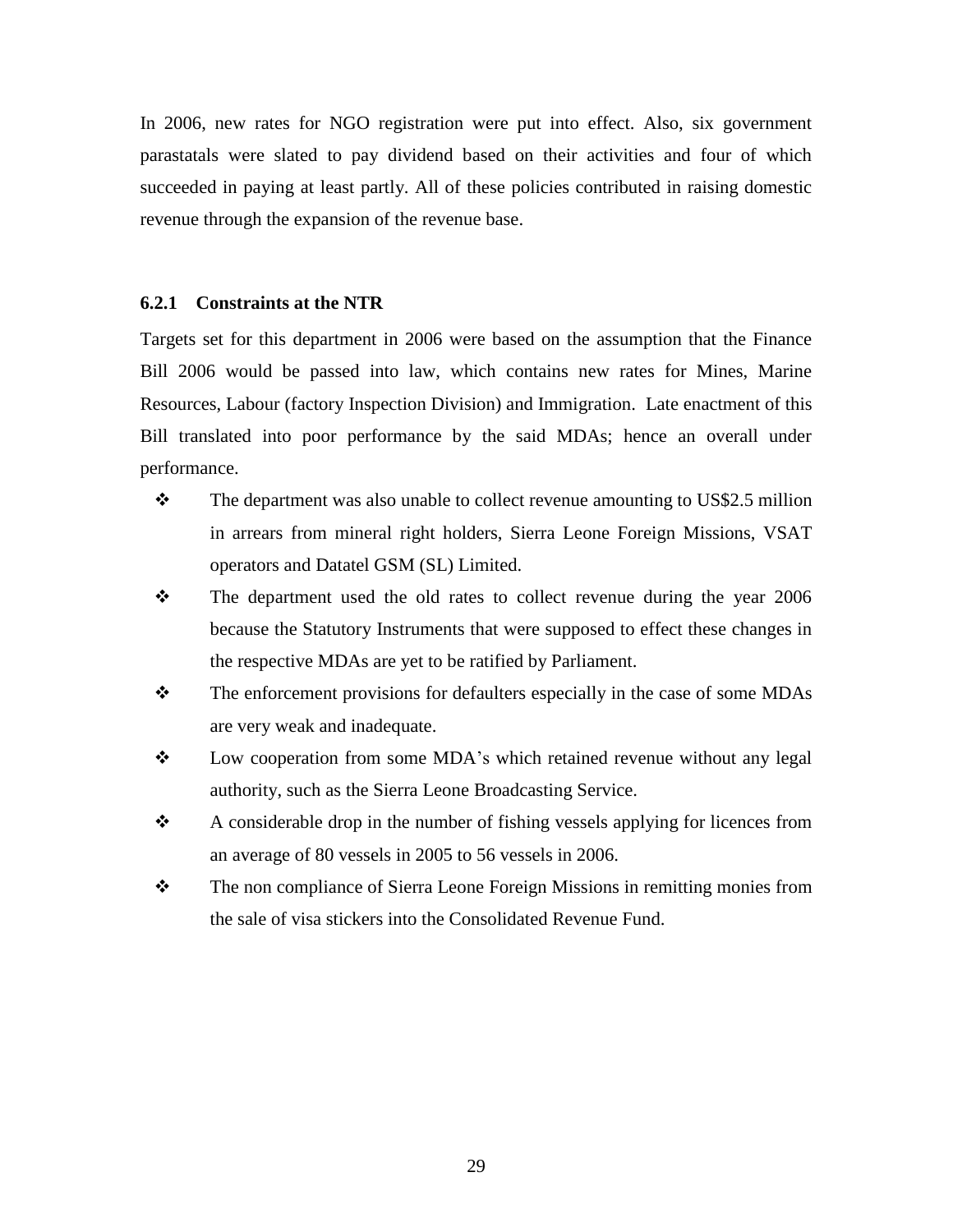In 2006, new rates for NGO registration were put into effect. Also, six government parastatals were slated to pay dividend based on their activities and four of which succeeded in paying at least partly. All of these policies contributed in raising domestic revenue through the expansion of the revenue base.

### 6.2.1 Constraints at the NTR

Targets set for this department in 2006 were based on the assumption that the Finance Bill 2006 would be passed into law, which contains new rates for Mines, Marine Resources, Labour (factory Inspection Division) and Immigration. Late enactment of this Bill translated into poor performance by the said MDAs; hence an overall under performance.

- The department was also unable to collect revenue amounting to US$2.5 million in arrears from mineral right holders, Sierra Leone Foreign Missions, VSAT operators and Datatel GSM (SL) Limited.
- The department used the old rates to collect revenue during the year 2006 because the Statutory Instruments that were supposed to effect these changes in the respective MDAs are yet to be ratified by Parliament.
- The enforcement provisions for defaulters especially in the case of some MDAs are very weak and inadequate.
- Low cooperation from some MDA's which retained revenue without any legal authority, such as the Sierra Leone Broadcasting Service.
- A considerable drop in the number of fishing vessels applying for licences from an average of 80 vessels in 2005 to 56 vessels in 2006.
- The non compliance of Sierra Leone Foreign Missions in remitting monies from the sale of visa stickers into the Consolidated Revenue Fund.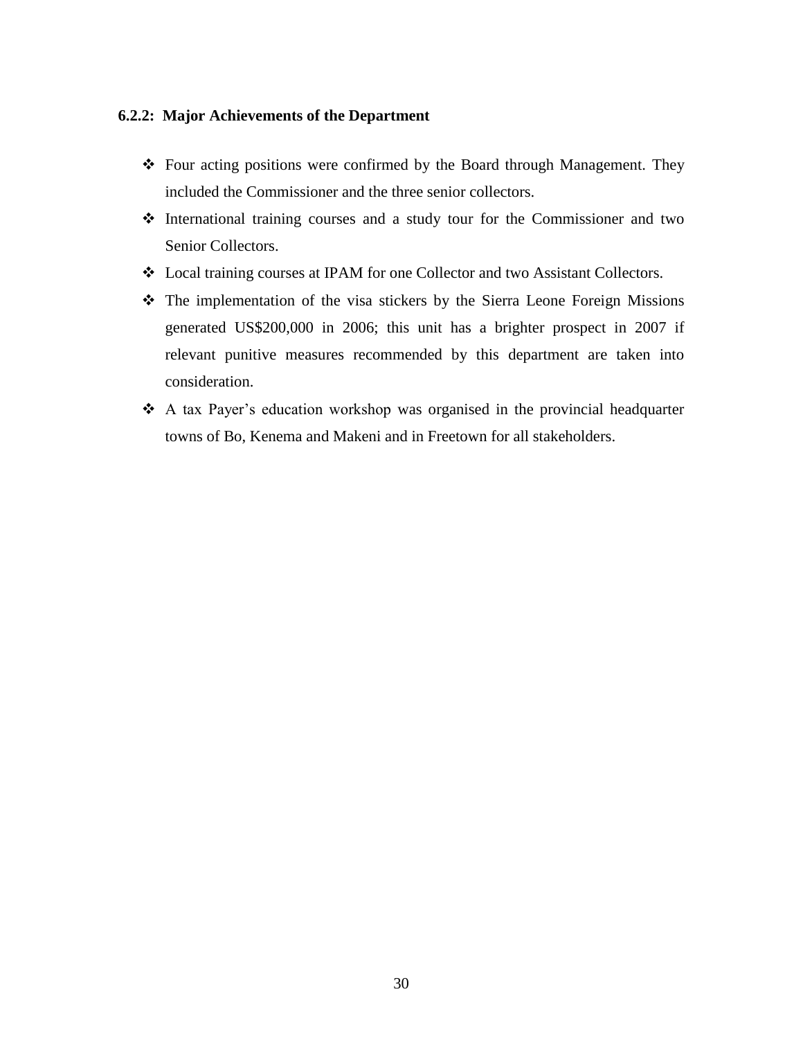### 6.2.2: Major Achievements of the Department

- Four acting positions were confirmed by the Board through Management. They included the Commissioner and the three senior collectors.
- International training courses and a study tour for the Commissioner and two Senior Collectors.
- Local training courses at IPAM for one Collector and two Assistant Collectors.
- The implementation of the visa stickers by the Sierra Leone Foreign Missions generated US$200,000 in 2006; this unit has a brighter prospect in 2007 if relevant punitive measures recommended by this department are taken into consideration.
- A tax Payer's education workshop was organised in the provincial headquarter towns of Bo, Kenema and Makeni and in Freetown for all stakeholders.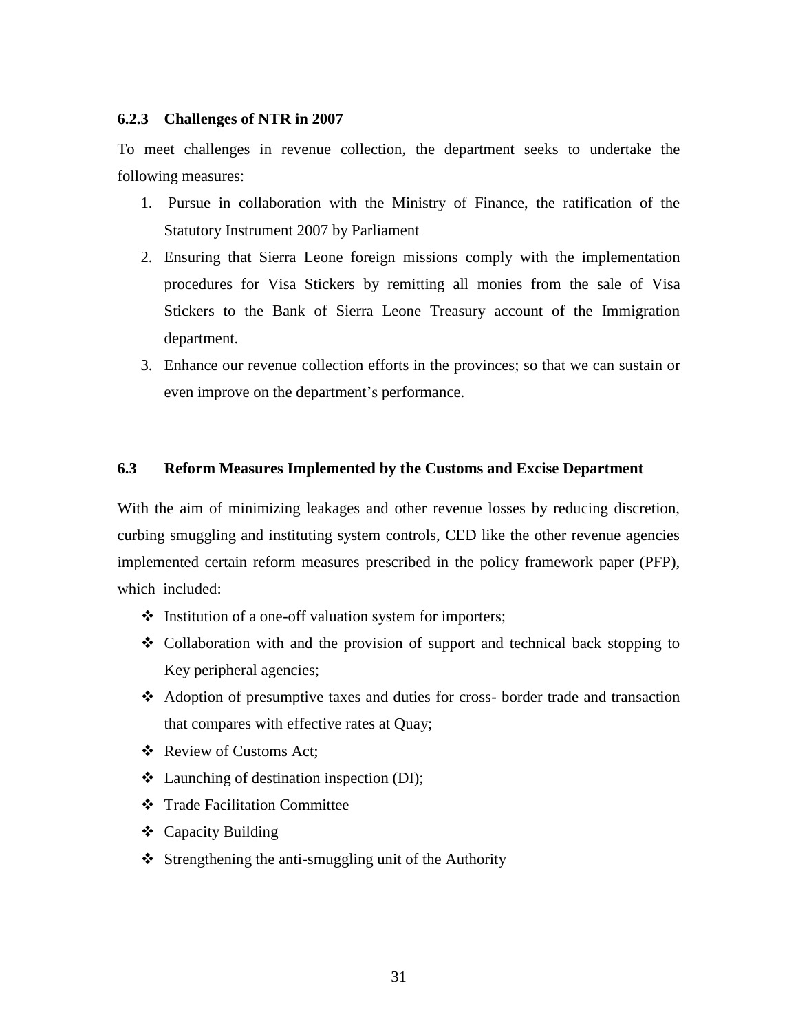### 6.2.3 Challenges of NTR in 2007

To meet challenges in revenue collection, the department seeks to undertake the following measures:

1. Pursue in collaboration with the Ministry of Finance, the ratification of the Statutory Instrument 2007 by Parliament
2. Ensuring that Sierra Leone foreign missions comply with the implementation procedures for Visa Stickers by remitting all monies from the sale of Visa Stickers to the Bank of Sierra Leone Treasury account of the Immigration department.
3. Enhance our revenue collection efforts in the provinces; so that we can sustain or even improve on the department's performance.

## 6.3 Reform Measures Implemented by the Customs and Excise Department

With the aim of minimizing leakages and other revenue losses by reducing discretion, curbing smuggling and instituting system controls, CED like the other revenue agencies implemented certain reform measures prescribed in the policy framework paper (PFP), which included:

- Institution of a one-off valuation system for importers;
- Collaboration with and the provision of support and technical back stopping to Key peripheral agencies;
- Adoption of presumptive taxes and duties for cross- border trade and transaction that compares with effective rates at Quay;
- Review of Customs Act;
- Launching of destination inspection (DI);
- Trade Facilitation Committee
- Capacity Building
- Strengthening the anti-smuggling unit of the Authority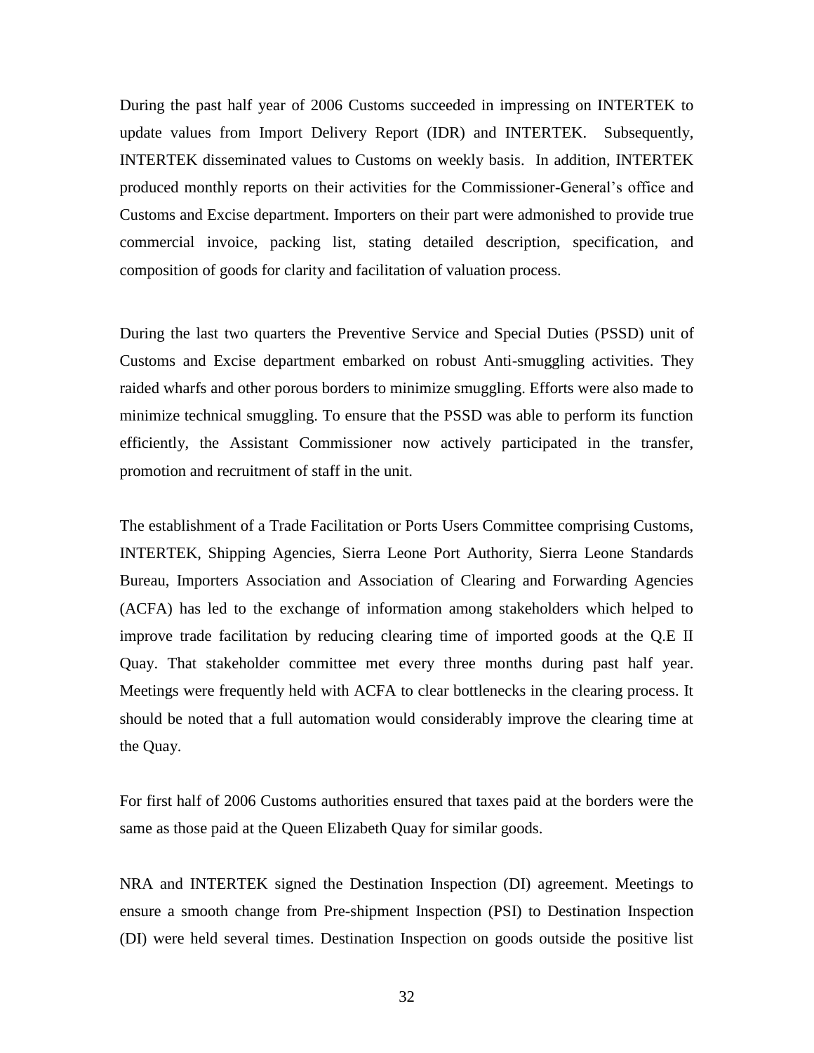During the past half year of 2006 Customs succeeded in impressing on INTERTEK to update values from Import Delivery Report (IDR) and INTERTEK. Subsequently, INTERTEK disseminated values to Customs on weekly basis. In addition, INTERTEK produced monthly reports on their activities for the Commissioner-General's office and Customs and Excise department. Importers on their part were admonished to provide true commercial invoice, packing list, stating detailed description, specification, and composition of goods for clarity and facilitation of valuation process.

During the last two quarters the Preventive Service and Special Duties (PSSD) unit of Customs and Excise department embarked on robust Anti-smuggling activities. They raided wharfs and other porous borders to minimize smuggling. Efforts were also made to minimize technical smuggling. To ensure that the PSSD was able to perform its function efficiently, the Assistant Commissioner now actively participated in the transfer, promotion and recruitment of staff in the unit.

The establishment of a Trade Facilitation or Ports Users Committee comprising Customs, INTERTEK, Shipping Agencies, Sierra Leone Port Authority, Sierra Leone Standards Bureau, Importers Association and Association of Clearing and Forwarding Agencies (ACFA) has led to the exchange of information among stakeholders which helped to improve trade facilitation by reducing clearing time of imported goods at the Q.E II Quay. That stakeholder committee met every three months during past half year. Meetings were frequently held with ACFA to clear bottlenecks in the clearing process. It should be noted that a full automation would considerably improve the clearing time at the Quay.

For first half of 2006 Customs authorities ensured that taxes paid at the borders were the same as those paid at the Queen Elizabeth Quay for similar goods.

NRA and INTERTEK signed the Destination Inspection (DI) agreement. Meetings to ensure a smooth change from Pre-shipment Inspection (PSI) to Destination Inspection (DI) were held several times. Destination Inspection on goods outside the positive list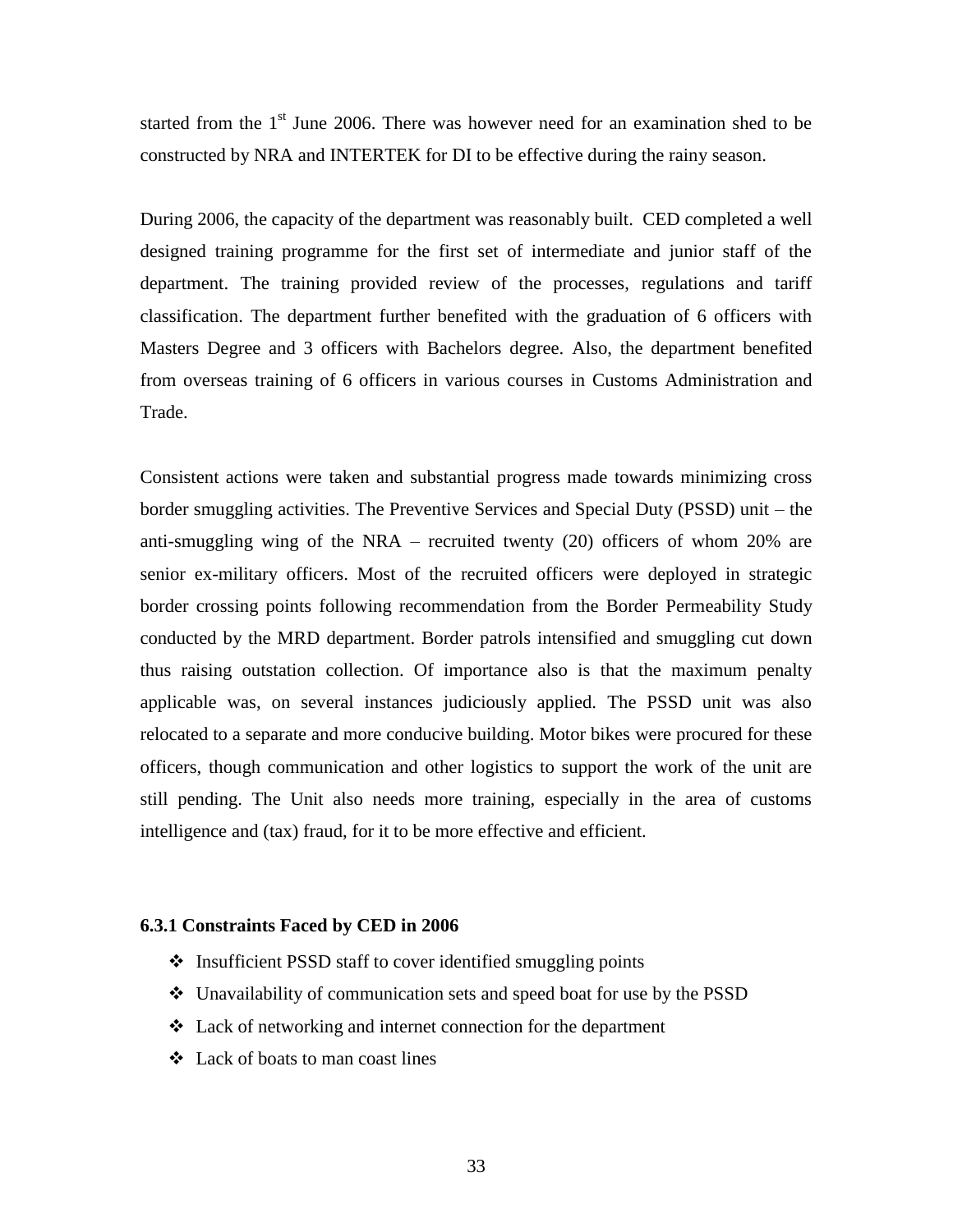started from the 1st June 2006. There was however need for an examination shed to be constructed by NRA and INTERTEK for DI to be effective during the rainy season.

During 2006, the capacity of the department was reasonably built. CED completed a well designed training programme for the first set of intermediate and junior staff of the department. The training provided review of the processes, regulations and tariff classification. The department further benefited with the graduation of 6 officers with Masters Degree and 3 officers with Bachelors degree. Also, the department benefited from overseas training of 6 officers in various courses in Customs Administration and Trade.

Consistent actions were taken and substantial progress made towards minimizing cross border smuggling activities. The Preventive Services and Special Duty (PSSD) unit – the anti-smuggling wing of the NRA – recruited twenty (20) officers of whom 20% are senior ex-military officers. Most of the recruited officers were deployed in strategic border crossing points following recommendation from the Border Permeability Study conducted by the MRD department. Border patrols intensified and smuggling cut down thus raising outstation collection. Of importance also is that the maximum penalty applicable was, on several instances judiciously applied. The PSSD unit was also relocated to a separate and more conducive building. Motor bikes were procured for these officers, though communication and other logistics to support the work of the unit are still pending. The Unit also needs more training, especially in the area of customs intelligence and (tax) fraud, for it to be more effective and efficient.

### 6.3.1 Constraints Faced by CED in 2006

- Insufficient PSSD staff to cover identified smuggling points
- Unavailability of communication sets and speed boat for use by the PSSD
- Lack of networking and internet connection for the department
- Lack of boats to man coast lines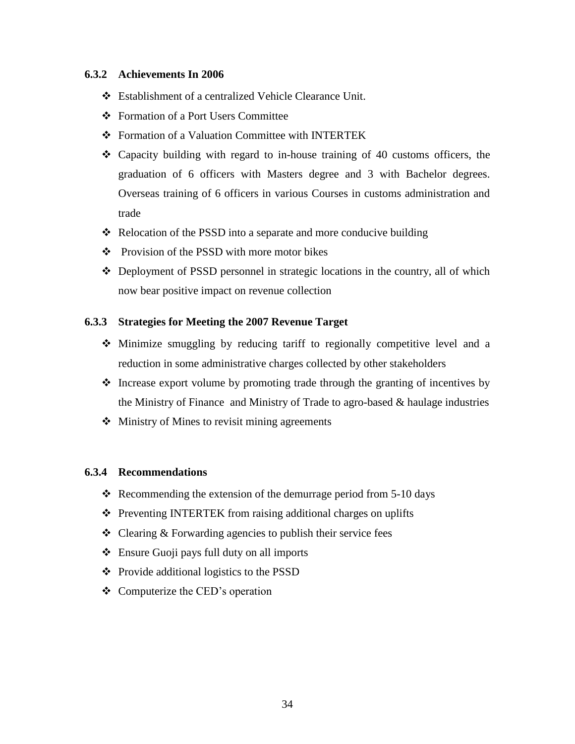### 6.3.2 Achievements In 2006

- Establishment of a centralized Vehicle Clearance Unit.
- Formation of a Port Users Committee
- Formation of a Valuation Committee with INTERTEK
- Capacity building with regard to in-house training of 40 customs officers, the graduation of 6 officers with Masters degree and 3 with Bachelor degrees. Overseas training of 6 officers in various Courses in customs administration and trade
- Relocation of the PSSD into a separate and more conducive building
- Provision of the PSSD with more motor bikes
- Deployment of PSSD personnel in strategic locations in the country, all of which now bear positive impact on revenue collection

### 6.3.3 Strategies for Meeting the 2007 Revenue Target

- Minimize smuggling by reducing tariff to regionally competitive level and a reduction in some administrative charges collected by other stakeholders
- Increase export volume by promoting trade through the granting of incentives by the Ministry of Finance and Ministry of Trade to agro-based & haulage industries
- Ministry of Mines to revisit mining agreements

### 6.3.4 Recommendations

- Recommending the extension of the demurrage period from 5-10 days
- Preventing INTERTEK from raising additional charges on uplifts
- Clearing & Forwarding agencies to publish their service fees
- Ensure Guoji pays full duty on all imports
- Provide additional logistics to the PSSD
- Computerize the CED's operation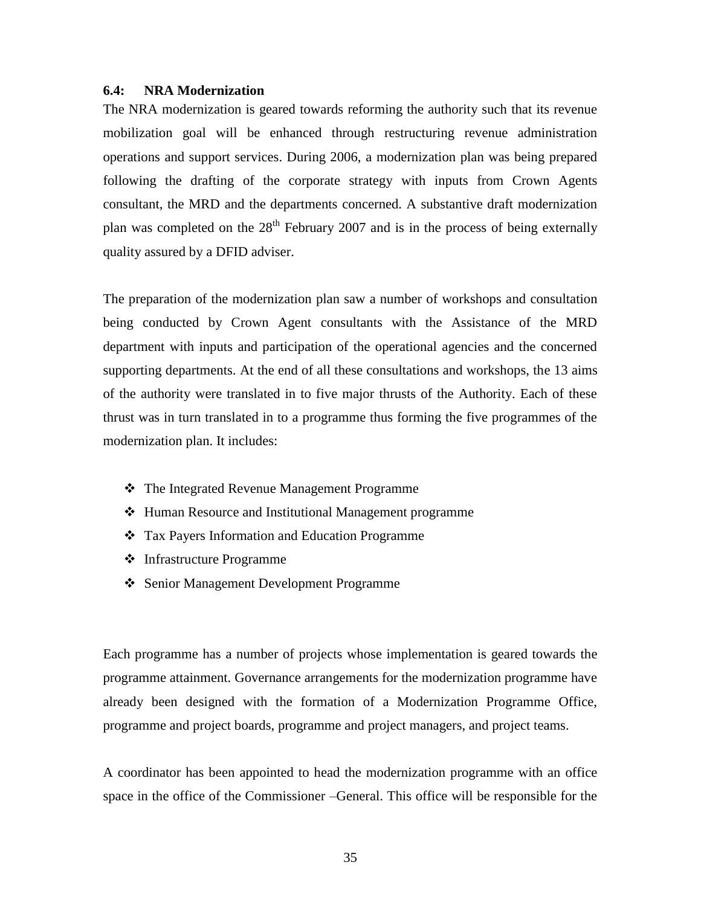### 6.4: NRA Modernization

The NRA modernization is geared towards reforming the authority such that its revenue mobilization goal will be enhanced through restructuring revenue administration operations and support services. During 2006, a modernization plan was being prepared following the drafting of the corporate strategy with inputs from Crown Agents consultant, the MRD and the departments concerned. A substantive draft modernization plan was completed on the 28th February 2007 and is in the process of being externally quality assured by a DFID adviser.

The preparation of the modernization plan saw a number of workshops and consultation being conducted by Crown Agent consultants with the Assistance of the MRD department with inputs and participation of the operational agencies and the concerned supporting departments. At the end of all these consultations and workshops, the 13 aims of the authority were translated in to five major thrusts of the Authority. Each of these thrust was in turn translated in to a programme thus forming the five programmes of the modernization plan. It includes:

- The Integrated Revenue Management Programme
- Human Resource and Institutional Management programme
- Tax Payers Information and Education Programme
- Infrastructure Programme
- Senior Management Development Programme

Each programme has a number of projects whose implementation is geared towards the programme attainment. Governance arrangements for the modernization programme have already been designed with the formation of a Modernization Programme Office, programme and project boards, programme and project managers, and project teams.

A coordinator has been appointed to head the modernization programme with an office space in the office of the Commissioner –General. This office will be responsible for the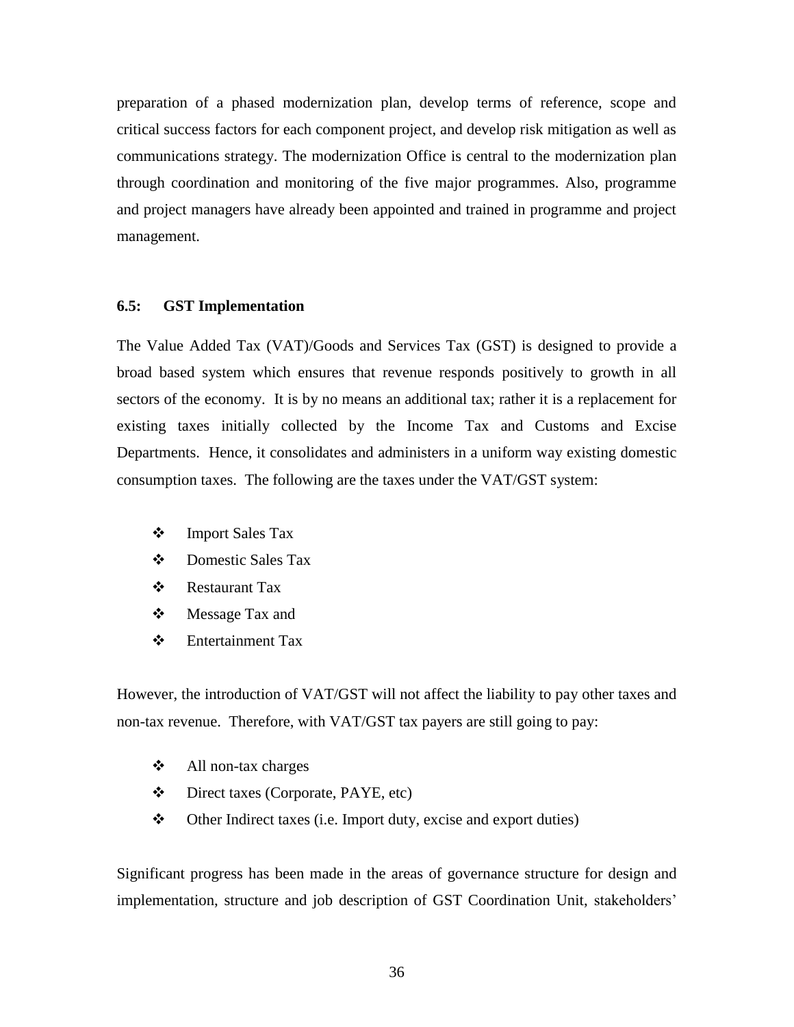preparation of a phased modernization plan, develop terms of reference, scope and critical success factors for each component project, and develop risk mitigation as well as communications strategy. The modernization Office is central to the modernization plan through coordination and monitoring of the five major programmes. Also, programme and project managers have already been appointed and trained in programme and project management.

### 6.5: GST Implementation

The Value Added Tax (VAT)/Goods and Services Tax (GST) is designed to provide a broad based system which ensures that revenue responds positively to growth in all sectors of the economy. It is by no means an additional tax; rather it is a replacement for existing taxes initially collected by the Income Tax and Customs and Excise Departments. Hence, it consolidates and administers in a uniform way existing domestic consumption taxes. The following are the taxes under the VAT/GST system:

- Import Sales Tax
- Domestic Sales Tax
- Restaurant Tax
- Message Tax and
- Entertainment Tax

However, the introduction of VAT/GST will not affect the liability to pay other taxes and non-tax revenue. Therefore, with VAT/GST tax payers are still going to pay:

- All non-tax charges
- Direct taxes (Corporate, PAYE, etc)
- Other Indirect taxes (i.e. Import duty, excise and export duties)

Significant progress has been made in the areas of governance structure for design and implementation, structure and job description of GST Coordination Unit, stakeholders'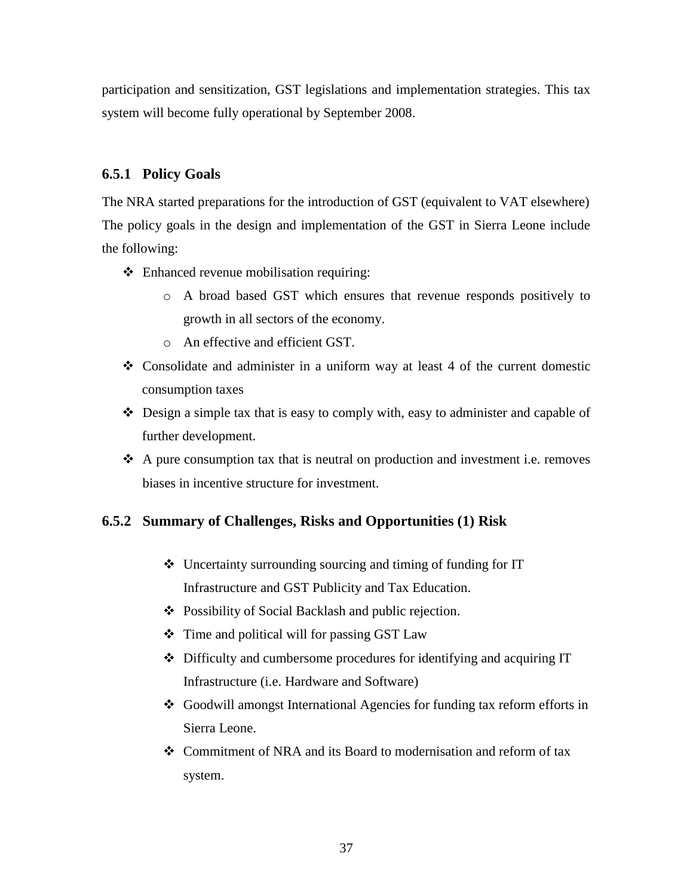participation and sensitization, GST legislations and implementation strategies. This tax system will become fully operational by September 2008.

### 6.5.1 Policy Goals

The NRA started preparations for the introduction of GST (equivalent to VAT elsewhere) The policy goals in the design and implementation of the GST in Sierra Leone include the following:

- Enhanced revenue mobilisation requiring:
  - A broad based GST which ensures that revenue responds positively to growth in all sectors of the economy.
  - An effective and efficient GST.
- Consolidate and administer in a uniform way at least 4 of the current domestic consumption taxes
- Design a simple tax that is easy to comply with, easy to administer and capable of further development.
- A pure consumption tax that is neutral on production and investment i.e. removes biases in incentive structure for investment.

### 6.5.2 Summary of Challenges, Risks and Opportunities (1) Risk

- Uncertainty surrounding sourcing and timing of funding for IT Infrastructure and GST Publicity and Tax Education.
- Possibility of Social Backlash and public rejection.
- Time and political will for passing GST Law
- Difficulty and cumbersome procedures for identifying and acquiring IT Infrastructure (i.e. Hardware and Software)
- Goodwill amongst International Agencies for funding tax reform efforts in Sierra Leone.
- Commitment of NRA and its Board to modernisation and reform of tax system.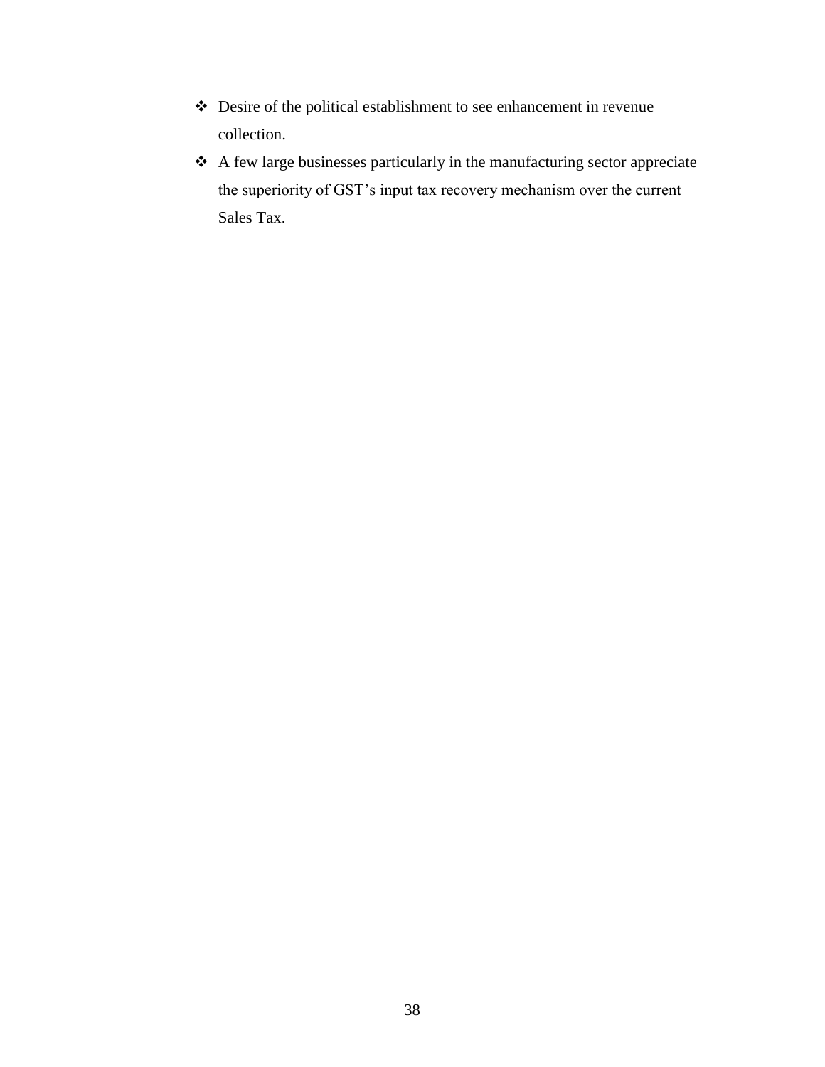- Desire of the political establishment to see enhancement in revenue collection.
- A few large businesses particularly in the manufacturing sector appreciate the superiority of GST's input tax recovery mechanism over the current Sales Tax.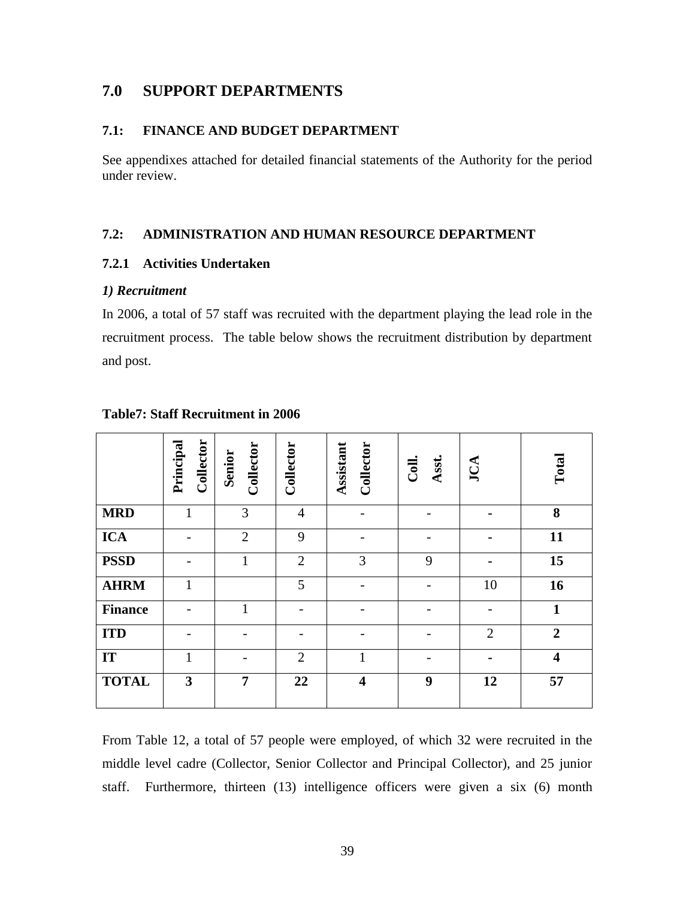# 7.0 SUPPORT DEPARTMENTS

## 7.1: FINANCE AND BUDGET DEPARTMENT

See appendixes attached for detailed financial statements of the Authority for the period under review.

## 7.2: ADMINISTRATION AND HUMAN RESOURCE DEPARTMENT

### 7.2.1 Activities Undertaken

***1) Recruitment***

In 2006, a total of 57 staff was recruited with the department playing the lead role in the recruitment process. The table below shows the recruitment distribution by department and post.

**Table7: Staff Recruitment in 2006**

| | Principal Collector | Senior Collector | Collector | Assistant Collector | Coll. Asst. | JCA | Total |
|---|---|---|---|---|---|---|---|
| **MRD** | 1 | 3 | 4 | - | - | - | **8** |
| **ICA** | - | 2 | 9 | - | - | - | **11** |
| **PSSD** | - | 1 | 2 | 3 | 9 | - | **15** |
| **AHRM** | 1 | | 5 | - | - | 10 | **16** |
| **Finance** | - | 1 | - | - | - | - | **1** |
| **ITD** | - | - | - | - | - | 2 | **2** |
| **IT** | 1 | - | 2 | 1 | - | - | **4** |
| **TOTAL** | **3** | **7** | **22** | **4** | **9** | **12** | **57** |

From Table 12, a total of 57 people were employed, of which 32 were recruited in the middle level cadre (Collector, Senior Collector and Principal Collector), and 25 junior staff. Furthermore, thirteen (13) intelligence officers were given a six (6) month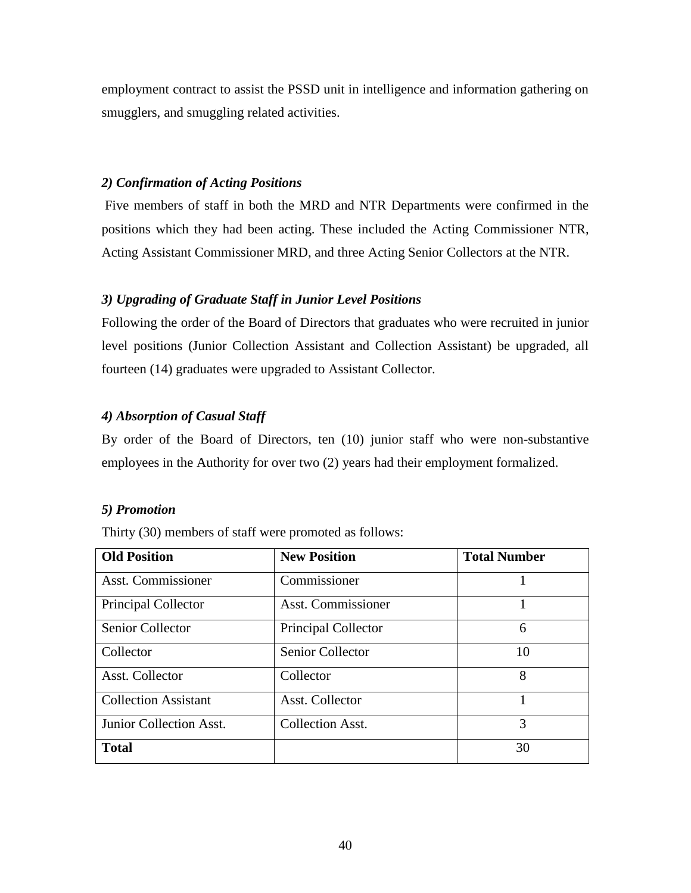employment contract to assist the PSSD unit in intelligence and information gathering on smugglers, and smuggling related activities.

***2) Confirmation of Acting Positions***

Five members of staff in both the MRD and NTR Departments were confirmed in the positions which they had been acting. These included the Acting Commissioner NTR, Acting Assistant Commissioner MRD, and three Acting Senior Collectors at the NTR.

***3) Upgrading of Graduate Staff in Junior Level Positions***

Following the order of the Board of Directors that graduates who were recruited in junior level positions (Junior Collection Assistant and Collection Assistant) be upgraded, all fourteen (14) graduates were upgraded to Assistant Collector.

***4) Absorption of Casual Staff***

By order of the Board of Directors, ten (10) junior staff who were non-substantive employees in the Authority for over two (2) years had their employment formalized.

***5) Promotion***

Thirty (30) members of staff were promoted as follows:

| **Old Position** | **New Position** | **Total Number** |
|---|---|---|
| Asst. Commissioner | Commissioner | 1 |
| Principal Collector | Asst. Commissioner | 1 |
| Senior Collector | Principal Collector | 6 |
| Collector | Senior Collector | 10 |
| Asst. Collector | Collector | 8 |
| Collection Assistant | Asst. Collector | 1 |
| Junior Collection Asst. | Collection Asst. | 3 |
| **Total** | | 30 |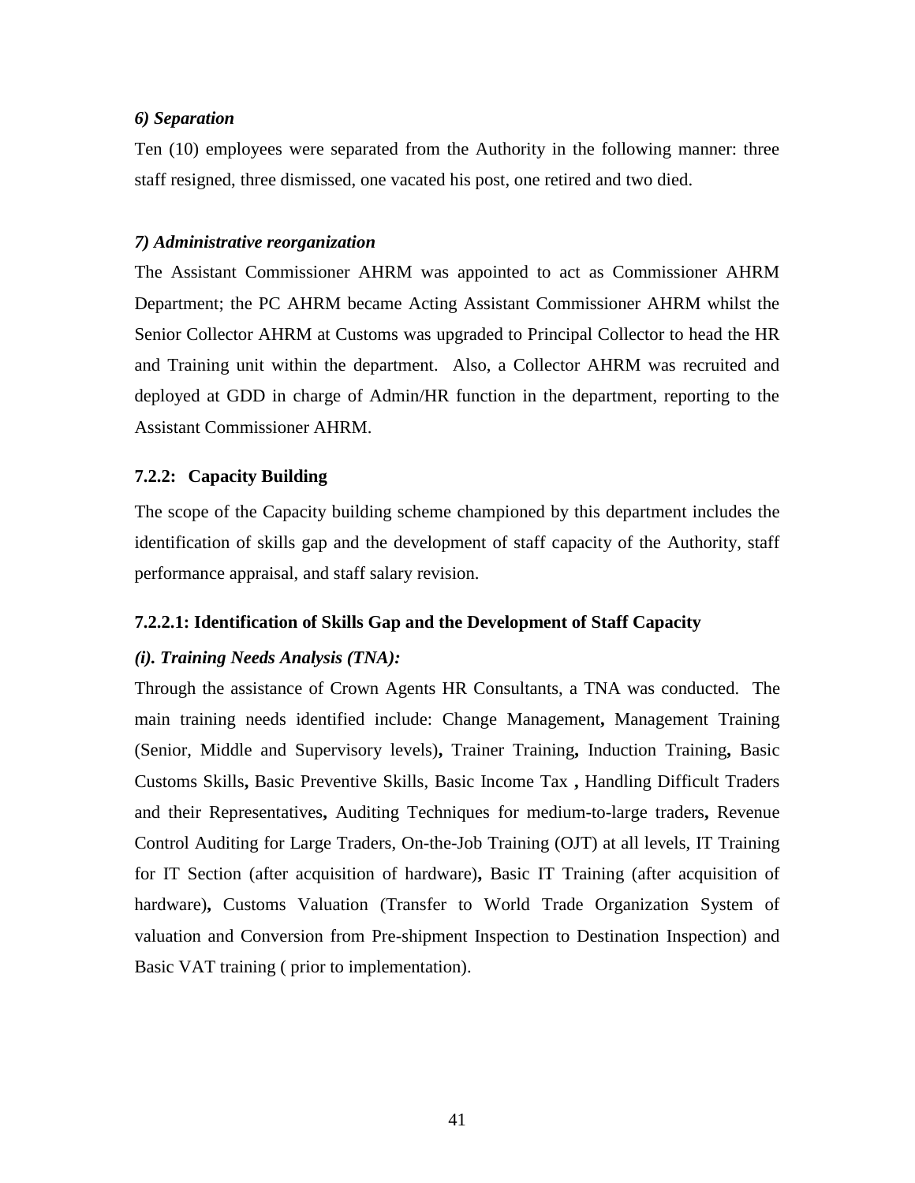*6) Separation*

Ten (10) employees were separated from the Authority in the following manner: three staff resigned, three dismissed, one vacated his post, one retired and two died.

*7) Administrative reorganization*

The Assistant Commissioner AHRM was appointed to act as Commissioner AHRM Department; the PC AHRM became Acting Assistant Commissioner AHRM whilst the Senior Collector AHRM at Customs was upgraded to Principal Collector to head the HR and Training unit within the department. Also, a Collector AHRM was recruited and deployed at GDD in charge of Admin/HR function in the department, reporting to the Assistant Commissioner AHRM.

### 7.2.2: Capacity Building

The scope of the Capacity building scheme championed by this department includes the identification of skills gap and the development of staff capacity of the Authority, staff performance appraisal, and staff salary revision.

#### 7.2.2.1: Identification of Skills Gap and the Development of Staff Capacity

***(i). Training Needs Analysis (TNA):***

Through the assistance of Crown Agents HR Consultants, a TNA was conducted. The main training needs identified include: Change Management**,** Management Training (Senior, Middle and Supervisory levels)**,** Trainer Training**,** Induction Training**,** Basic Customs Skills**,** Basic Preventive Skills, Basic Income Tax **,** Handling Difficult Traders and their Representatives**,** Auditing Techniques for medium-to-large traders**,** Revenue Control Auditing for Large Traders, On-the-Job Training (OJT) at all levels, IT Training for IT Section (after acquisition of hardware)**,** Basic IT Training (after acquisition of hardware)**,** Customs Valuation (Transfer to World Trade Organization System of valuation and Conversion from Pre-shipment Inspection to Destination Inspection) and Basic VAT training ( prior to implementation).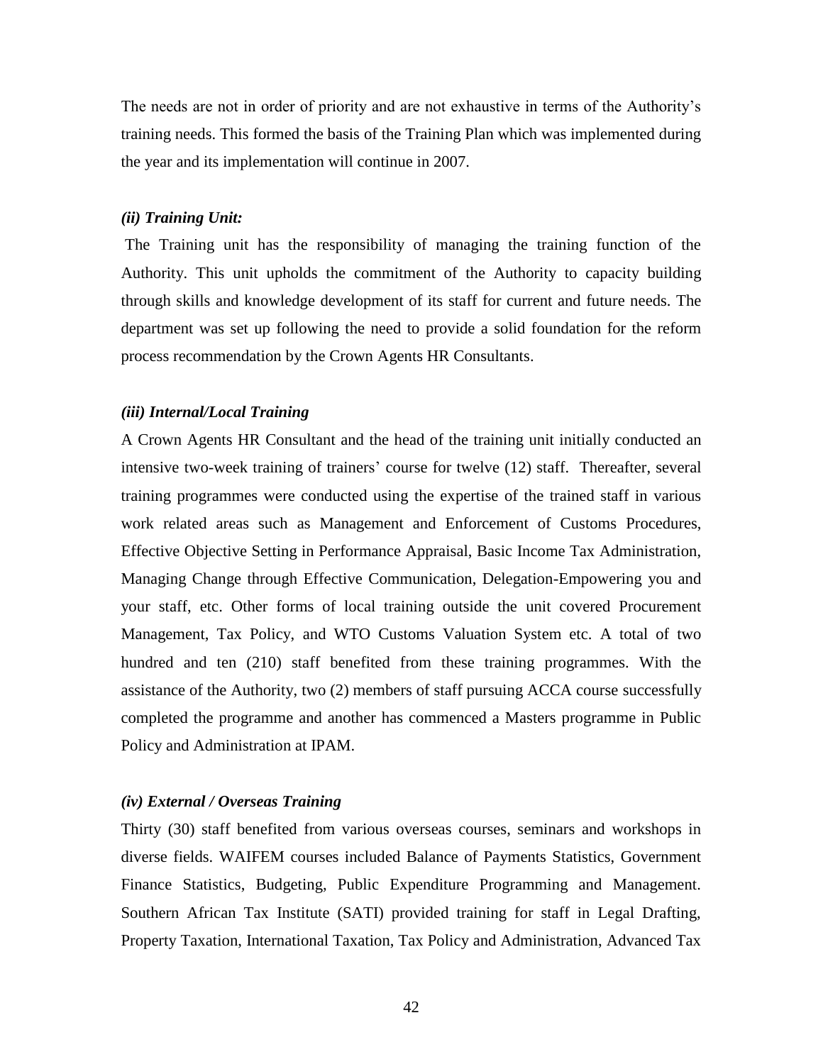The needs are not in order of priority and are not exhaustive in terms of the Authority's training needs. This formed the basis of the Training Plan which was implemented during the year and its implementation will continue in 2007.

***(ii) Training Unit:***

The Training unit has the responsibility of managing the training function of the Authority. This unit upholds the commitment of the Authority to capacity building through skills and knowledge development of its staff for current and future needs. The department was set up following the need to provide a solid foundation for the reform process recommendation by the Crown Agents HR Consultants.

***(iii) Internal/Local Training***

A Crown Agents HR Consultant and the head of the training unit initially conducted an intensive two-week training of trainers' course for twelve (12) staff. Thereafter, several training programmes were conducted using the expertise of the trained staff in various work related areas such as Management and Enforcement of Customs Procedures, Effective Objective Setting in Performance Appraisal, Basic Income Tax Administration, Managing Change through Effective Communication, Delegation-Empowering you and your staff, etc. Other forms of local training outside the unit covered Procurement Management, Tax Policy, and WTO Customs Valuation System etc. A total of two hundred and ten (210) staff benefited from these training programmes. With the assistance of the Authority, two (2) members of staff pursuing ACCA course successfully completed the programme and another has commenced a Masters programme in Public Policy and Administration at IPAM.

***(iv) External / Overseas Training***

Thirty (30) staff benefited from various overseas courses, seminars and workshops in diverse fields. WAIFEM courses included Balance of Payments Statistics, Government Finance Statistics, Budgeting, Public Expenditure Programming and Management. Southern African Tax Institute (SATI) provided training for staff in Legal Drafting, Property Taxation, International Taxation, Tax Policy and Administration, Advanced Tax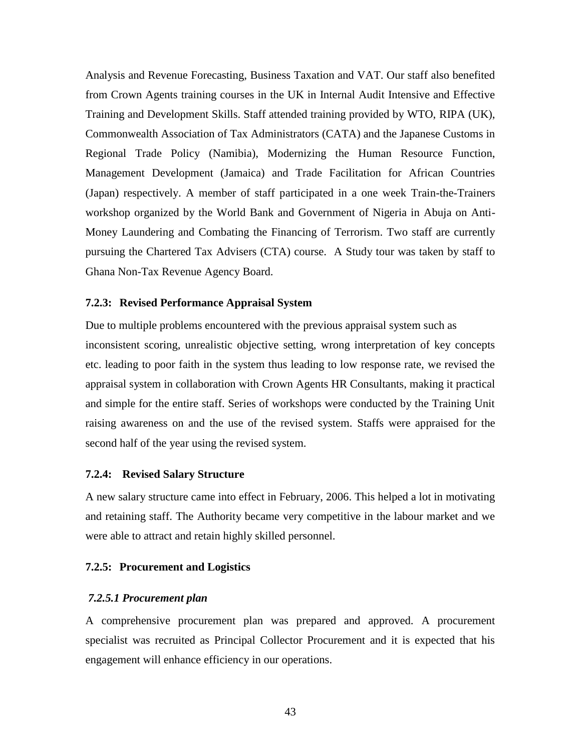Analysis and Revenue Forecasting, Business Taxation and VAT. Our staff also benefited from Crown Agents training courses in the UK in Internal Audit Intensive and Effective Training and Development Skills. Staff attended training provided by WTO, RIPA (UK), Commonwealth Association of Tax Administrators (CATA) and the Japanese Customs in Regional Trade Policy (Namibia), Modernizing the Human Resource Function, Management Development (Jamaica) and Trade Facilitation for African Countries (Japan) respectively. A member of staff participated in a one week Train-the-Trainers workshop organized by the World Bank and Government of Nigeria in Abuja on Anti-Money Laundering and Combating the Financing of Terrorism. Two staff are currently pursuing the Chartered Tax Advisers (CTA) course. A Study tour was taken by staff to Ghana Non-Tax Revenue Agency Board.

### 7.2.3: Revised Performance Appraisal System

Due to multiple problems encountered with the previous appraisal system such as inconsistent scoring, unrealistic objective setting, wrong interpretation of key concepts etc. leading to poor faith in the system thus leading to low response rate, we revised the appraisal system in collaboration with Crown Agents HR Consultants, making it practical and simple for the entire staff. Series of workshops were conducted by the Training Unit raising awareness on and the use of the revised system. Staffs were appraised for the second half of the year using the revised system.

### 7.2.4: Revised Salary Structure

A new salary structure came into effect in February, 2006. This helped a lot in motivating and retaining staff. The Authority became very competitive in the labour market and we were able to attract and retain highly skilled personnel.

### 7.2.5: Procurement and Logistics

#### *7.2.5.1 Procurement plan*

A comprehensive procurement plan was prepared and approved. A procurement specialist was recruited as Principal Collector Procurement and it is expected that his engagement will enhance efficiency in our operations.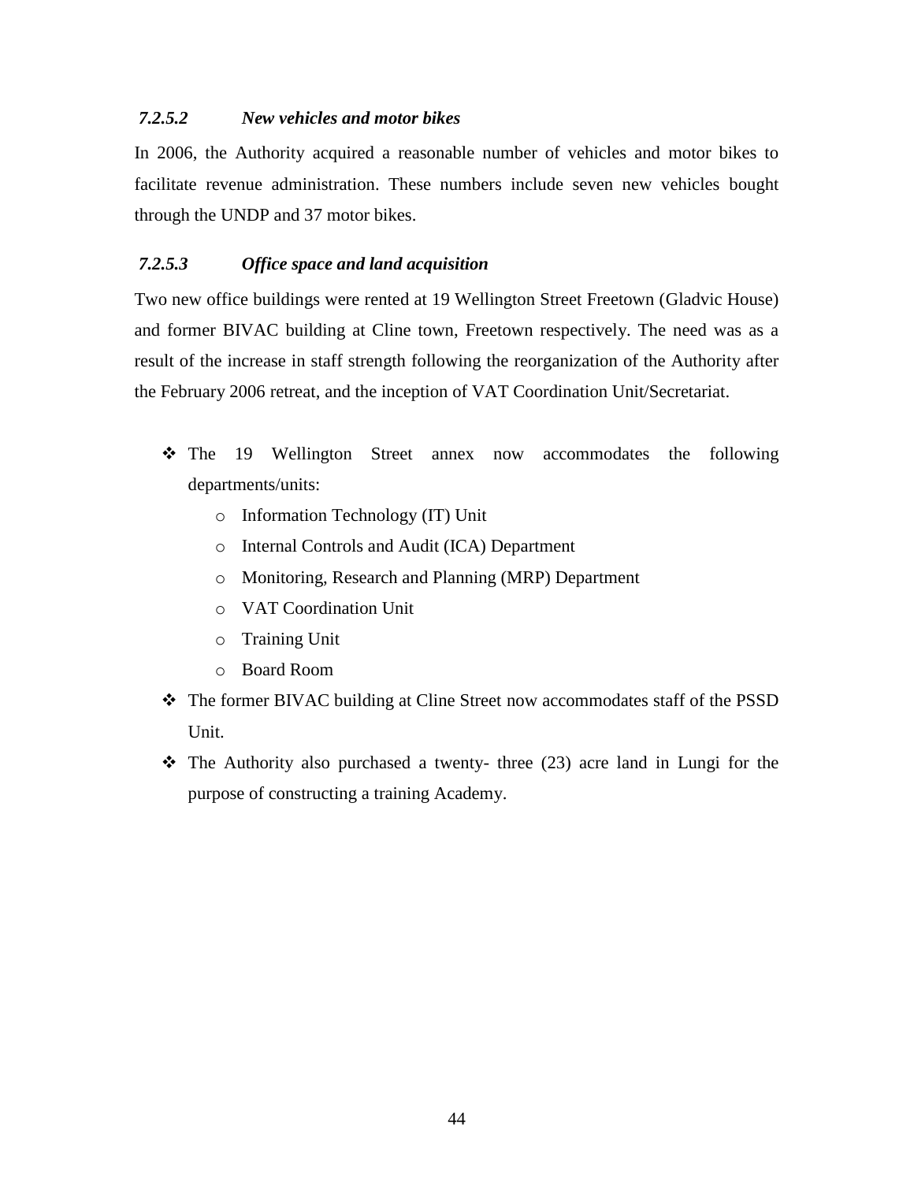#### *7.2.5.2 New vehicles and motor bikes*

In 2006, the Authority acquired a reasonable number of vehicles and motor bikes to facilitate revenue administration. These numbers include seven new vehicles bought through the UNDP and 37 motor bikes.

#### *7.2.5.3 Office space and land acquisition*

Two new office buildings were rented at 19 Wellington Street Freetown (Gladvic House) and former BIVAC building at Cline town, Freetown respectively. The need was as a result of the increase in staff strength following the reorganization of the Authority after the February 2006 retreat, and the inception of VAT Coordination Unit/Secretariat.

- The 19 Wellington Street annex now accommodates the following departments/units:
  - Information Technology (IT) Unit
  - Internal Controls and Audit (ICA) Department
  - Monitoring, Research and Planning (MRP) Department
  - VAT Coordination Unit
  - Training Unit
  - Board Room
- The former BIVAC building at Cline Street now accommodates staff of the PSSD Unit.
- The Authority also purchased a twenty- three (23) acre land in Lungi for the purpose of constructing a training Academy.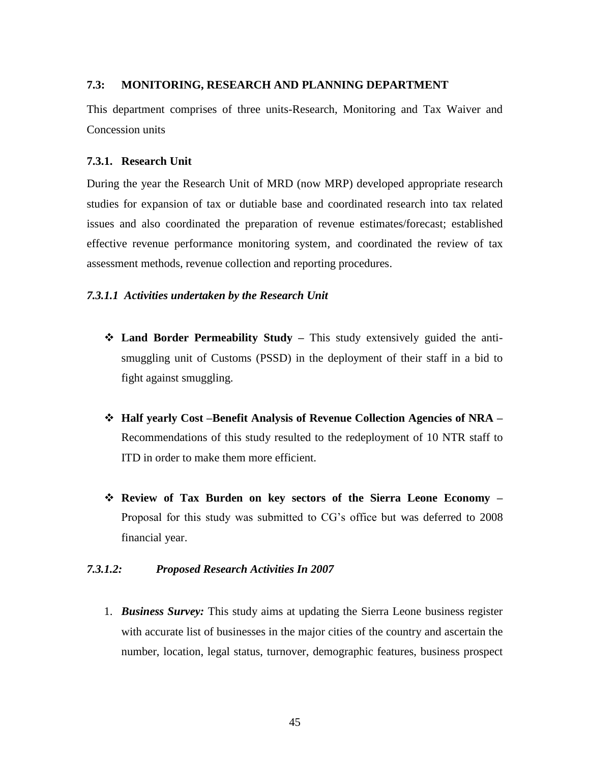### 7.3: MONITORING, RESEARCH AND PLANNING DEPARTMENT

This department comprises of three units-Research, Monitoring and Tax Waiver and Concession units

#### 7.3.1. Research Unit

During the year the Research Unit of MRD (now MRP) developed appropriate research studies for expansion of tax or dutiable base and coordinated research into tax related issues and also coordinated the preparation of revenue estimates/forecast; established effective revenue performance monitoring system, and coordinated the review of tax assessment methods, revenue collection and reporting procedures.

##### *7.3.1.1 Activities undertaken by the Research Unit*

- **Land Border Permeability Study –** This study extensively guided the anti-smuggling unit of Customs (PSSD) in the deployment of their staff in a bid to fight against smuggling.

- **Half yearly Cost –Benefit Analysis of Revenue Collection Agencies of NRA –** Recommendations of this study resulted to the redeployment of 10 NTR staff to ITD in order to make them more efficient.

- **Review of Tax Burden on key sectors of the Sierra Leone Economy –** Proposal for this study was submitted to CG's office but was deferred to 2008 financial year.

##### *7.3.1.2: Proposed Research Activities In 2007*

1. ***Business Survey:*** This study aims at updating the Sierra Leone business register with accurate list of businesses in the major cities of the country and ascertain the number, location, legal status, turnover, demographic features, business prospect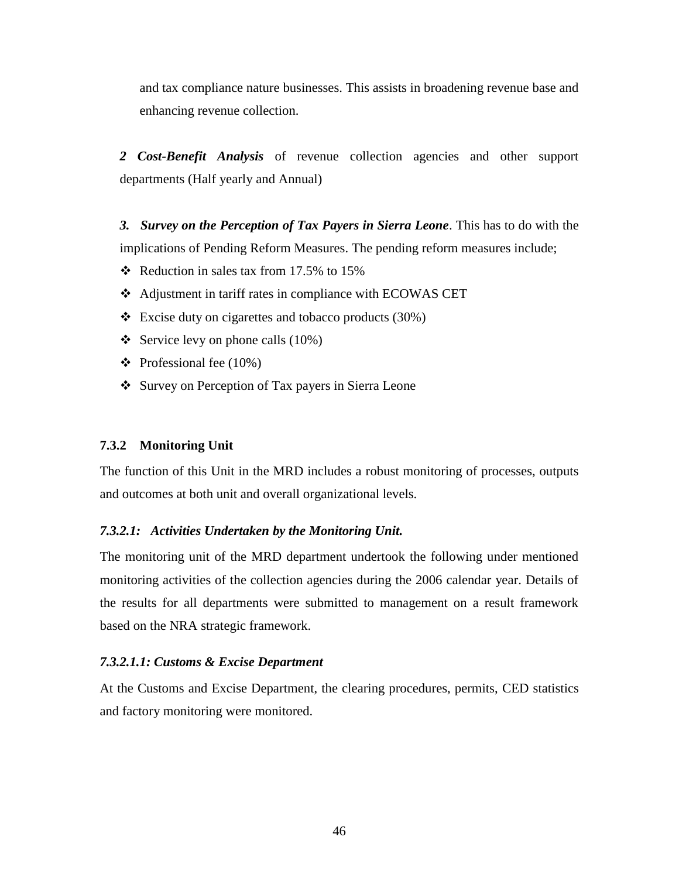and tax compliance nature businesses. This assists in broadening revenue base and enhancing revenue collection.

***2 Cost-Benefit Analysis*** of revenue collection agencies and other support departments (Half yearly and Annual)

***3. Survey on the Perception of Tax Payers in Sierra Leone***. This has to do with the implications of Pending Reform Measures. The pending reform measures include;

- Reduction in sales tax from 17.5% to 15%
- Adjustment in tariff rates in compliance with ECOWAS CET
- Excise duty on cigarettes and tobacco products (30%)
- Service levy on phone calls (10%)
- Professional fee (10%)
- Survey on Perception of Tax payers in Sierra Leone

### 7.3.2 Monitoring Unit

The function of this Unit in the MRD includes a robust monitoring of processes, outputs and outcomes at both unit and overall organizational levels.

#### *7.3.2.1: Activities Undertaken by the Monitoring Unit.*

The monitoring unit of the MRD department undertook the following under mentioned monitoring activities of the collection agencies during the 2006 calendar year. Details of the results for all departments were submitted to management on a result framework based on the NRA strategic framework.

##### *7.3.2.1.1: Customs & Excise Department*

At the Customs and Excise Department, the clearing procedures, permits, CED statistics and factory monitoring were monitored.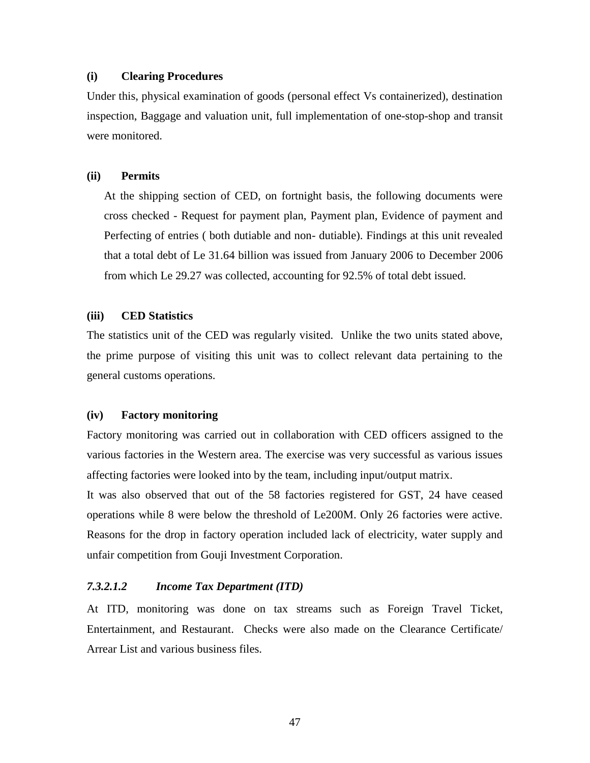**(i) Clearing Procedures**

Under this, physical examination of goods (personal effect Vs containerized), destination inspection, Baggage and valuation unit, full implementation of one-stop-shop and transit were monitored.

**(ii) Permits**

At the shipping section of CED, on fortnight basis, the following documents were cross checked - Request for payment plan, Payment plan, Evidence of payment and Perfecting of entries ( both dutiable and non- dutiable). Findings at this unit revealed that a total debt of Le 31.64 billion was issued from January 2006 to December 2006 from which Le 29.27 was collected, accounting for 92.5% of total debt issued.

**(iii) CED Statistics**

The statistics unit of the CED was regularly visited. Unlike the two units stated above, the prime purpose of visiting this unit was to collect relevant data pertaining to the general customs operations.

**(iv) Factory monitoring**

Factory monitoring was carried out in collaboration with CED officers assigned to the various factories in the Western area. The exercise was very successful as various issues affecting factories were looked into by the team, including input/output matrix.

It was also observed that out of the 58 factories registered for GST, 24 have ceased operations while 8 were below the threshold of Le200M. Only 26 factories were active. Reasons for the drop in factory operation included lack of electricity, water supply and unfair competition from Gouji Investment Corporation.

#### *7.3.2.1.2 Income Tax Department (ITD)*

At ITD, monitoring was done on tax streams such as Foreign Travel Ticket, Entertainment, and Restaurant. Checks were also made on the Clearance Certificate/ Arrear List and various business files.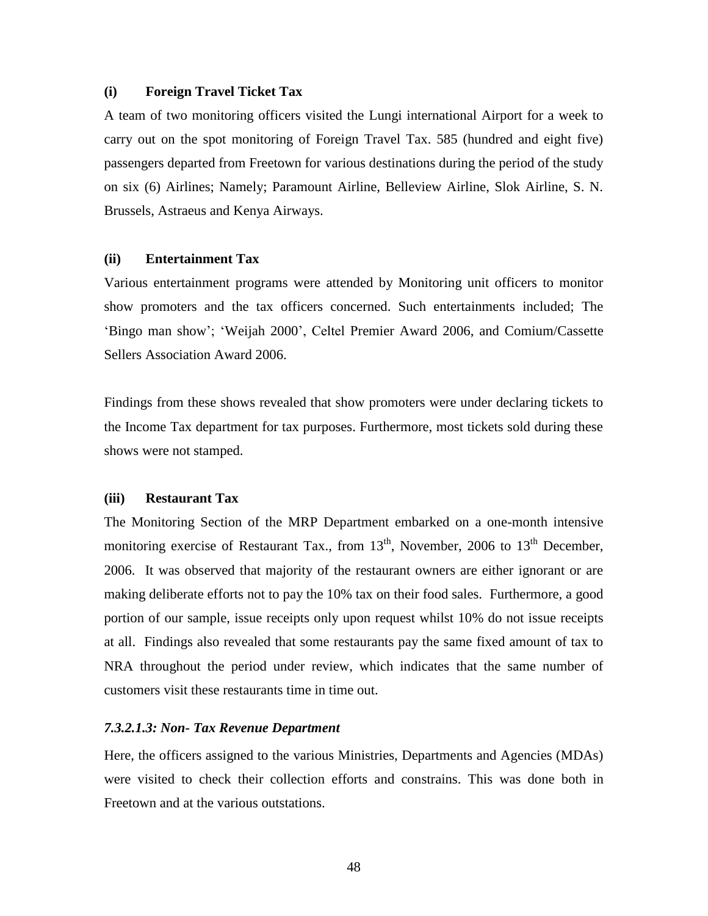**(i) Foreign Travel Ticket Tax**

A team of two monitoring officers visited the Lungi international Airport for a week to carry out on the spot monitoring of Foreign Travel Tax. 585 (hundred and eight five) passengers departed from Freetown for various destinations during the period of the study on six (6) Airlines; Namely; Paramount Airline, Belleview Airline, Slok Airline, S. N. Brussels, Astraeus and Kenya Airways.

**(ii) Entertainment Tax**

Various entertainment programs were attended by Monitoring unit officers to monitor show promoters and the tax officers concerned. Such entertainments included; The 'Bingo man show'; 'Weijah 2000', Celtel Premier Award 2006, and Comium/Cassette Sellers Association Award 2006.

Findings from these shows revealed that show promoters were under declaring tickets to the Income Tax department for tax purposes. Furthermore, most tickets sold during these shows were not stamped.

**(iii) Restaurant Tax**

The Monitoring Section of the MRP Department embarked on a one-month intensive monitoring exercise of Restaurant Tax., from 13th, November, 2006 to 13th December, 2006. It was observed that majority of the restaurant owners are either ignorant or are making deliberate efforts not to pay the 10% tax on their food sales. Furthermore, a good portion of our sample, issue receipts only upon request whilst 10% do not issue receipts at all. Findings also revealed that some restaurants pay the same fixed amount of tax to NRA throughout the period under review, which indicates that the same number of customers visit these restaurants time in time out.

***7.3.2.1.3: Non- Tax Revenue Department***

Here, the officers assigned to the various Ministries, Departments and Agencies (MDAs) were visited to check their collection efforts and constrains. This was done both in Freetown and at the various outstations.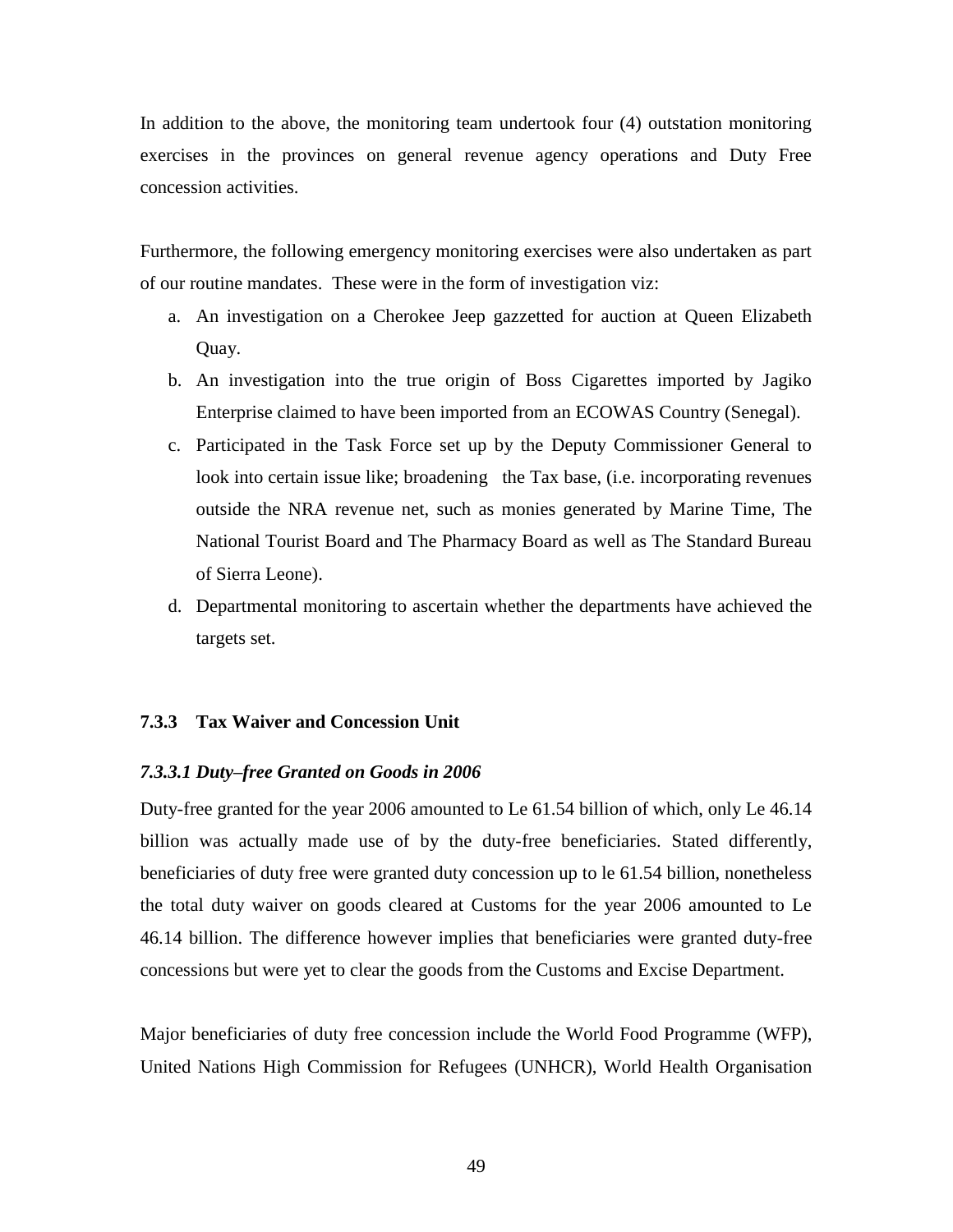In addition to the above, the monitoring team undertook four (4) outstation monitoring exercises in the provinces on general revenue agency operations and Duty Free concession activities.

Furthermore, the following emergency monitoring exercises were also undertaken as part of our routine mandates. These were in the form of investigation viz:

a. An investigation on a Cherokee Jeep gazzetted for auction at Queen Elizabeth Quay.
b. An investigation into the true origin of Boss Cigarettes imported by Jagiko Enterprise claimed to have been imported from an ECOWAS Country (Senegal).
c. Participated in the Task Force set up by the Deputy Commissioner General to look into certain issue like; broadening the Tax base, (i.e. incorporating revenues outside the NRA revenue net, such as monies generated by Marine Time, The National Tourist Board and The Pharmacy Board as well as The Standard Bureau of Sierra Leone).
d. Departmental monitoring to ascertain whether the departments have achieved the targets set.

### 7.3.3 Tax Waiver and Concession Unit

#### *7.3.3.1 Duty–free Granted on Goods in 2006*

Duty-free granted for the year 2006 amounted to Le 61.54 billion of which, only Le 46.14 billion was actually made use of by the duty-free beneficiaries. Stated differently, beneficiaries of duty free were granted duty concession up to le 61.54 billion, nonetheless the total duty waiver on goods cleared at Customs for the year 2006 amounted to Le 46.14 billion. The difference however implies that beneficiaries were granted duty-free concessions but were yet to clear the goods from the Customs and Excise Department.

Major beneficiaries of duty free concession include the World Food Programme (WFP), United Nations High Commission for Refugees (UNHCR), World Health Organisation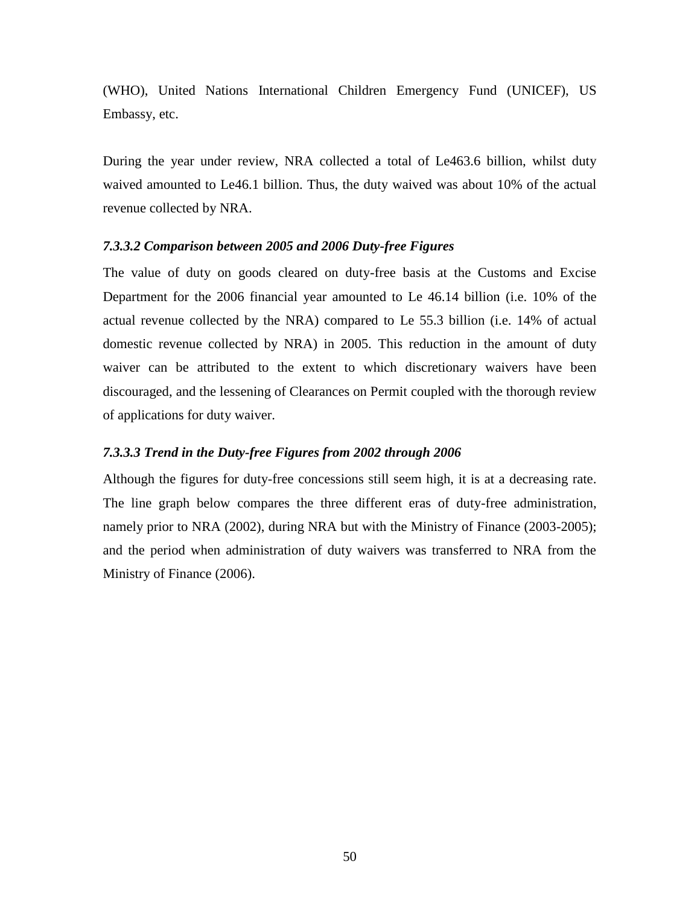(WHO), United Nations International Children Emergency Fund (UNICEF), US Embassy, etc.

During the year under review, NRA collected a total of Le463.6 billion, whilst duty waived amounted to Le46.1 billion. Thus, the duty waived was about 10% of the actual revenue collected by NRA.

#### *7.3.3.2 Comparison between 2005 and 2006 Duty-free Figures*

The value of duty on goods cleared on duty-free basis at the Customs and Excise Department for the 2006 financial year amounted to Le 46.14 billion (i.e. 10% of the actual revenue collected by the NRA) compared to Le 55.3 billion (i.e. 14% of actual domestic revenue collected by NRA) in 2005. This reduction in the amount of duty waiver can be attributed to the extent to which discretionary waivers have been discouraged, and the lessening of Clearances on Permit coupled with the thorough review of applications for duty waiver.

#### *7.3.3.3 Trend in the Duty-free Figures from 2002 through 2006*

Although the figures for duty-free concessions still seem high, it is at a decreasing rate. The line graph below compares the three different eras of duty-free administration, namely prior to NRA (2002), during NRA but with the Ministry of Finance (2003-2005); and the period when administration of duty waivers was transferred to NRA from the Ministry of Finance (2006).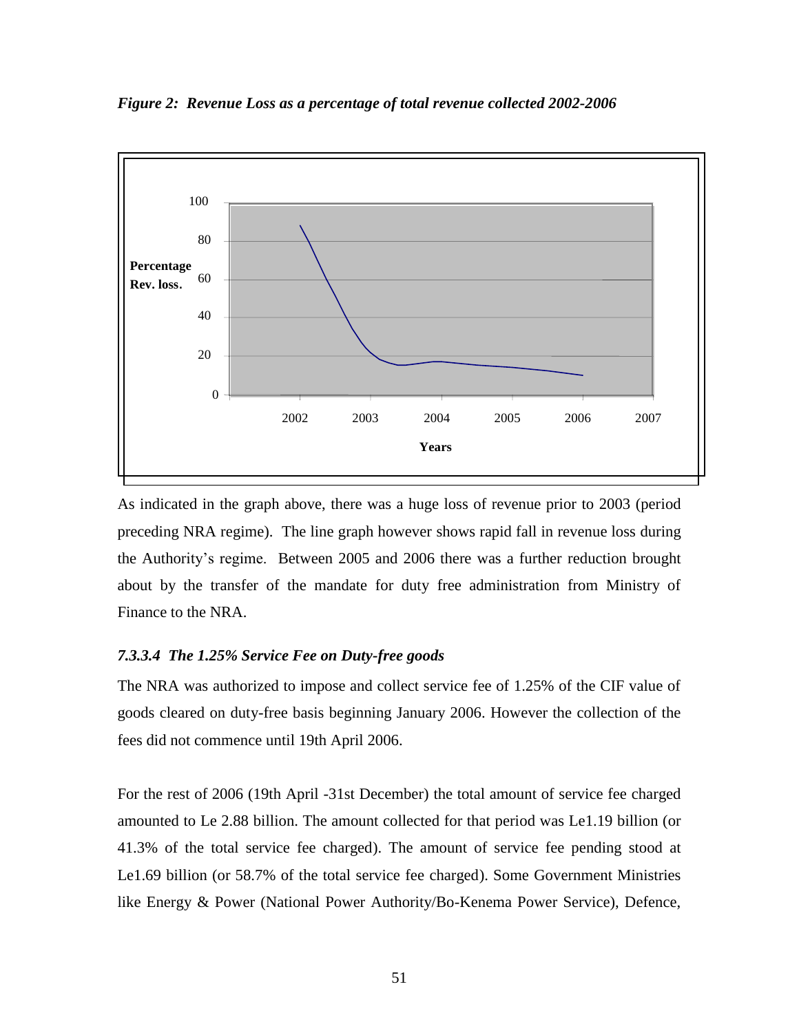*Figure 2: Revenue Loss as a percentage of total revenue collected 2002-2006*

As indicated in the graph above, there was a huge loss of revenue prior to 2003 (period preceding NRA regime). The line graph however shows rapid fall in revenue loss during the Authority's regime. Between 2005 and 2006 there was a further reduction brought about by the transfer of the mandate for duty free administration from Ministry of Finance to the NRA.

### *7.3.3.4 The 1.25% Service Fee on Duty-free goods*

The NRA was authorized to impose and collect service fee of 1.25% of the CIF value of goods cleared on duty-free basis beginning January 2006. However the collection of the fees did not commence until 19th April 2006.

For the rest of 2006 (19th April -31st December) the total amount of service fee charged amounted to Le 2.88 billion. The amount collected for that period was Le1.19 billion (or 41.3% of the total service fee charged). The amount of service fee pending stood at Le1.69 billion (or 58.7% of the total service fee charged). Some Government Ministries like Energy & Power (National Power Authority/Bo-Kenema Power Service), Defence,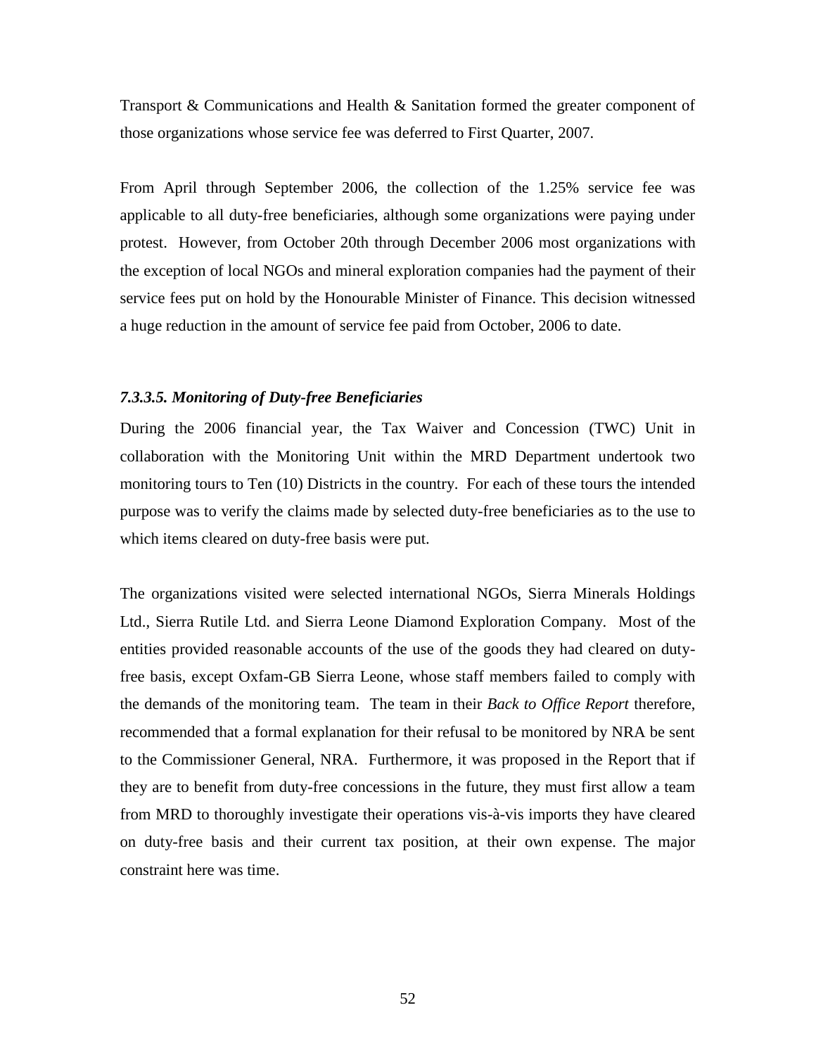Transport & Communications and Health & Sanitation formed the greater component of those organizations whose service fee was deferred to First Quarter, 2007.

From April through September 2006, the collection of the 1.25% service fee was applicable to all duty-free beneficiaries, although some organizations were paying under protest. However, from October 20th through December 2006 most organizations with the exception of local NGOs and mineral exploration companies had the payment of their service fees put on hold by the Honourable Minister of Finance. This decision witnessed a huge reduction in the amount of service fee paid from October, 2006 to date.

#### *7.3.3.5. Monitoring of Duty-free Beneficiaries*

During the 2006 financial year, the Tax Waiver and Concession (TWC) Unit in collaboration with the Monitoring Unit within the MRD Department undertook two monitoring tours to Ten (10) Districts in the country. For each of these tours the intended purpose was to verify the claims made by selected duty-free beneficiaries as to the use to which items cleared on duty-free basis were put.

The organizations visited were selected international NGOs, Sierra Minerals Holdings Ltd., Sierra Rutile Ltd. and Sierra Leone Diamond Exploration Company. Most of the entities provided reasonable accounts of the use of the goods they had cleared on duty-free basis, except Oxfam-GB Sierra Leone, whose staff members failed to comply with the demands of the monitoring team. The team in their *Back to Office Report* therefore, recommended that a formal explanation for their refusal to be monitored by NRA be sent to the Commissioner General, NRA. Furthermore, it was proposed in the Report that if they are to benefit from duty-free concessions in the future, they must first allow a team from MRD to thoroughly investigate their operations vis-à-vis imports they have cleared on duty-free basis and their current tax position, at their own expense. The major constraint here was time.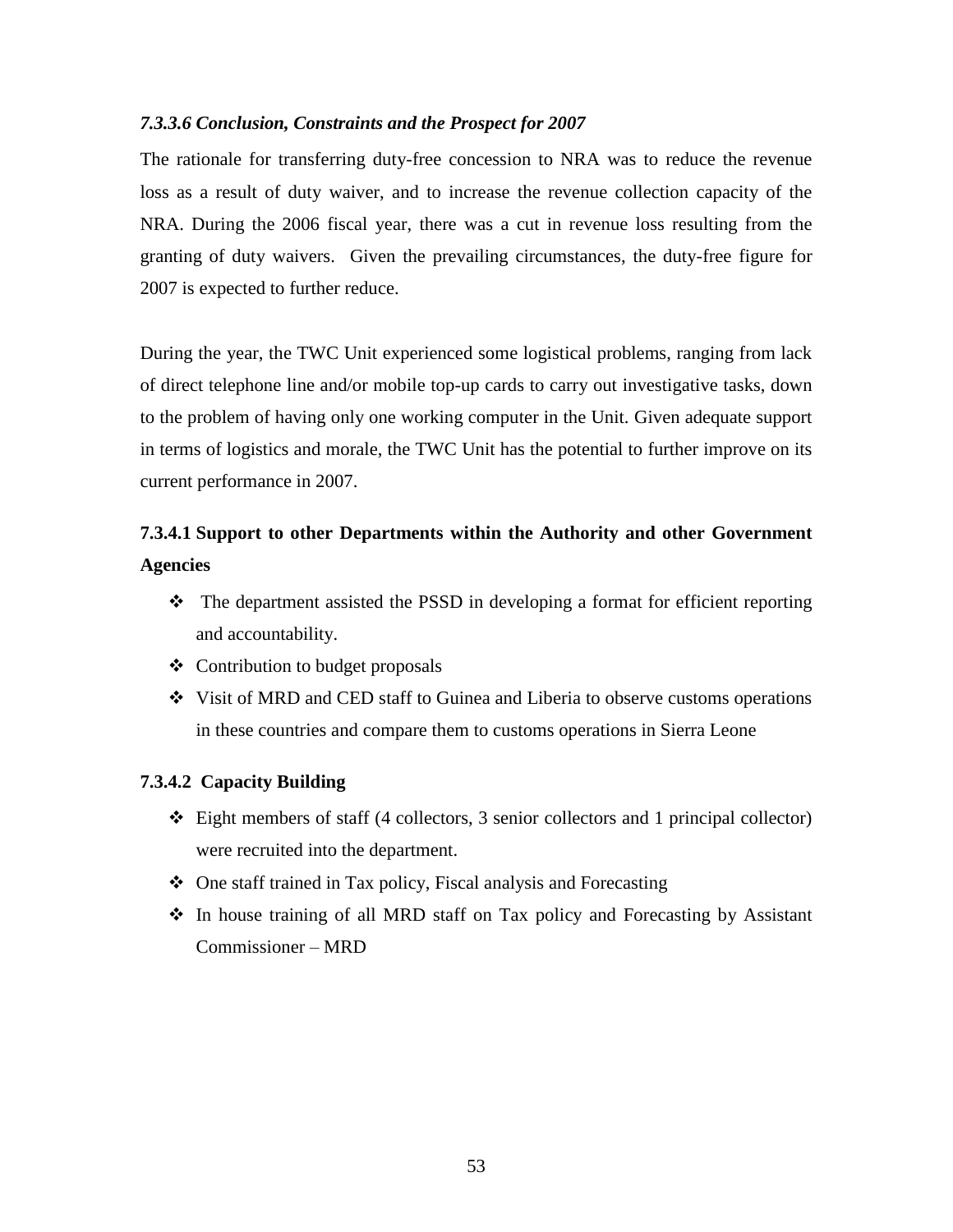#### *7.3.3.6 Conclusion, Constraints and the Prospect for 2007*

The rationale for transferring duty-free concession to NRA was to reduce the revenue loss as a result of duty waiver, and to increase the revenue collection capacity of the NRA. During the 2006 fiscal year, there was a cut in revenue loss resulting from the granting of duty waivers. Given the prevailing circumstances, the duty-free figure for 2007 is expected to further reduce.

During the year, the TWC Unit experienced some logistical problems, ranging from lack of direct telephone line and/or mobile top-up cards to carry out investigative tasks, down to the problem of having only one working computer in the Unit. Given adequate support in terms of logistics and morale, the TWC Unit has the potential to further improve on its current performance in 2007.

### 7.3.4.1 Support to other Departments within the Authority and other Government Agencies

- The department assisted the PSSD in developing a format for efficient reporting and accountability.
- Contribution to budget proposals
- Visit of MRD and CED staff to Guinea and Liberia to observe customs operations in these countries and compare them to customs operations in Sierra Leone

#### 7.3.4.2 Capacity Building

- Eight members of staff (4 collectors, 3 senior collectors and 1 principal collector) were recruited into the department.
- One staff trained in Tax policy, Fiscal analysis and Forecasting
- In house training of all MRD staff on Tax policy and Forecasting by Assistant Commissioner – MRD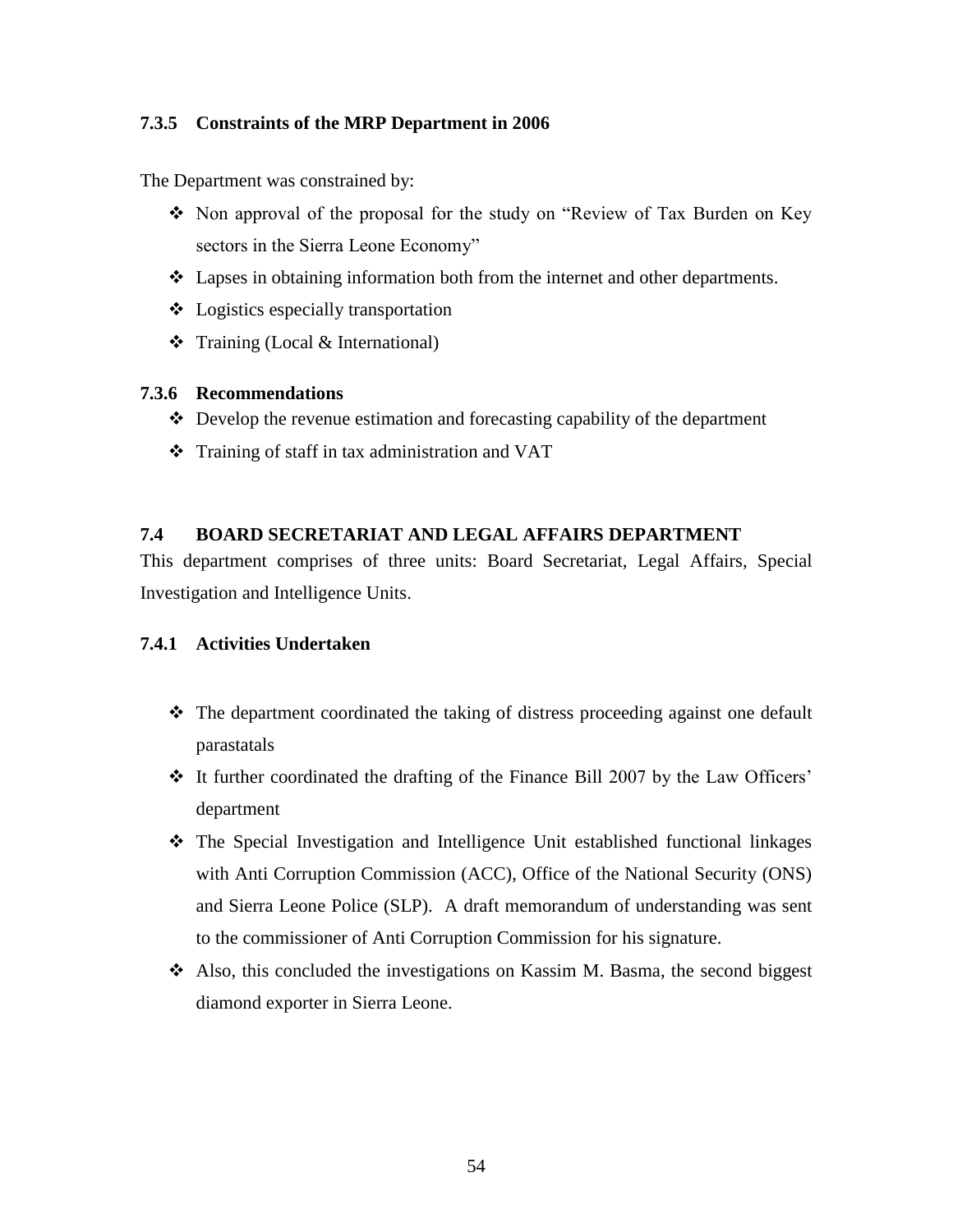### 7.3.5 Constraints of the MRP Department in 2006

The Department was constrained by:

- Non approval of the proposal for the study on "Review of Tax Burden on Key sectors in the Sierra Leone Economy"
- Lapses in obtaining information both from the internet and other departments.
- Logistics especially transportation
- Training (Local & International)

### 7.3.6 Recommendations

- Develop the revenue estimation and forecasting capability of the department
- Training of staff in tax administration and VAT

## 7.4 BOARD SECRETARIAT AND LEGAL AFFAIRS DEPARTMENT

This department comprises of three units: Board Secretariat, Legal Affairs, Special Investigation and Intelligence Units.

### 7.4.1 Activities Undertaken

- The department coordinated the taking of distress proceeding against one default parastatals
- It further coordinated the drafting of the Finance Bill 2007 by the Law Officers' department
- The Special Investigation and Intelligence Unit established functional linkages with Anti Corruption Commission (ACC), Office of the National Security (ONS) and Sierra Leone Police (SLP). A draft memorandum of understanding was sent to the commissioner of Anti Corruption Commission for his signature.
- Also, this concluded the investigations on Kassim M. Basma, the second biggest diamond exporter in Sierra Leone.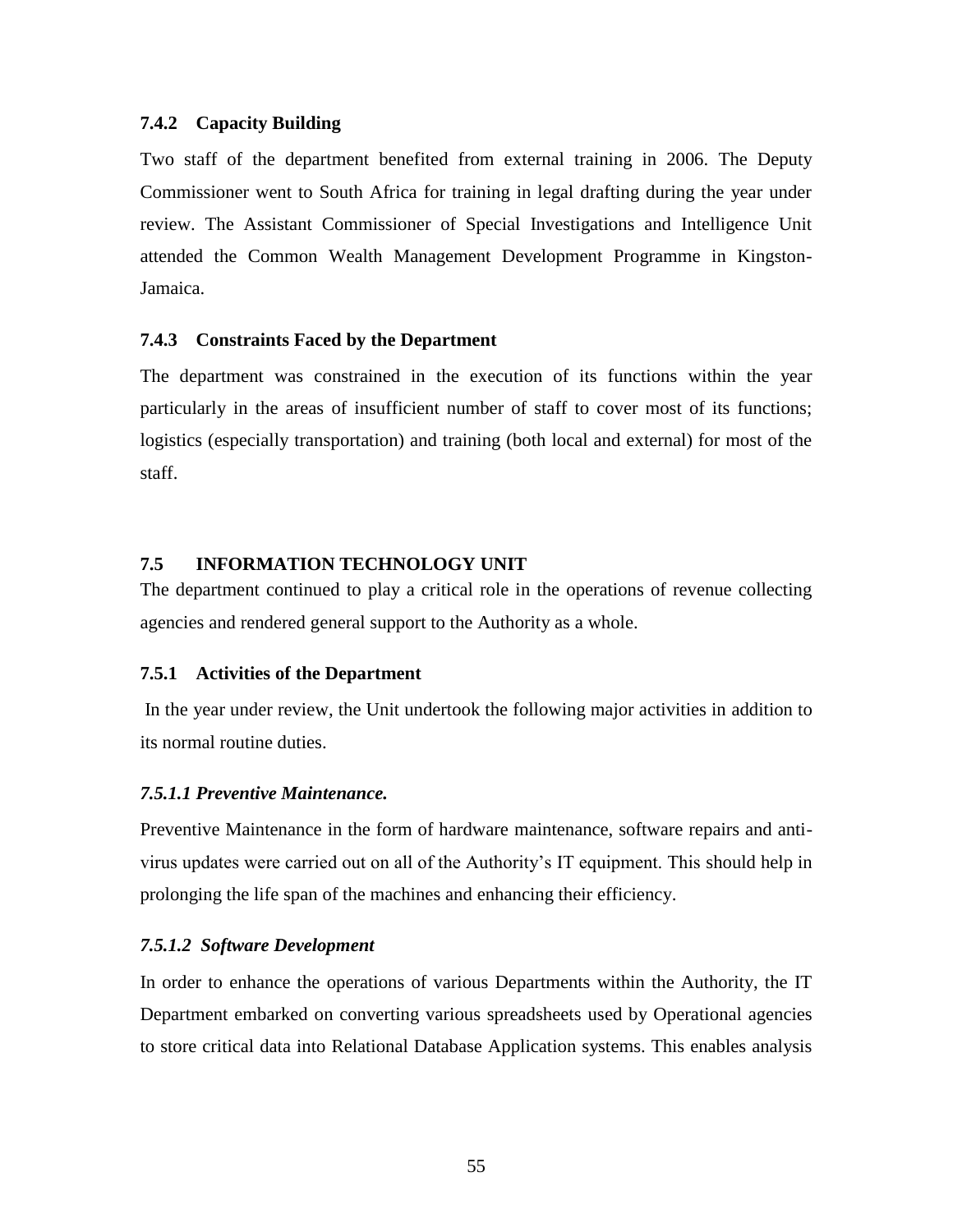### 7.4.2 Capacity Building

Two staff of the department benefited from external training in 2006. The Deputy Commissioner went to South Africa for training in legal drafting during the year under review. The Assistant Commissioner of Special Investigations and Intelligence Unit attended the Common Wealth Management Development Programme in Kingston-Jamaica.

### 7.4.3 Constraints Faced by the Department

The department was constrained in the execution of its functions within the year particularly in the areas of insufficient number of staff to cover most of its functions; logistics (especially transportation) and training (both local and external) for most of the staff.

## 7.5 INFORMATION TECHNOLOGY UNIT

The department continued to play a critical role in the operations of revenue collecting agencies and rendered general support to the Authority as a whole.

### 7.5.1 Activities of the Department

In the year under review, the Unit undertook the following major activities in addition to its normal routine duties.

#### *7.5.1.1 Preventive Maintenance.*

Preventive Maintenance in the form of hardware maintenance, software repairs and anti-virus updates were carried out on all of the Authority's IT equipment. This should help in prolonging the life span of the machines and enhancing their efficiency.

#### *7.5.1.2 Software Development*

In order to enhance the operations of various Departments within the Authority, the IT Department embarked on converting various spreadsheets used by Operational agencies to store critical data into Relational Database Application systems. This enables analysis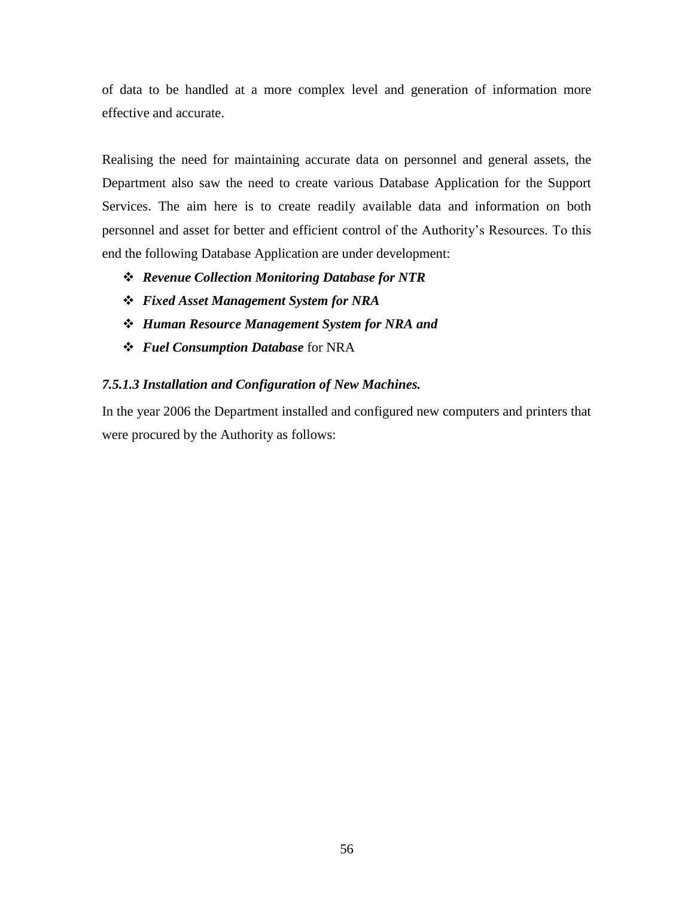of data to be handled at a more complex level and generation of information more effective and accurate.

Realising the need for maintaining accurate data on personnel and general assets, the Department also saw the need to create various Database Application for the Support Services. The aim here is to create readily available data and information on both personnel and asset for better and efficient control of the Authority's Resources. To this end the following Database Application are under development:

- ***Revenue Collection Monitoring Database for NTR***
- ***Fixed Asset Management System for NRA***
- ***Human Resource Management System for NRA and***
- ***Fuel Consumption Database*** for NRA

#### *7.5.1.3 Installation and Configuration of New Machines.*

In the year 2006 the Department installed and configured new computers and printers that were procured by the Authority as follows: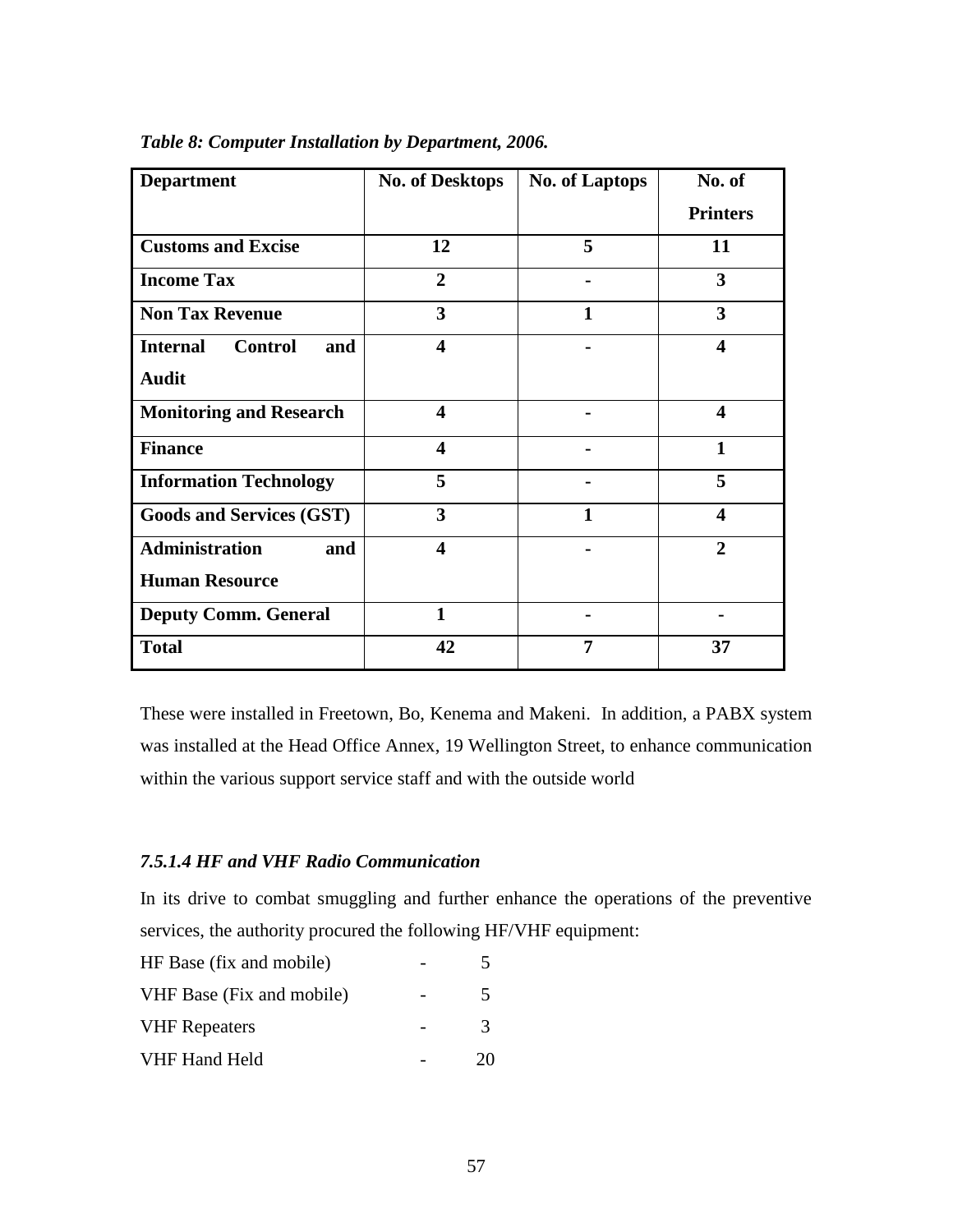*Table 8: Computer Installation by Department, 2006.*

| Department | No. of Desktops | No. of Laptops | No. of Printers |
|---|---|---|---|
| **Customs and Excise** | **12** | **5** | **11** |
| **Income Tax** | **2** | **-** | **3** |
| **Non Tax Revenue** | **3** | **1** | **3** |
| **Internal Control and Audit** | **4** | **-** | **4** |
| **Monitoring and Research** | **4** | **-** | **4** |
| **Finance** | **4** | **-** | **1** |
| **Information Technology** | **5** | **-** | **5** |
| **Goods and Services (GST)** | **3** | **1** | **4** |
| **Administration and Human Resource** | **4** | **-** | **2** |
| **Deputy Comm. General** | **1** | **-** | **-** |
| **Total** | **42** | **7** | **37** |

These were installed in Freetown, Bo, Kenema and Makeni. In addition, a PABX system was installed at the Head Office Annex, 19 Wellington Street, to enhance communication within the various support service staff and with the outside world

#### *7.5.1.4 HF and VHF Radio Communication*

In its drive to combat smuggling and further enhance the operations of the preventive services, the authority procured the following HF/VHF equipment:

HF Base (fix and mobile) - 5

VHF Base (Fix and mobile) - 5

VHF Repeaters - 3

VHF Hand Held - 20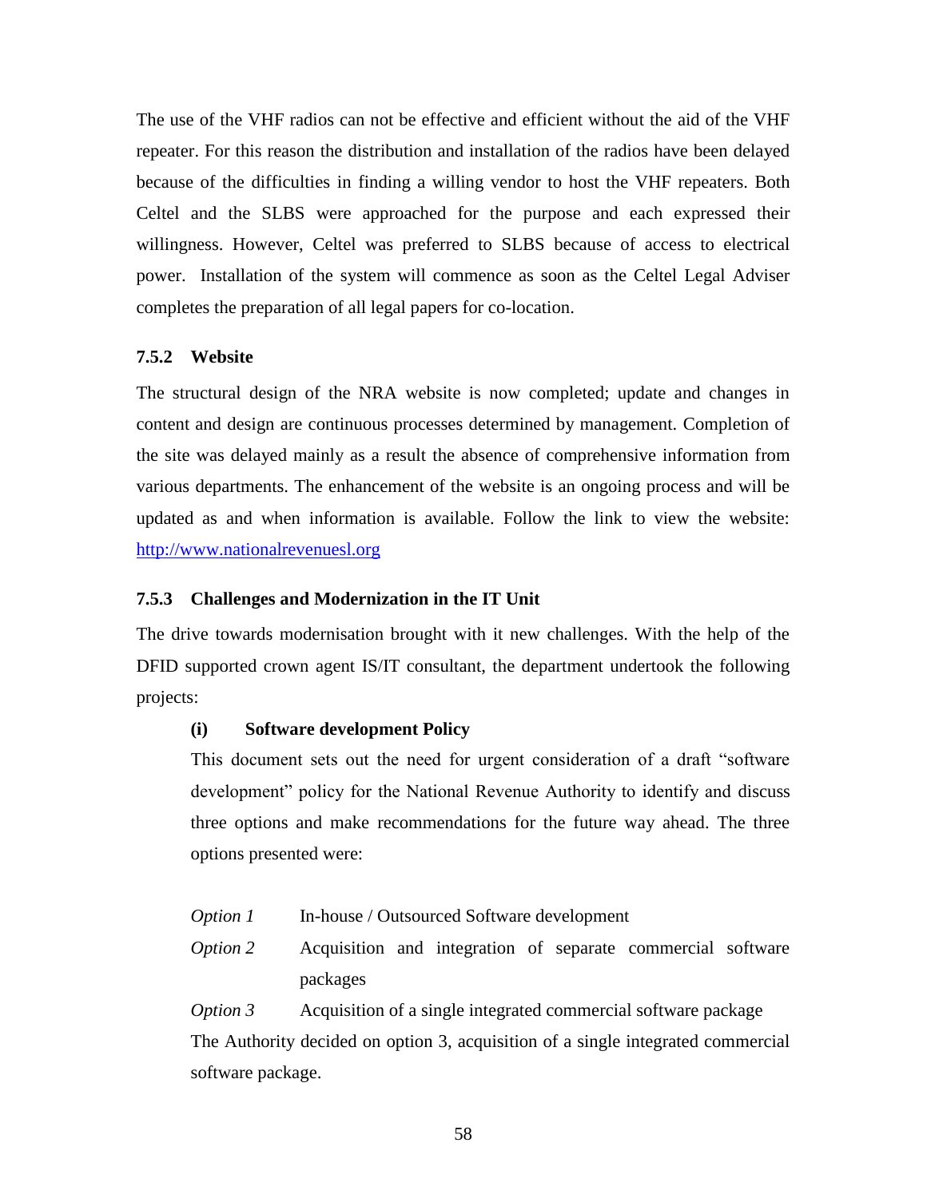The use of the VHF radios can not be effective and efficient without the aid of the VHF repeater. For this reason the distribution and installation of the radios have been delayed because of the difficulties in finding a willing vendor to host the VHF repeaters. Both Celtel and the SLBS were approached for the purpose and each expressed their willingness. However, Celtel was preferred to SLBS because of access to electrical power. Installation of the system will commence as soon as the Celtel Legal Adviser completes the preparation of all legal papers for co-location.

### 7.5.2 Website

The structural design of the NRA website is now completed; update and changes in content and design are continuous processes determined by management. Completion of the site was delayed mainly as a result the absence of comprehensive information from various departments. The enhancement of the website is an ongoing process and will be updated as and when information is available. Follow the link to view the website: [http://www.nationalrevenuesl.org](http://www.nationalrevenuesl.org)

### 7.5.3 Challenges and Modernization in the IT Unit

The drive towards modernisation brought with it new challenges. With the help of the DFID supported crown agent IS/IT consultant, the department undertook the following projects:

**(i) Software development Policy**

This document sets out the need for urgent consideration of a draft "software development" policy for the National Revenue Authority to identify and discuss three options and make recommendations for the future way ahead. The three options presented were:

*Option 1* In-house / Outsourced Software development

*Option 2* Acquisition and integration of separate commercial software packages

*Option 3* Acquisition of a single integrated commercial software package

The Authority decided on option 3, acquisition of a single integrated commercial software package.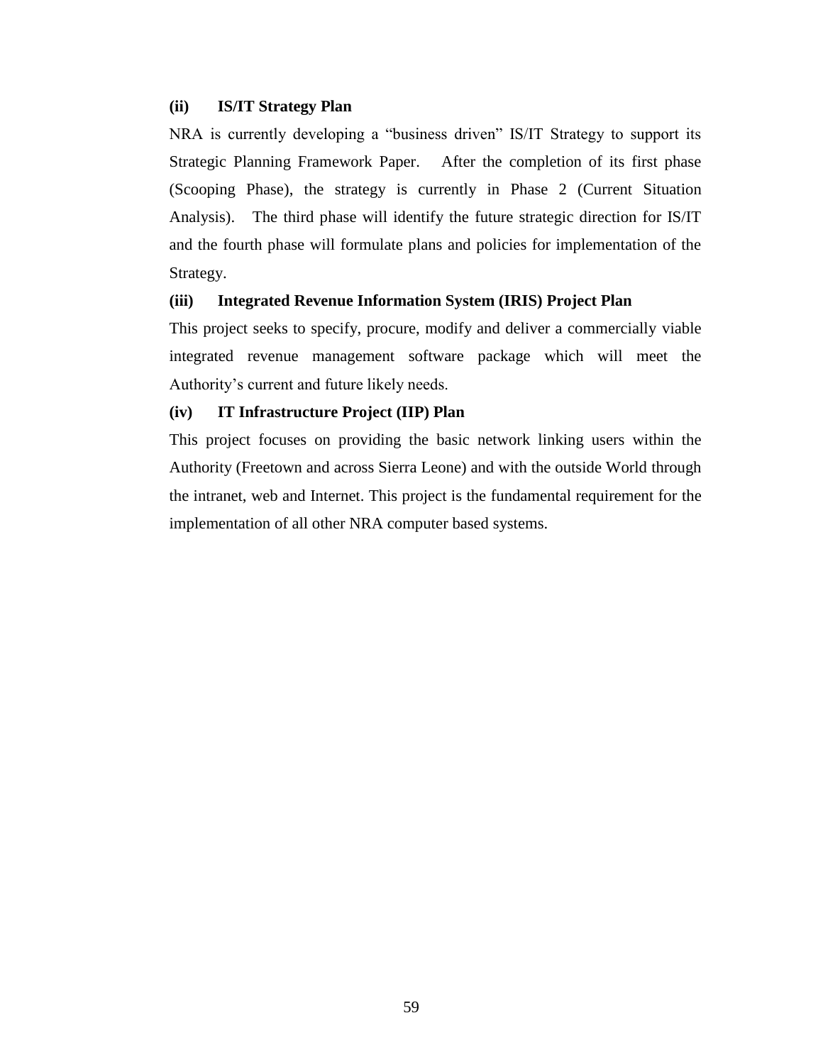**(ii) IS/IT Strategy Plan**

NRA is currently developing a "business driven" IS/IT Strategy to support its Strategic Planning Framework Paper. After the completion of its first phase (Scooping Phase), the strategy is currently in Phase 2 (Current Situation Analysis). The third phase will identify the future strategic direction for IS/IT and the fourth phase will formulate plans and policies for implementation of the Strategy.

**(iii) Integrated Revenue Information System (IRIS) Project Plan**

This project seeks to specify, procure, modify and deliver a commercially viable integrated revenue management software package which will meet the Authority's current and future likely needs.

**(iv) IT Infrastructure Project (IIP) Plan**

This project focuses on providing the basic network linking users within the Authority (Freetown and across Sierra Leone) and with the outside World through the intranet, web and Internet. This project is the fundamental requirement for the implementation of all other NRA computer based systems.